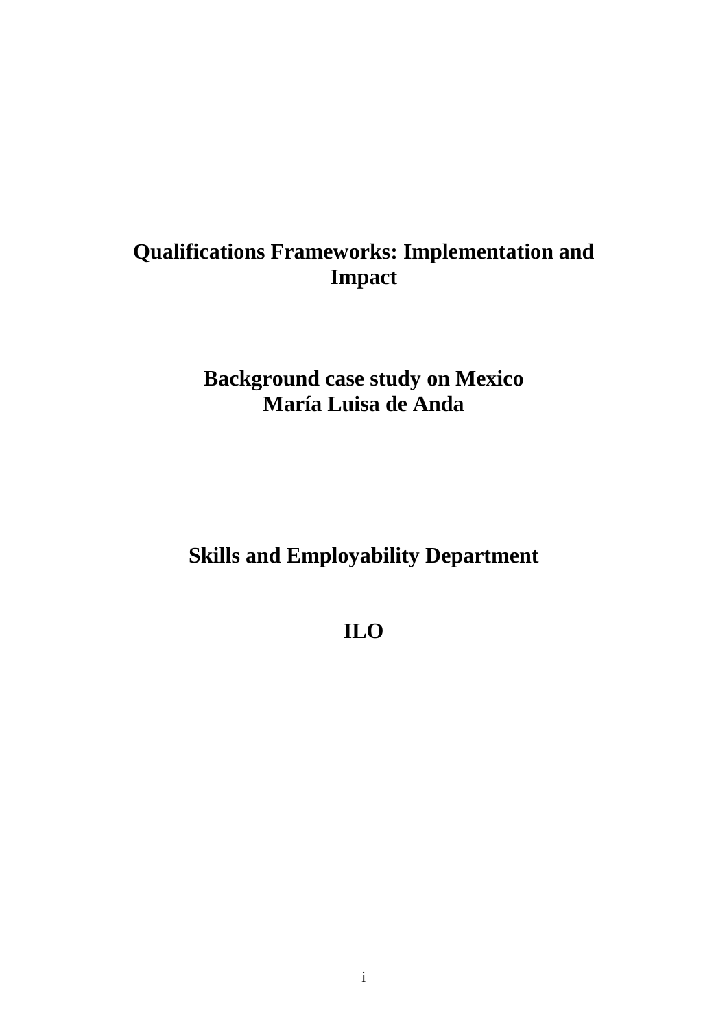# Qualifications Frameworks: Implementation and Impact

## Background case study on Mexico
## María Luisa de Anda

## Skills and Employability Department

## ILO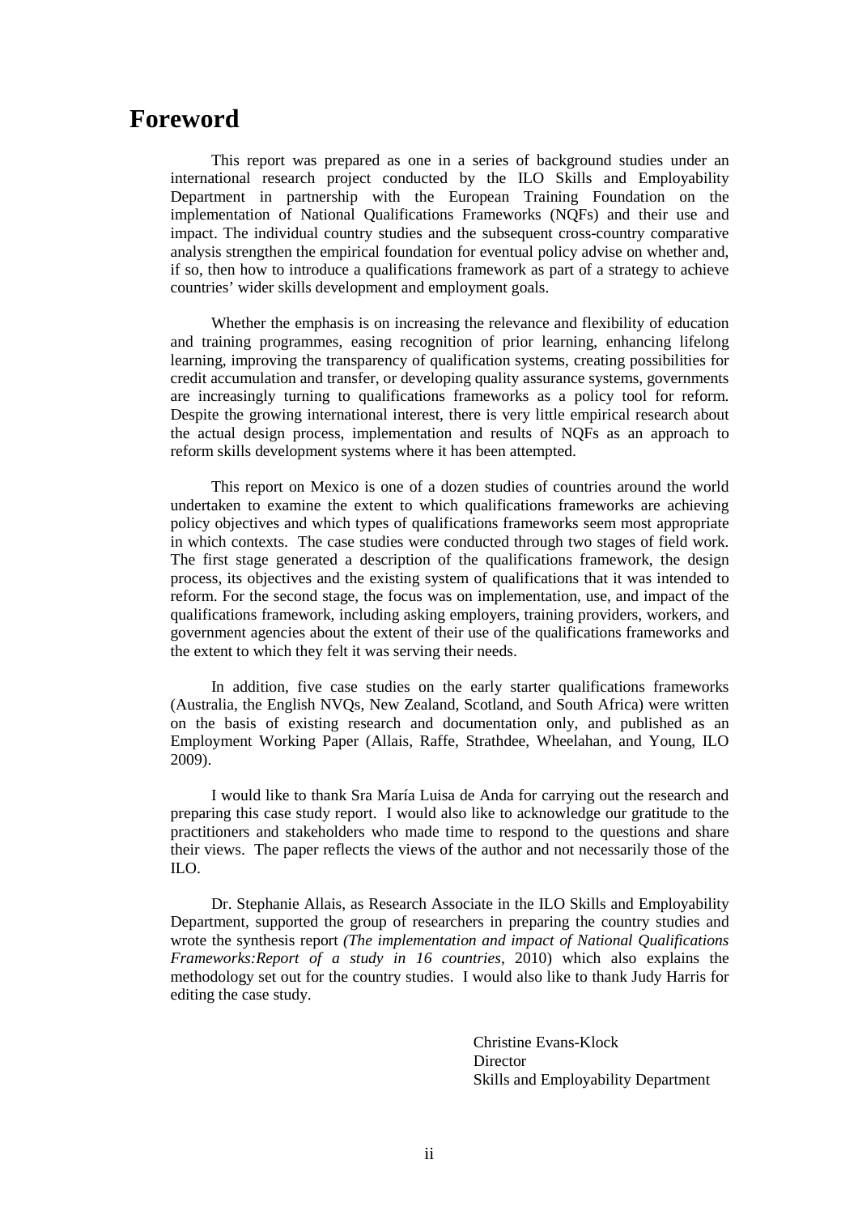# Foreword

This report was prepared as one in a series of background studies under an international research project conducted by the ILO Skills and Employability Department in partnership with the European Training Foundation on the implementation of National Qualifications Frameworks (NQFs) and their use and impact. The individual country studies and the subsequent cross-country comparative analysis strengthen the empirical foundation for eventual policy advise on whether and, if so, then how to introduce a qualifications framework as part of a strategy to achieve countries' wider skills development and employment goals.

Whether the emphasis is on increasing the relevance and flexibility of education and training programmes, easing recognition of prior learning, enhancing lifelong learning, improving the transparency of qualification systems, creating possibilities for credit accumulation and transfer, or developing quality assurance systems, governments are increasingly turning to qualifications frameworks as a policy tool for reform. Despite the growing international interest, there is very little empirical research about the actual design process, implementation and results of NQFs as an approach to reform skills development systems where it has been attempted.

This report on Mexico is one of a dozen studies of countries around the world undertaken to examine the extent to which qualifications frameworks are achieving policy objectives and which types of qualifications frameworks seem most appropriate in which contexts. The case studies were conducted through two stages of field work. The first stage generated a description of the qualifications framework, the design process, its objectives and the existing system of qualifications that it was intended to reform. For the second stage, the focus was on implementation, use, and impact of the qualifications framework, including asking employers, training providers, workers, and government agencies about the extent of their use of the qualifications frameworks and the extent to which they felt it was serving their needs.

In addition, five case studies on the early starter qualifications frameworks (Australia, the English NVQs, New Zealand, Scotland, and South Africa) were written on the basis of existing research and documentation only, and published as an Employment Working Paper (Allais, Raffe, Strathdee, Wheelahan, and Young, ILO 2009).

I would like to thank Sra María Luisa de Anda for carrying out the research and preparing this case study report. I would also like to acknowledge our gratitude to the practitioners and stakeholders who made time to respond to the questions and share their views. The paper reflects the views of the author and not necessarily those of the ILO.

Dr. Stephanie Allais, as Research Associate in the ILO Skills and Employability Department, supported the group of researchers in preparing the country studies and wrote the synthesis report *(The implementation and impact of National Qualifications Frameworks:Report of a study in 16 countries*, 2010) which also explains the methodology set out for the country studies. I would also like to thank Judy Harris for editing the case study.

Christine Evans-Klock
Director
Skills and Employability Department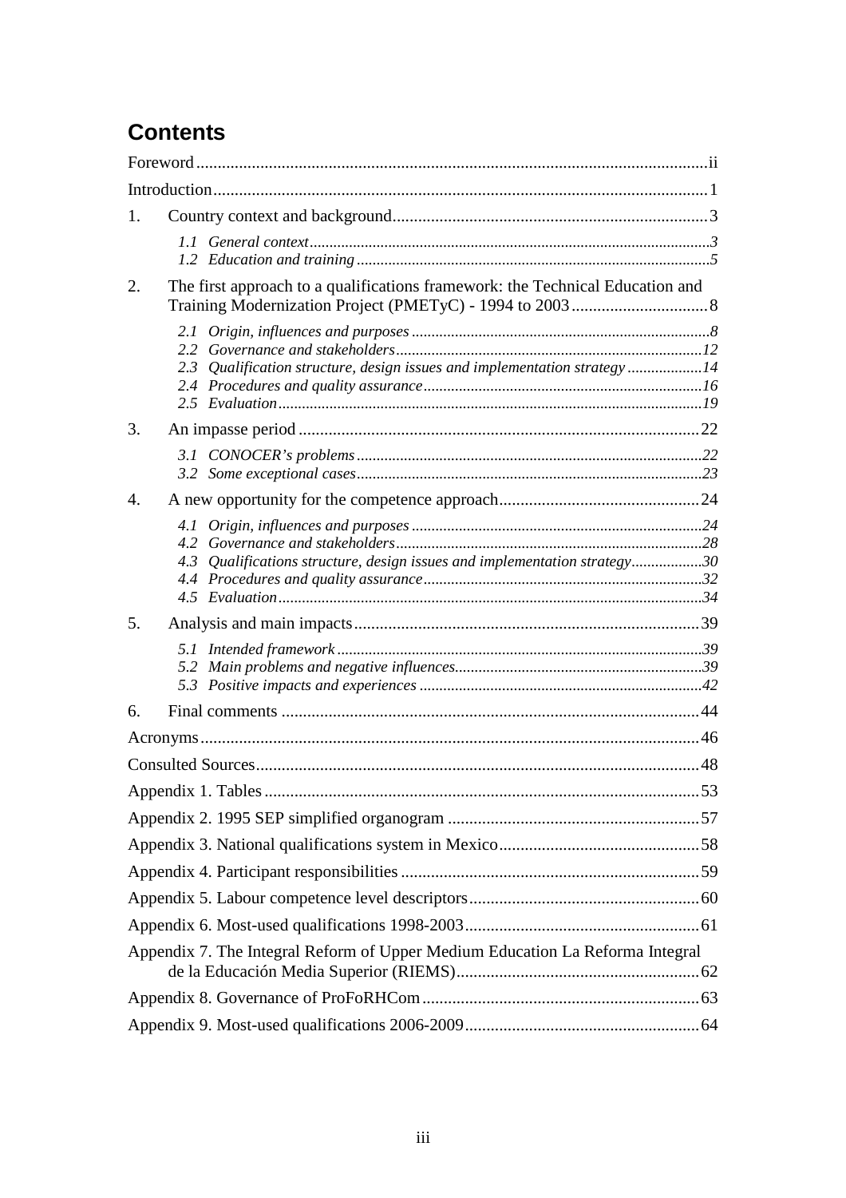# Contents

Foreword ii

Introduction 1

1. Country context and background 3
   - *1.1 General context* 3
   - *1.2 Education and training* 5
2. The first approach to a qualifications framework: the Technical Education and Training Modernization Project (PMETyC) - 1994 to 2003 8
   - *2.1 Origin, influences and purposes* 8
   - *2.2 Governance and stakeholders* 12
   - *2.3 Qualification structure, design issues and implementation strategy* 14
   - *2.4 Procedures and quality assurance* 16
   - *2.5 Evaluation* 19
3. An impasse period 22
   - *3.1 CONOCER's problems* 22
   - *3.2 Some exceptional cases* 23
4. A new opportunity for the competence approach 24
   - *4.1 Origin, influences and purposes* 24
   - *4.2 Governance and stakeholders* 28
   - *4.3 Qualifications structure, design issues and implementation strategy* 30
   - *4.4 Procedures and quality assurance* 32
   - *4.5 Evaluation* 34
5. Analysis and main impacts 39
   - *5.1 Intended framework* 39
   - *5.2 Main problems and negative influences* 39
   - *5.3 Positive impacts and experiences* 42
6. Final comments 44

Acronyms 46

Consulted Sources 48

Appendix 1. Tables 53

Appendix 2. 1995 SEP simplified organogram 57

Appendix 3. National qualifications system in Mexico 58

Appendix 4. Participant responsibilities 59

Appendix 5. Labour competence level descriptors 60

Appendix 6. Most-used qualifications 1998-2003 61

Appendix 7. The Integral Reform of Upper Medium Education La Reforma Integral de la Educación Media Superior (RIEMS) 62

Appendix 8. Governance of ProFoRHCom 63

Appendix 9. Most-used qualifications 2006-2009 64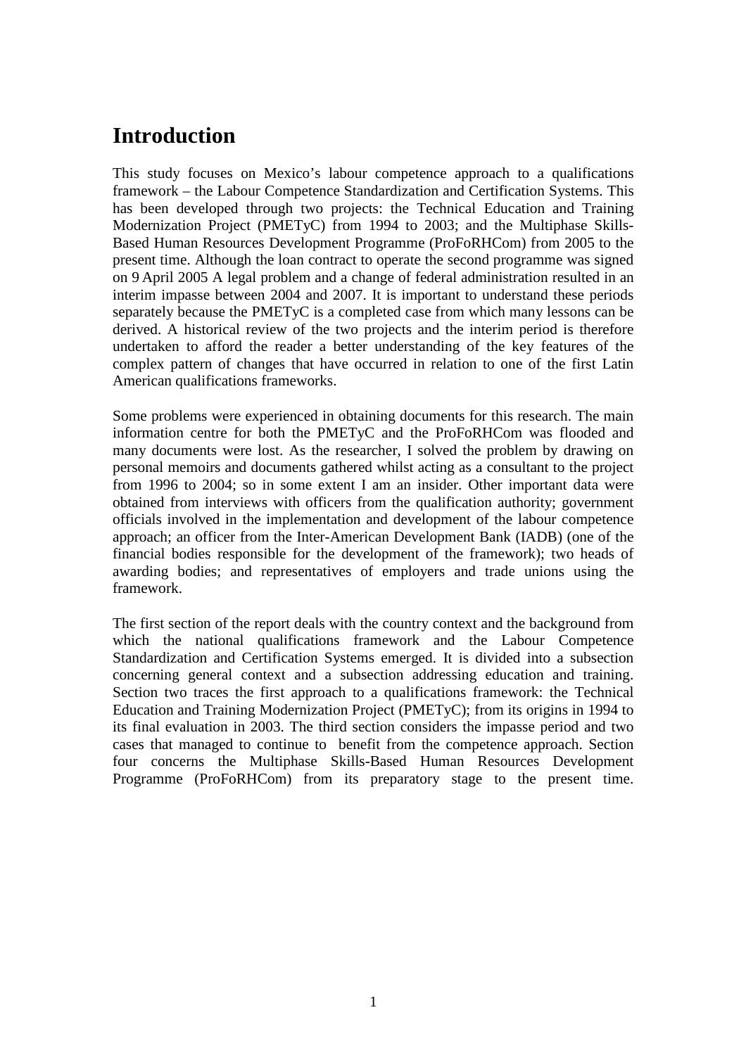# Introduction

This study focuses on Mexico's labour competence approach to a qualifications framework – the Labour Competence Standardization and Certification Systems. This has been developed through two projects: the Technical Education and Training Modernization Project (PMETyC) from 1994 to 2003; and the Multiphase Skills-Based Human Resources Development Programme (ProFoRHCom) from 2005 to the present time. Although the loan contract to operate the second programme was signed on 9 April 2005 A legal problem and a change of federal administration resulted in an interim impasse between 2004 and 2007. It is important to understand these periods separately because the PMETyC is a completed case from which many lessons can be derived. A historical review of the two projects and the interim period is therefore undertaken to afford the reader a better understanding of the key features of the complex pattern of changes that have occurred in relation to one of the first Latin American qualifications frameworks.

Some problems were experienced in obtaining documents for this research. The main information centre for both the PMETyC and the ProFoRHCom was flooded and many documents were lost. As the researcher, I solved the problem by drawing on personal memoirs and documents gathered whilst acting as a consultant to the project from 1996 to 2004; so in some extent I am an insider. Other important data were obtained from interviews with officers from the qualification authority; government officials involved in the implementation and development of the labour competence approach; an officer from the Inter-American Development Bank (IADB) (one of the financial bodies responsible for the development of the framework); two heads of awarding bodies; and representatives of employers and trade unions using the framework.

The first section of the report deals with the country context and the background from which the national qualifications framework and the Labour Competence Standardization and Certification Systems emerged. It is divided into a subsection concerning general context and a subsection addressing education and training. Section two traces the first approach to a qualifications framework: the Technical Education and Training Modernization Project (PMETyC); from its origins in 1994 to its final evaluation in 2003. The third section considers the impasse period and two cases that managed to continue to benefit from the competence approach. Section four concerns the Multiphase Skills-Based Human Resources Development Programme (ProFoRHCom) from its preparatory stage to the present time.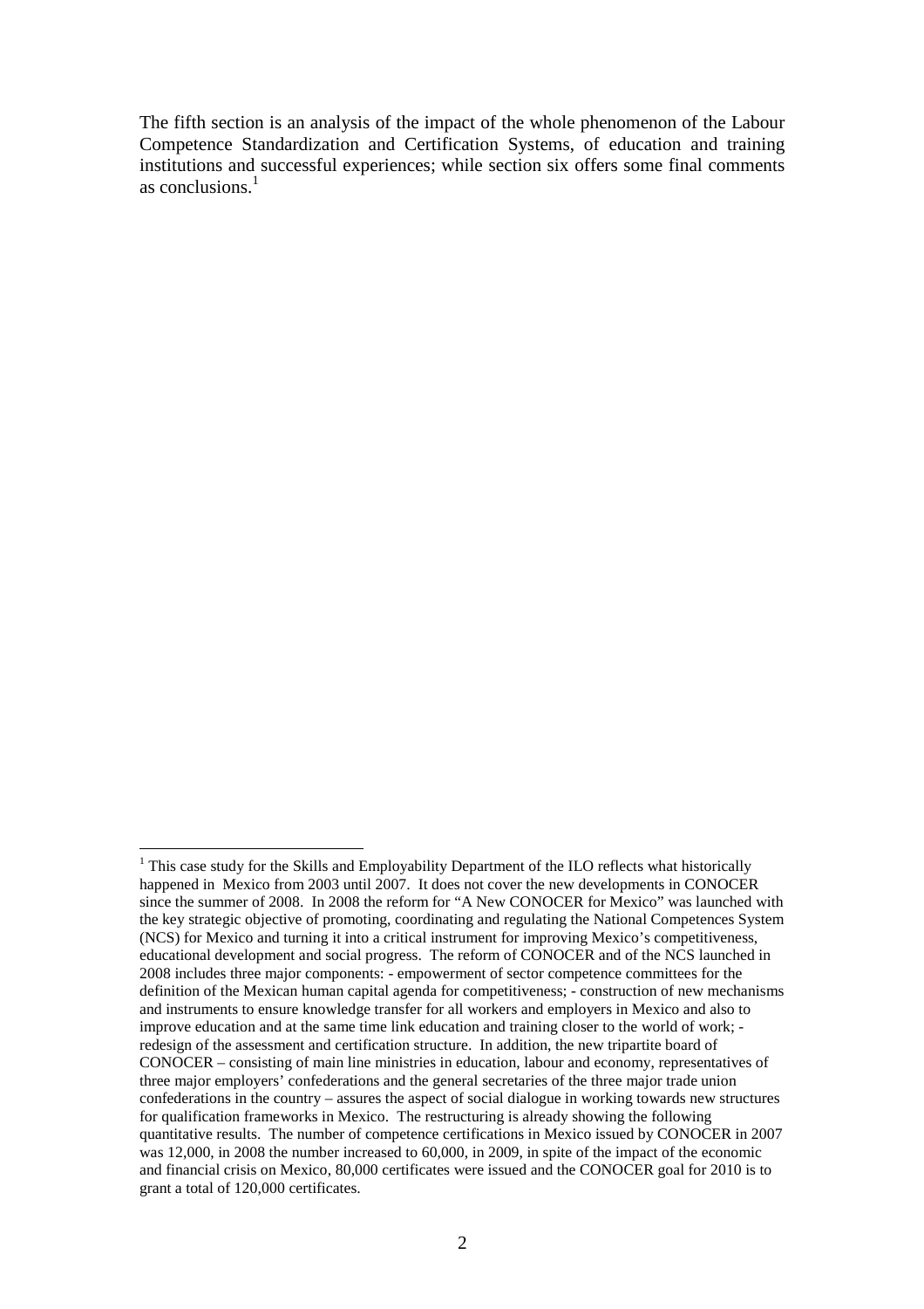The fifth section is an analysis of the impact of the whole phenomenon of the Labour Competence Standardization and Certification Systems, of education and training institutions and successful experiences; while section six offers some final comments as conclusions.[1]

[1] This case study for the Skills and Employability Department of the ILO reflects what historically happened in Mexico from 2003 until 2007. It does not cover the new developments in CONOCER since the summer of 2008. In 2008 the reform for "A New CONOCER for Mexico" was launched with the key strategic objective of promoting, coordinating and regulating the National Competences System (NCS) for Mexico and turning it into a critical instrument for improving Mexico's competitiveness, educational development and social progress. The reform of CONOCER and of the NCS launched in 2008 includes three major components: - empowerment of sector competence committees for the definition of the Mexican human capital agenda for competitiveness; - construction of new mechanisms and instruments to ensure knowledge transfer for all workers and employers in Mexico and also to improve education and at the same time link education and training closer to the world of work; - redesign of the assessment and certification structure. In addition, the new tripartite board of CONOCER – consisting of main line ministries in education, labour and economy, representatives of three major employers' confederations and the general secretaries of the three major trade union confederations in the country – assures the aspect of social dialogue in working towards new structures for qualification frameworks in Mexico. The restructuring is already showing the following quantitative results. The number of competence certifications in Mexico issued by CONOCER in 2007 was 12,000, in 2008 the number increased to 60,000, in 2009, in spite of the impact of the economic and financial crisis on Mexico, 80,000 certificates were issued and the CONOCER goal for 2010 is to grant a total of 120,000 certificates.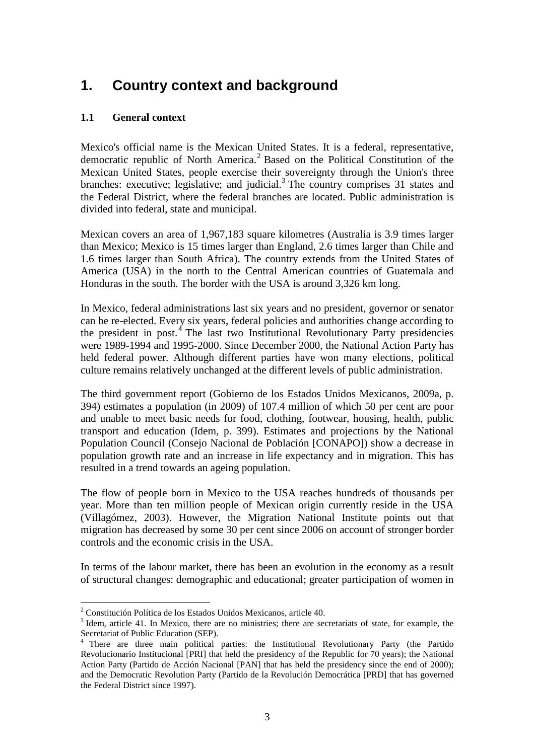# 1. Country context and background

## 1.1 General context

Mexico's official name is the Mexican United States. It is a federal, representative, democratic republic of North America.[2] Based on the Political Constitution of the Mexican United States, people exercise their sovereignty through the Union's three branches: executive; legislative; and judicial.[3] The country comprises 31 states and the Federal District, where the federal branches are located. Public administration is divided into federal, state and municipal.

Mexican covers an area of 1,967,183 square kilometres (Australia is 3.9 times larger than Mexico; Mexico is 15 times larger than England, 2.6 times larger than Chile and 1.6 times larger than South Africa). The country extends from the United States of America (USA) in the north to the Central American countries of Guatemala and Honduras in the south. The border with the USA is around 3,326 km long.

In Mexico, federal administrations last six years and no president, governor or senator can be re-elected. Every six years, federal policies and authorities change according to the president in post.[4] The last two Institutional Revolutionary Party presidencies were 1989-1994 and 1995-2000. Since December 2000, the National Action Party has held federal power. Although different parties have won many elections, political culture remains relatively unchanged at the different levels of public administration.

The third government report (Gobierno de los Estados Unidos Mexicanos, 2009a, p. 394) estimates a population (in 2009) of 107.4 million of which 50 per cent are poor and unable to meet basic needs for food, clothing, footwear, housing, health, public transport and education (Idem, p. 399). Estimates and projections by the National Population Council (Consejo Nacional de Población [CONAPO]) show a decrease in population growth rate and an increase in life expectancy and in migration. This has resulted in a trend towards an ageing population.

The flow of people born in Mexico to the USA reaches hundreds of thousands per year. More than ten million people of Mexican origin currently reside in the USA (Villagómez, 2003). However, the Migration National Institute points out that migration has decreased by some 30 per cent since 2006 on account of stronger border controls and the economic crisis in the USA.

In terms of the labour market, there has been an evolution in the economy as a result of structural changes: demographic and educational; greater participation of women in

---

[2] Constitución Política de los Estados Unidos Mexicanos, article 40.

[3] Idem, article 41. In Mexico, there are no ministries; there are secretariats of state, for example, the Secretariat of Public Education (SEP).

[4] There are three main political parties: the Institutional Revolutionary Party (the Partido Revolucionario Institucional [PRI] that held the presidency of the Republic for 70 years); the National Action Party (Partido de Acción Nacional [PAN] that has held the presidency since the end of 2000); and the Democratic Revolution Party (Partido de la Revolución Democrática [PRD] that has governed the Federal District since 1997).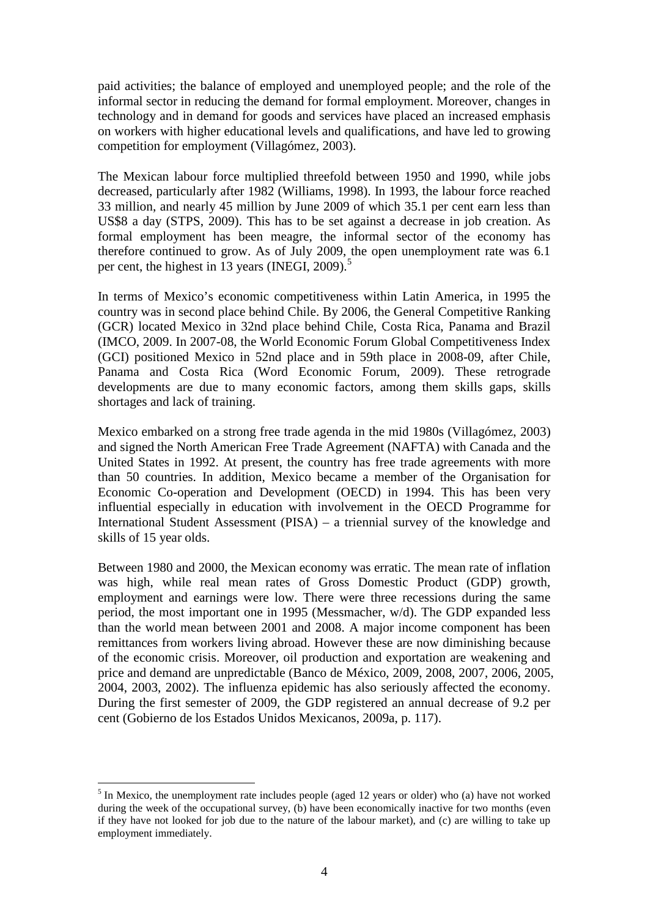paid activities; the balance of employed and unemployed people; and the role of the informal sector in reducing the demand for formal employment. Moreover, changes in technology and in demand for goods and services have placed an increased emphasis on workers with higher educational levels and qualifications, and have led to growing competition for employment (Villagómez, 2003).

The Mexican labour force multiplied threefold between 1950 and 1990, while jobs decreased, particularly after 1982 (Williams, 1998). In 1993, the labour force reached 33 million, and nearly 45 million by June 2009 of which 35.1 per cent earn less than US$8 a day (STPS, 2009). This has to be set against a decrease in job creation. As formal employment has been meagre, the informal sector of the economy has therefore continued to grow. As of July 2009, the open unemployment rate was 6.1 per cent, the highest in 13 years (INEGI, 2009).[5]

In terms of Mexico's economic competitiveness within Latin America, in 1995 the country was in second place behind Chile. By 2006, the General Competitive Ranking (GCR) located Mexico in 32nd place behind Chile, Costa Rica, Panama and Brazil (IMCO, 2009. In 2007-08, the World Economic Forum Global Competitiveness Index (GCI) positioned Mexico in 52nd place and in 59th place in 2008-09, after Chile, Panama and Costa Rica (Word Economic Forum, 2009). These retrograde developments are due to many economic factors, among them skills gaps, skills shortages and lack of training.

Mexico embarked on a strong free trade agenda in the mid 1980s (Villagómez, 2003) and signed the North American Free Trade Agreement (NAFTA) with Canada and the United States in 1992. At present, the country has free trade agreements with more than 50 countries. In addition, Mexico became a member of the Organisation for Economic Co-operation and Development (OECD) in 1994. This has been very influential especially in education with involvement in the OECD Programme for International Student Assessment (PISA) – a triennial survey of the knowledge and skills of 15 year olds.

Between 1980 and 2000, the Mexican economy was erratic. The mean rate of inflation was high, while real mean rates of Gross Domestic Product (GDP) growth, employment and earnings were low. There were three recessions during the same period, the most important one in 1995 (Messmacher, w/d). The GDP expanded less than the world mean between 2001 and 2008. A major income component has been remittances from workers living abroad. However these are now diminishing because of the economic crisis. Moreover, oil production and exportation are weakening and price and demand are unpredictable (Banco de México, 2009, 2008, 2007, 2006, 2005, 2004, 2003, 2002). The influenza epidemic has also seriously affected the economy. During the first semester of 2009, the GDP registered an annual decrease of 9.2 per cent (Gobierno de los Estados Unidos Mexicanos, 2009a, p. 117).

[5] In Mexico, the unemployment rate includes people (aged 12 years or older) who (a) have not worked during the week of the occupational survey, (b) have been economically inactive for two months (even if they have not looked for job due to the nature of the labour market), and (c) are willing to take up employment immediately.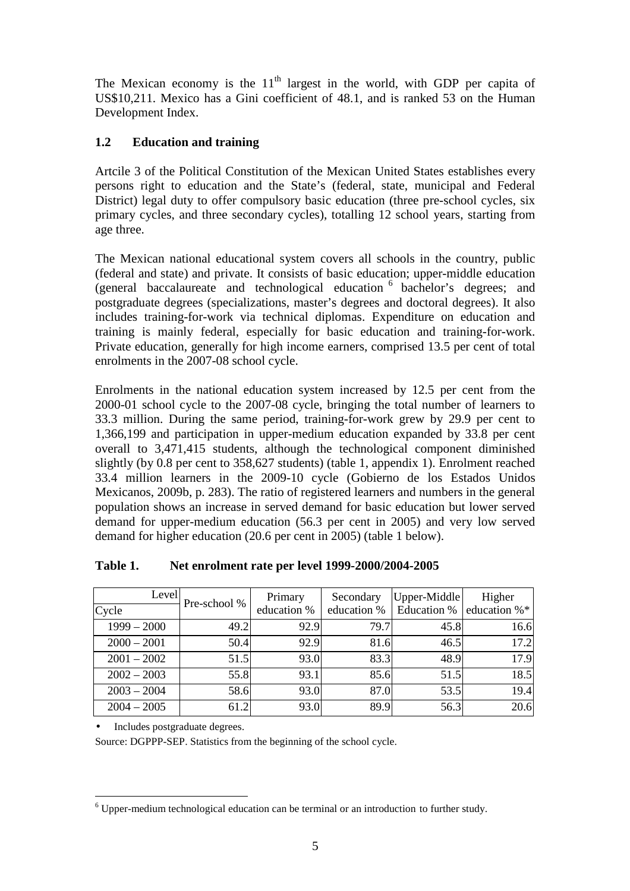The Mexican economy is the 11th largest in the world, with GDP per capita of US$10,211. Mexico has a Gini coefficient of 48.1, and is ranked 53 on the Human Development Index.

## 1.2 Education and training

Artcile 3 of the Political Constitution of the Mexican United States establishes every persons right to education and the State's (federal, state, municipal and Federal District) legal duty to offer compulsory basic education (three pre-school cycles, six primary cycles, and three secondary cycles), totalling 12 school years, starting from age three.

The Mexican national educational system covers all schools in the country, public (federal and state) and private. It consists of basic education; upper-middle education (general baccalaureate and technological education [6] bachelor's degrees; and postgraduate degrees (specializations, master's degrees and doctoral degrees). It also includes training-for-work via technical diplomas. Expenditure on education and training is mainly federal, especially for basic education and training-for-work. Private education, generally for high income earners, comprised 13.5 per cent of total enrolments in the 2007-08 school cycle.

Enrolments in the national education system increased by 12.5 per cent from the 2000-01 school cycle to the 2007-08 cycle, bringing the total number of learners to 33.3 million. During the same period, training-for-work grew by 29.9 per cent to 1,366,199 and participation in upper-medium education expanded by 33.8 per cent overall to 3,471,415 students, although the technological component diminished slightly (by 0.8 per cent to 358,627 students) (table 1, appendix 1). Enrolment reached 33.4 million learners in the 2009-10 cycle (Gobierno de los Estados Unidos Mexicanos, 2009b, p. 283). The ratio of registered learners and numbers in the general population shows an increase in served demand for basic education but lower served demand for upper-medium education (56.3 per cent in 2005) and very low served demand for higher education (20.6 per cent in 2005) (table 1 below).

**Table 1. Net enrolment rate per level 1999-2000/2004-2005**

| Level / Cycle | Pre-school % | Primary education % | Secondary education % | Upper-Middle Education % | Higher education %* |
|---|---|---|---|---|---|
| 1999 – 2000 | 49.2 | 92.9 | 79.7 | 45.8 | 16.6 |
| 2000 – 2001 | 50.4 | 92.9 | 81.6 | 46.5 | 17.2 |
| 2001 – 2002 | 51.5 | 93.0 | 83.3 | 48.9 | 17.9 |
| 2002 – 2003 | 55.8 | 93.1 | 85.6 | 51.5 | 18.5 |
| 2003 – 2004 | 58.6 | 93.0 | 87.0 | 53.5 | 19.4 |
| 2004 – 2005 | 61.2 | 93.0 | 89.9 | 56.3 | 20.6 |

- Includes postgraduate degrees.

Source: DGPPP-SEP. Statistics from the beginning of the school cycle.

[6] Upper-medium technological education can be terminal or an introduction to further study.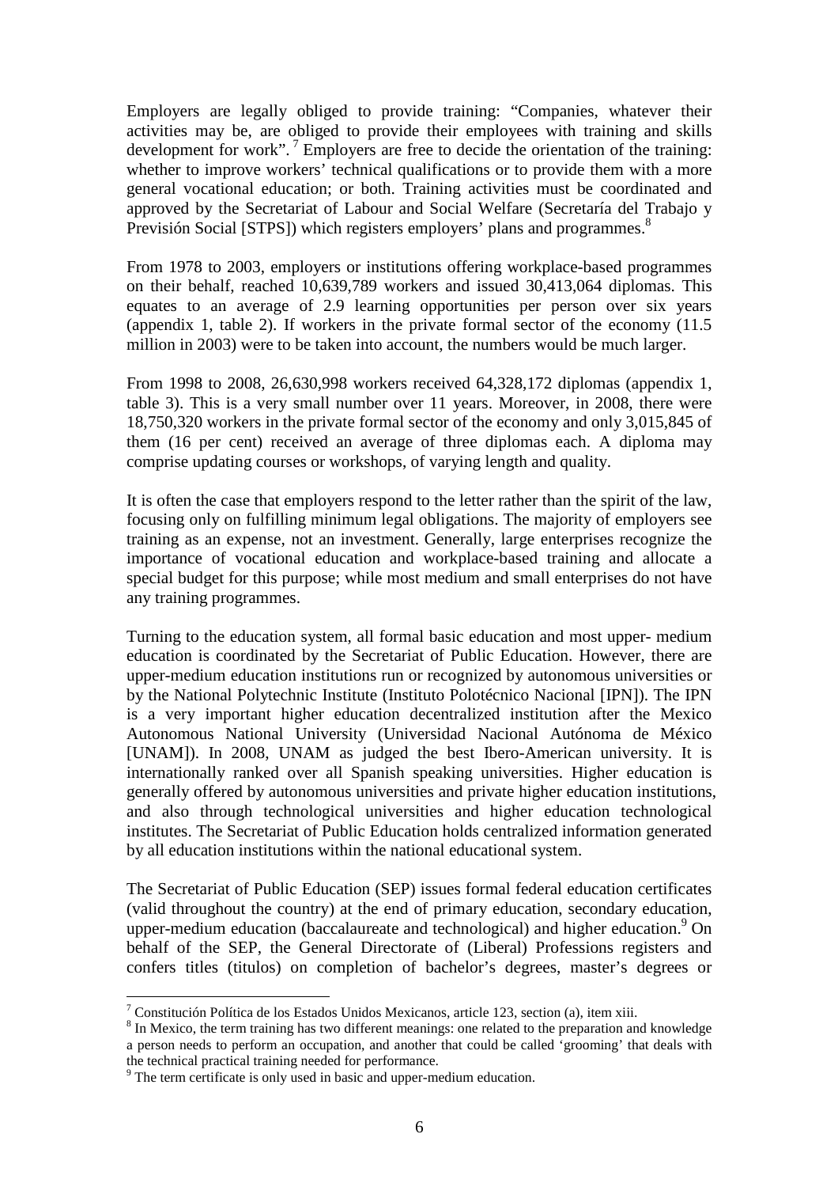Employers are legally obliged to provide training: “Companies, whatever their activities may be, are obliged to provide their employees with training and skills development for work”.[7] Employers are free to decide the orientation of the training: whether to improve workers’ technical qualifications or to provide them with a more general vocational education; or both. Training activities must be coordinated and approved by the Secretariat of Labour and Social Welfare (Secretaría del Trabajo y Previsión Social [STPS]) which registers employers’ plans and programmes.[8]

From 1978 to 2003, employers or institutions offering workplace-based programmes on their behalf, reached 10,639,789 workers and issued 30,413,064 diplomas. This equates to an average of 2.9 learning opportunities per person over six years (appendix 1, table 2). If workers in the private formal sector of the economy (11.5 million in 2003) were to be taken into account, the numbers would be much larger.

From 1998 to 2008, 26,630,998 workers received 64,328,172 diplomas (appendix 1, table 3). This is a very small number over 11 years. Moreover, in 2008, there were 18,750,320 workers in the private formal sector of the economy and only 3,015,845 of them (16 per cent) received an average of three diplomas each. A diploma may comprise updating courses or workshops, of varying length and quality.

It is often the case that employers respond to the letter rather than the spirit of the law, focusing only on fulfilling minimum legal obligations. The majority of employers see training as an expense, not an investment. Generally, large enterprises recognize the importance of vocational education and workplace-based training and allocate a special budget for this purpose; while most medium and small enterprises do not have any training programmes.

Turning to the education system, all formal basic education and most upper- medium education is coordinated by the Secretariat of Public Education. However, there are upper-medium education institutions run or recognized by autonomous universities or by the National Polytechnic Institute (Instituto Polotécnico Nacional [IPN]). The IPN is a very important higher education decentralized institution after the Mexico Autonomous National University (Universidad Nacional Autónoma de México [UNAM]). In 2008, UNAM as judged the best Ibero-American university. It is internationally ranked over all Spanish speaking universities. Higher education is generally offered by autonomous universities and private higher education institutions, and also through technological universities and higher education technological institutes. The Secretariat of Public Education holds centralized information generated by all education institutions within the national educational system.

The Secretariat of Public Education (SEP) issues formal federal education certificates (valid throughout the country) at the end of primary education, secondary education, upper-medium education (baccalaureate and technological) and higher education.[9] On behalf of the SEP, the General Directorate of (Liberal) Professions registers and confers titles (titulos) on completion of bachelor’s degrees, master’s degrees or

---

[7] Constitución Política de los Estados Unidos Mexicanos, article 123, section (a), item xiii.

[8] In Mexico, the term training has two different meanings: one related to the preparation and knowledge a person needs to perform an occupation, and another that could be called ‘grooming’ that deals with the technical practical training needed for performance.

[9] The term certificate is only used in basic and upper-medium education.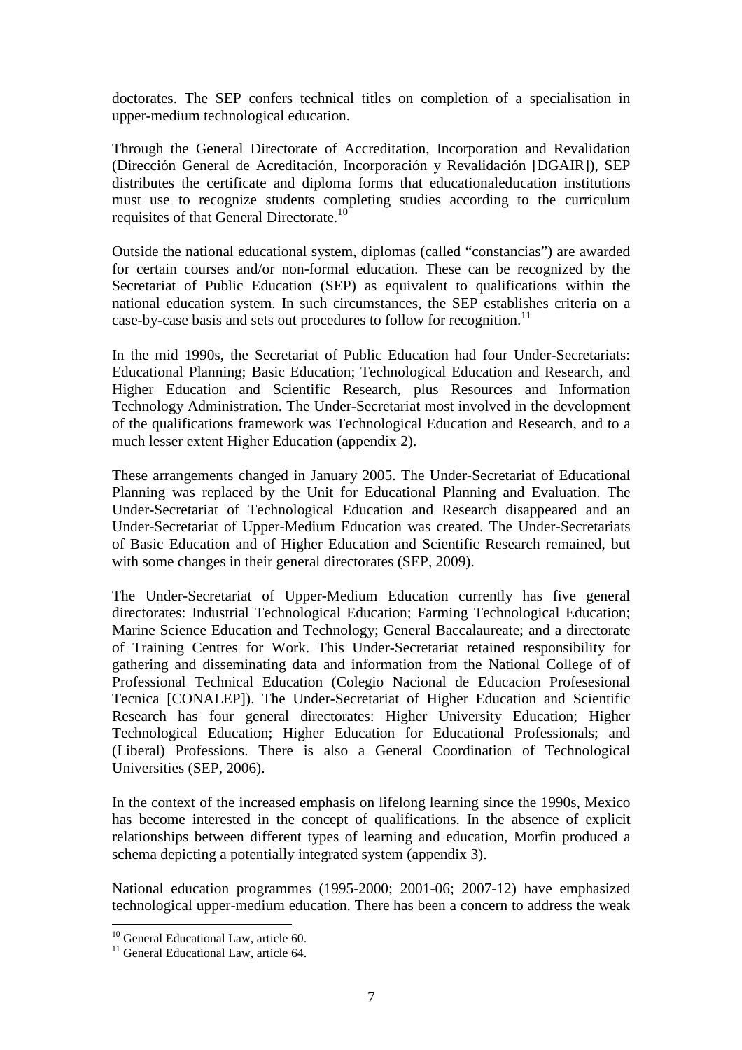doctorates. The SEP confers technical titles on completion of a specialisation in upper-medium technological education.

Through the General Directorate of Accreditation, Incorporation and Revalidation (Dirección General de Acreditación, Incorporación y Revalidación [DGAIR]), SEP distributes the certificate and diploma forms that educationaleducation institutions must use to recognize students completing studies according to the curriculum requisites of that General Directorate.[10]

Outside the national educational system, diplomas (called "constancias") are awarded for certain courses and/or non-formal education. These can be recognized by the Secretariat of Public Education (SEP) as equivalent to qualifications within the national education system. In such circumstances, the SEP establishes criteria on a case-by-case basis and sets out procedures to follow for recognition.[11]

In the mid 1990s, the Secretariat of Public Education had four Under-Secretariats: Educational Planning; Basic Education; Technological Education and Research, and Higher Education and Scientific Research, plus Resources and Information Technology Administration. The Under-Secretariat most involved in the development of the qualifications framework was Technological Education and Research, and to a much lesser extent Higher Education (appendix 2).

These arrangements changed in January 2005. The Under-Secretariat of Educational Planning was replaced by the Unit for Educational Planning and Evaluation. The Under-Secretariat of Technological Education and Research disappeared and an Under-Secretariat of Upper-Medium Education was created. The Under-Secretariats of Basic Education and of Higher Education and Scientific Research remained, but with some changes in their general directorates (SEP, 2009).

The Under-Secretariat of Upper-Medium Education currently has five general directorates: Industrial Technological Education; Farming Technological Education; Marine Science Education and Technology; General Baccalaureate; and a directorate of Training Centres for Work. This Under-Secretariat retained responsibility for gathering and disseminating data and information from the National College of of Professional Technical Education (Colegio Nacional de Educacion Profesesional Tecnica [CONALEP]). The Under-Secretariat of Higher Education and Scientific Research has four general directorates: Higher University Education; Higher Technological Education; Higher Education for Educational Professionals; and (Liberal) Professions. There is also a General Coordination of Technological Universities (SEP, 2006).

In the context of the increased emphasis on lifelong learning since the 1990s, Mexico has become interested in the concept of qualifications. In the absence of explicit relationships between different types of learning and education, Morfin produced a schema depicting a potentially integrated system (appendix 3).

National education programmes (1995-2000; 2001-06; 2007-12) have emphasized technological upper-medium education. There has been a concern to address the weak

[10] General Educational Law, article 60.

[11] General Educational Law, article 64.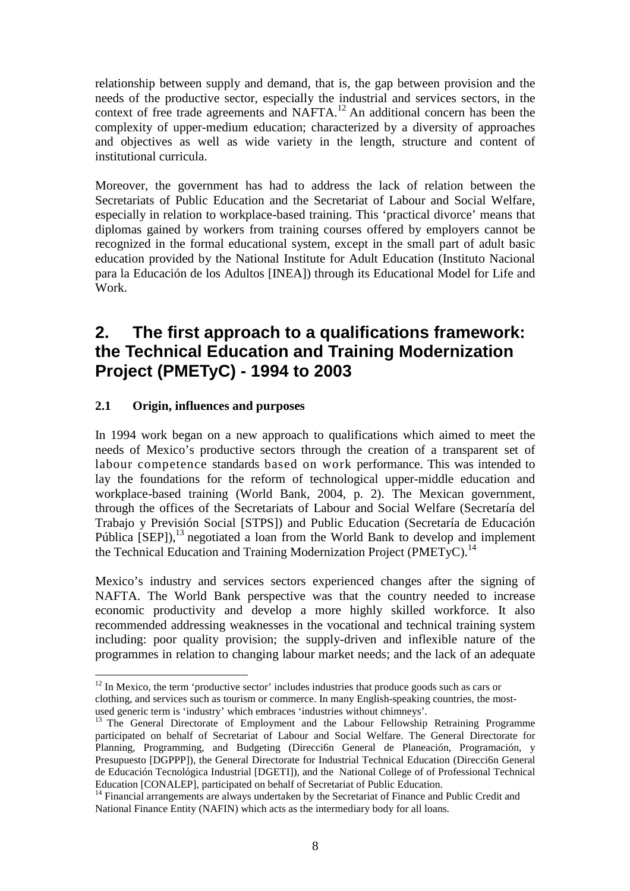relationship between supply and demand, that is, the gap between provision and the needs of the productive sector, especially the industrial and services sectors, in the context of free trade agreements and NAFTA.[12] An additional concern has been the complexity of upper-medium education; characterized by a diversity of approaches and objectives as well as wide variety in the length, structure and content of institutional curricula.

Moreover, the government has had to address the lack of relation between the Secretariats of Public Education and the Secretariat of Labour and Social Welfare, especially in relation to workplace-based training. This 'practical divorce' means that diplomas gained by workers from training courses offered by employers cannot be recognized in the formal educational system, except in the small part of adult basic education provided by the National Institute for Adult Education (Instituto Nacional para la Educación de los Adultos [INEA]) through its Educational Model for Life and Work.

## 2. The first approach to a qualifications framework: the Technical Education and Training Modernization Project (PMETyC) - 1994 to 2003

### 2.1 Origin, influences and purposes

In 1994 work began on a new approach to qualifications which aimed to meet the needs of Mexico's productive sectors through the creation of a transparent set of labour competence standards based on work performance. This was intended to lay the foundations for the reform of technological upper-middle education and workplace-based training (World Bank, 2004, p. 2). The Mexican government, through the offices of the Secretariats of Labour and Social Welfare (Secretaría del Trabajo y Previsión Social [STPS]) and Public Education (Secretaría de Educación Pública [SEP]),[13] negotiated a loan from the World Bank to develop and implement the Technical Education and Training Modernization Project (PMETyC).[14]

Mexico's industry and services sectors experienced changes after the signing of NAFTA. The World Bank perspective was that the country needed to increase economic productivity and develop a more highly skilled workforce. It also recommended addressing weaknesses in the vocational and technical training system including: poor quality provision; the supply-driven and inflexible nature of the programmes in relation to changing labour market needs; and the lack of an adequate

[12] In Mexico, the term 'productive sector' includes industries that produce goods such as cars or clothing, and services such as tourism or commerce. In many English-speaking countries, the most-used generic term is 'industry' which embraces 'industries without chimneys'.

[13] The General Directorate of Employment and the Labour Fellowship Retraining Programme participated on behalf of Secretariat of Labour and Social Welfare. The General Directorate for Planning, Programming, and Budgeting (Direcci6n General de Planeación, Programación, y Presupuesto [DGPPP]), the General Directorate for Industrial Technical Education (Direcci6n General de Educación Tecnológica Industrial [DGETI]), and the National College of of Professional Technical Education [CONALEP], participated on behalf of Secretariat of Public Education.

[14] Financial arrangements are always undertaken by the Secretariat of Finance and Public Credit and National Finance Entity (NAFIN) which acts as the intermediary body for all loans.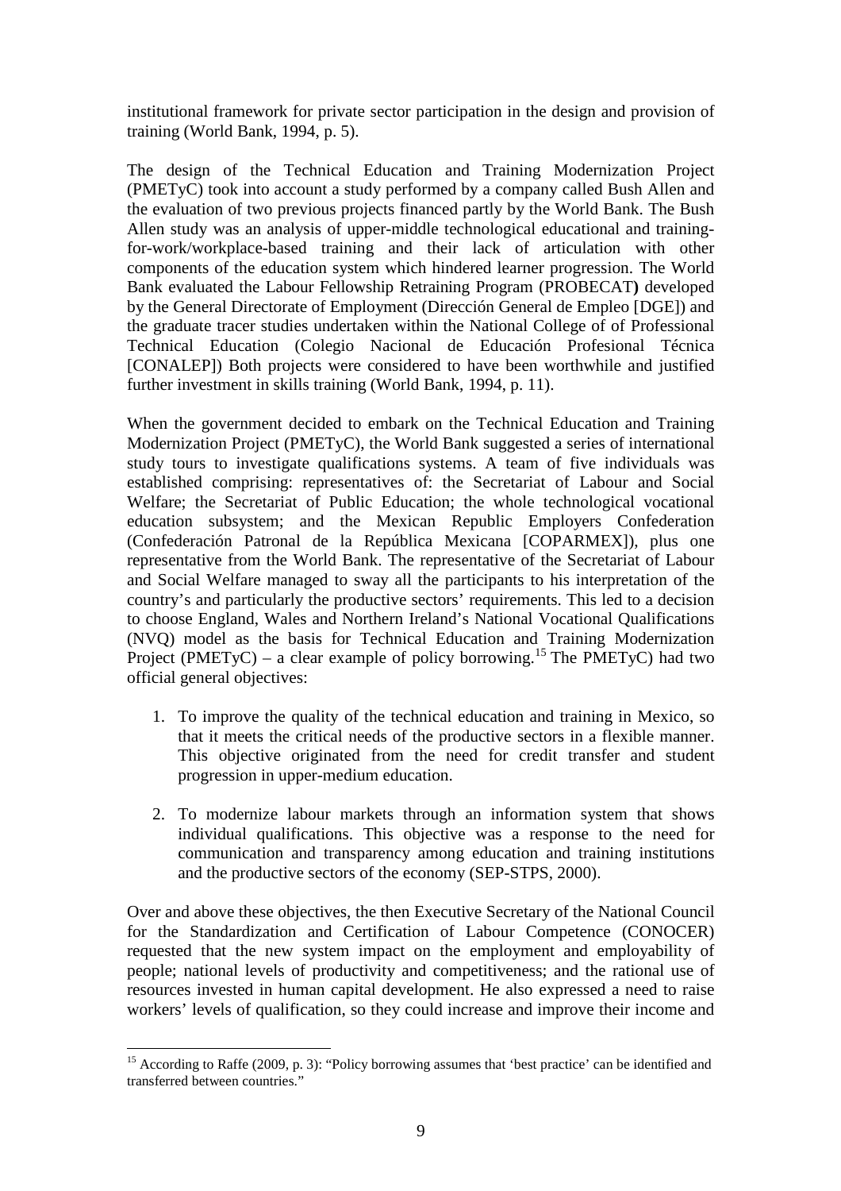institutional framework for private sector participation in the design and provision of training (World Bank, 1994, p. 5).

The design of the Technical Education and Training Modernization Project (PMETyC) took into account a study performed by a company called Bush Allen and the evaluation of two previous projects financed partly by the World Bank. The Bush Allen study was an analysis of upper-middle technological educational and training-for-work/workplace-based training and their lack of articulation with other components of the education system which hindered learner progression. The World Bank evaluated the Labour Fellowship Retraining Program (PROBECAT**)** developed by the General Directorate of Employment (Dirección General de Empleo [DGE]) and the graduate tracer studies undertaken within the National College of of Professional Technical Education (Colegio Nacional de Educación Profesional Técnica [CONALEP]) Both projects were considered to have been worthwhile and justified further investment in skills training (World Bank, 1994, p. 11).

When the government decided to embark on the Technical Education and Training Modernization Project (PMETyC), the World Bank suggested a series of international study tours to investigate qualifications systems. A team of five individuals was established comprising: representatives of: the Secretariat of Labour and Social Welfare; the Secretariat of Public Education; the whole technological vocational education subsystem; and the Mexican Republic Employers Confederation (Confederación Patronal de la República Mexicana [COPARMEX]), plus one representative from the World Bank. The representative of the Secretariat of Labour and Social Welfare managed to sway all the participants to his interpretation of the country's and particularly the productive sectors' requirements. This led to a decision to choose England, Wales and Northern Ireland's National Vocational Qualifications (NVQ) model as the basis for Technical Education and Training Modernization Project (PMETyC) – a clear example of policy borrowing.[15] The PMETyC) had two official general objectives:

1. To improve the quality of the technical education and training in Mexico, so that it meets the critical needs of the productive sectors in a flexible manner. This objective originated from the need for credit transfer and student progression in upper-medium education.

2. To modernize labour markets through an information system that shows individual qualifications. This objective was a response to the need for communication and transparency among education and training institutions and the productive sectors of the economy (SEP-STPS, 2000).

Over and above these objectives, the then Executive Secretary of the National Council for the Standardization and Certification of Labour Competence (CONOCER) requested that the new system impact on the employment and employability of people; national levels of productivity and competitiveness; and the rational use of resources invested in human capital development. He also expressed a need to raise workers' levels of qualification, so they could increase and improve their income and

[15] According to Raffe (2009, p. 3): "Policy borrowing assumes that 'best practice' can be identified and transferred between countries."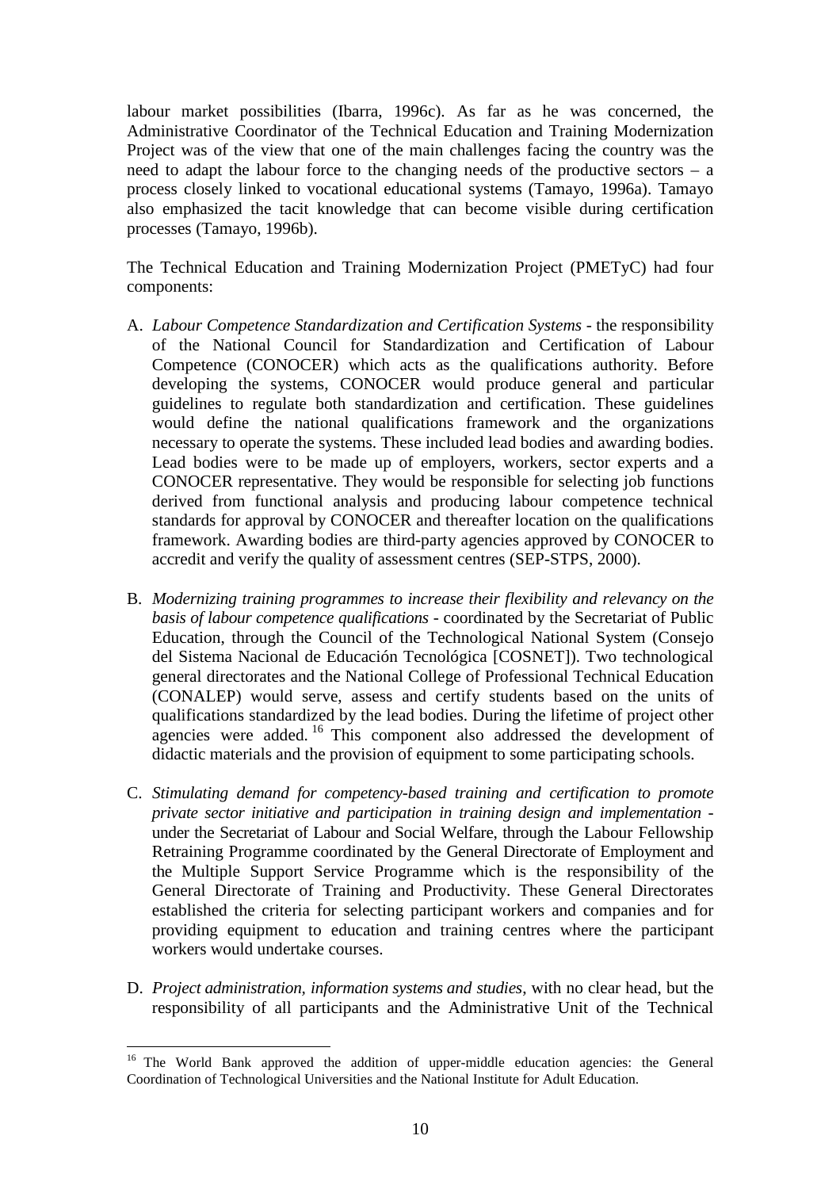labour market possibilities (Ibarra, 1996c). As far as he was concerned, the Administrative Coordinator of the Technical Education and Training Modernization Project was of the view that one of the main challenges facing the country was the need to adapt the labour force to the changing needs of the productive sectors – a process closely linked to vocational educational systems (Tamayo, 1996a). Tamayo also emphasized the tacit knowledge that can become visible during certification processes (Tamayo, 1996b).

The Technical Education and Training Modernization Project (PMETyC) had four components:

A. *Labour Competence Standardization and Certification Systems* - the responsibility of the National Council for Standardization and Certification of Labour Competence (CONOCER) which acts as the qualifications authority. Before developing the systems, CONOCER would produce general and particular guidelines to regulate both standardization and certification. These guidelines would define the national qualifications framework and the organizations necessary to operate the systems. These included lead bodies and awarding bodies. Lead bodies were to be made up of employers, workers, sector experts and a CONOCER representative. They would be responsible for selecting job functions derived from functional analysis and producing labour competence technical standards for approval by CONOCER and thereafter location on the qualifications framework. Awarding bodies are third-party agencies approved by CONOCER to accredit and verify the quality of assessment centres (SEP-STPS, 2000).

B. *Modernizing training programmes to increase their flexibility and relevancy on the basis of labour competence qualifications* - coordinated by the Secretariat of Public Education, through the Council of the Technological National System (Consejo del Sistema Nacional de Educación Tecnológica [COSNET]). Two technological general directorates and the National College of Professional Technical Education (CONALEP) would serve, assess and certify students based on the units of qualifications standardized by the lead bodies. During the lifetime of project other agencies were added. [16] This component also addressed the development of didactic materials and the provision of equipment to some participating schools.

C. *Stimulating demand for competency-based training and certification to promote private sector initiative and participation in training design and implementation* - under the Secretariat of Labour and Social Welfare, through the Labour Fellowship Retraining Programme coordinated by the General Directorate of Employment and the Multiple Support Service Programme which is the responsibility of the General Directorate of Training and Productivity. These General Directorates established the criteria for selecting participant workers and companies and for providing equipment to education and training centres where the participant workers would undertake courses.

D. *Project administration, information systems and studies*, with no clear head, but the responsibility of all participants and the Administrative Unit of the Technical

[16] The World Bank approved the addition of upper-middle education agencies: the General Coordination of Technological Universities and the National Institute for Adult Education.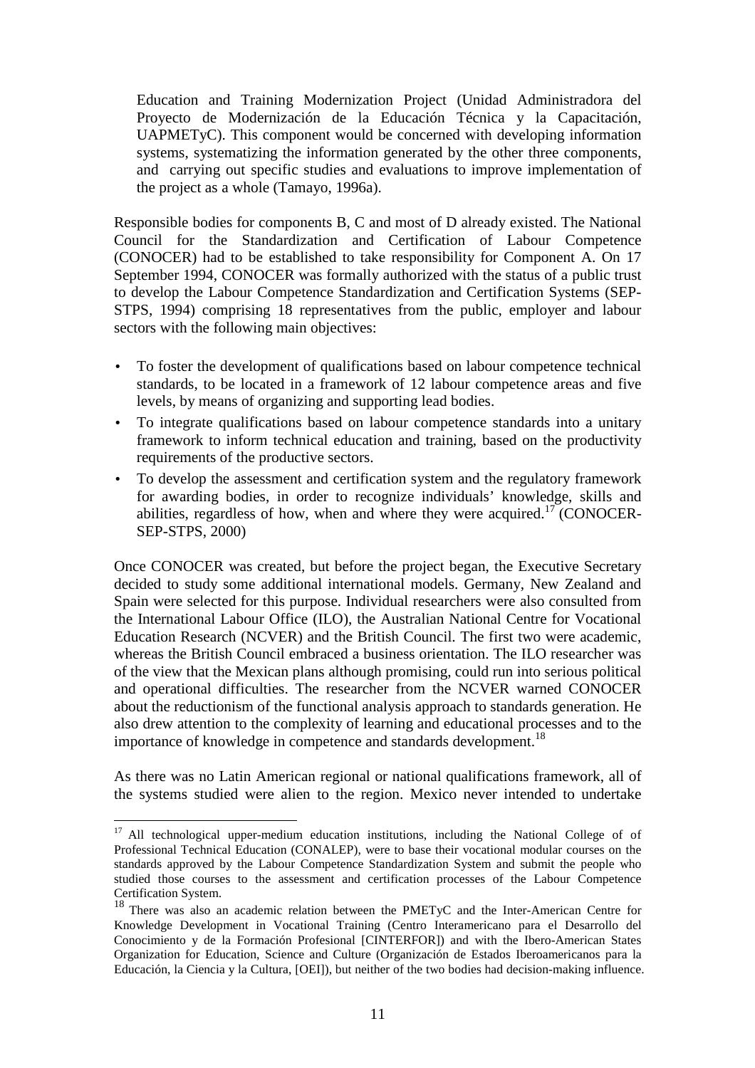Education and Training Modernization Project (Unidad Administradora del Proyecto de Modernización de la Educación Técnica y la Capacitación, UAPMETyC). This component would be concerned with developing information systems, systematizing the information generated by the other three components, and carrying out specific studies and evaluations to improve implementation of the project as a whole (Tamayo, 1996a).

Responsible bodies for components B, C and most of D already existed. The National Council for the Standardization and Certification of Labour Competence (CONOCER) had to be established to take responsibility for Component A. On 17 September 1994, CONOCER was formally authorized with the status of a public trust to develop the Labour Competence Standardization and Certification Systems (SEP-STPS, 1994) comprising 18 representatives from the public, employer and labour sectors with the following main objectives:

- To foster the development of qualifications based on labour competence technical standards, to be located in a framework of 12 labour competence areas and five levels, by means of organizing and supporting lead bodies.
- To integrate qualifications based on labour competence standards into a unitary framework to inform technical education and training, based on the productivity requirements of the productive sectors.
- To develop the assessment and certification system and the regulatory framework for awarding bodies, in order to recognize individuals' knowledge, skills and abilities, regardless of how, when and where they were acquired.[17] (CONOCER-SEP-STPS, 2000)

Once CONOCER was created, but before the project began, the Executive Secretary decided to study some additional international models. Germany, New Zealand and Spain were selected for this purpose. Individual researchers were also consulted from the International Labour Office (ILO), the Australian National Centre for Vocational Education Research (NCVER) and the British Council. The first two were academic, whereas the British Council embraced a business orientation. The ILO researcher was of the view that the Mexican plans although promising, could run into serious political and operational difficulties. The researcher from the NCVER warned CONOCER about the reductionism of the functional analysis approach to standards generation. He also drew attention to the complexity of learning and educational processes and to the importance of knowledge in competence and standards development.[18]

As there was no Latin American regional or national qualifications framework, all of the systems studied were alien to the region. Mexico never intended to undertake

---

[17] All technological upper-medium education institutions, including the National College of of Professional Technical Education (CONALEP), were to base their vocational modular courses on the standards approved by the Labour Competence Standardization System and submit the people who studied those courses to the assessment and certification processes of the Labour Competence Certification System.

[18] There was also an academic relation between the PMETyC and the Inter-American Centre for Knowledge Development in Vocational Training (Centro Interamericano para el Desarrollo del Conocimiento y de la Formación Profesional [CINTERFOR]) and with the Ibero-American States Organization for Education, Science and Culture (Organización de Estados Iberoamericanos para la Educación, la Ciencia y la Cultura, [OEI]), but neither of the two bodies had decision-making influence.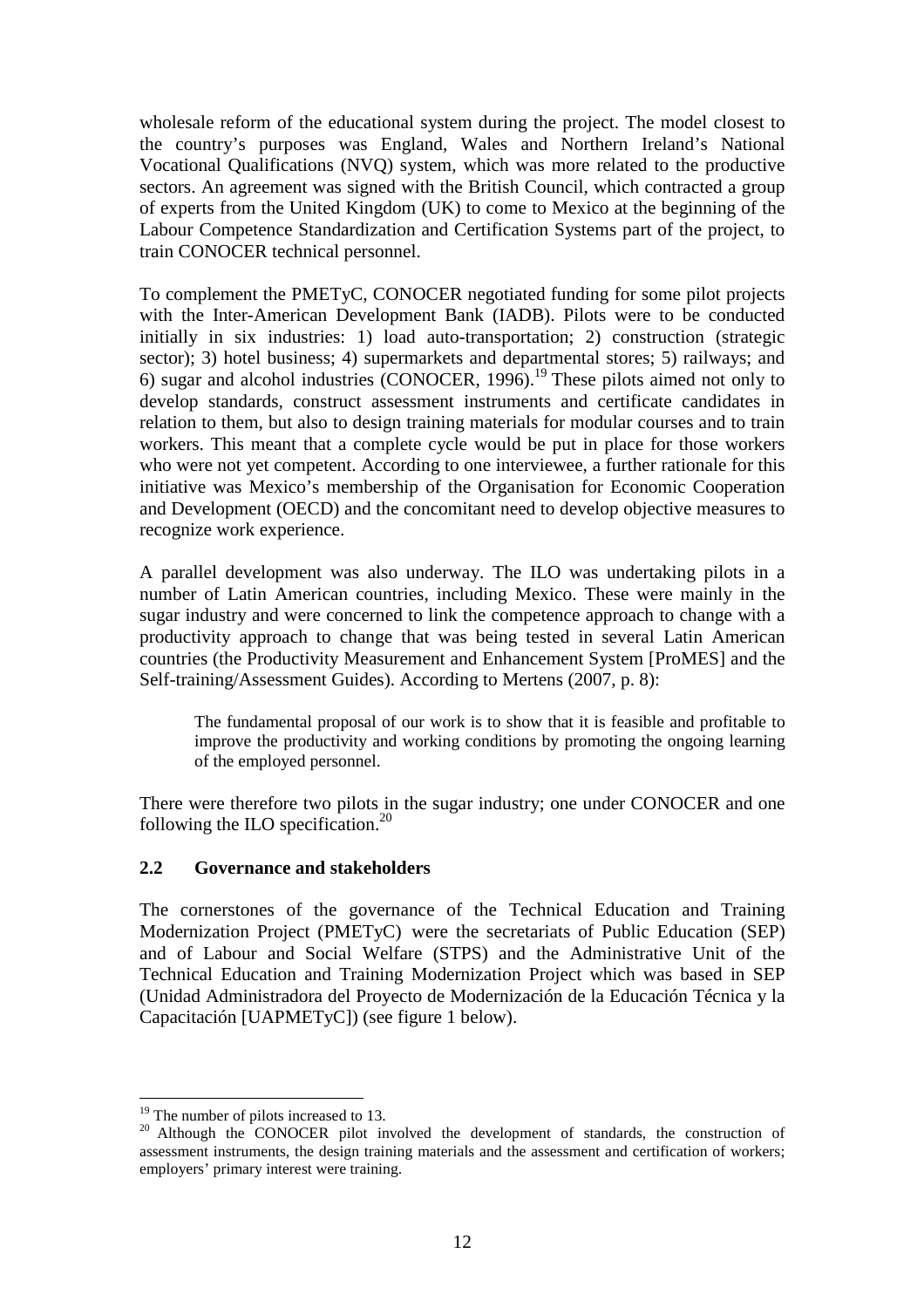wholesale reform of the educational system during the project. The model closest to the country's purposes was England, Wales and Northern Ireland's National Vocational Qualifications (NVQ) system, which was more related to the productive sectors. An agreement was signed with the British Council, which contracted a group of experts from the United Kingdom (UK) to come to Mexico at the beginning of the Labour Competence Standardization and Certification Systems part of the project, to train CONOCER technical personnel.

To complement the PMETyC, CONOCER negotiated funding for some pilot projects with the Inter-American Development Bank (IADB). Pilots were to be conducted initially in six industries: 1) load auto-transportation; 2) construction (strategic sector); 3) hotel business; 4) supermarkets and departmental stores; 5) railways; and 6) sugar and alcohol industries (CONOCER, 1996).[19] These pilots aimed not only to develop standards, construct assessment instruments and certificate candidates in relation to them, but also to design training materials for modular courses and to train workers. This meant that a complete cycle would be put in place for those workers who were not yet competent. According to one interviewee, a further rationale for this initiative was Mexico's membership of the Organisation for Economic Cooperation and Development (OECD) and the concomitant need to develop objective measures to recognize work experience.

A parallel development was also underway. The ILO was undertaking pilots in a number of Latin American countries, including Mexico. These were mainly in the sugar industry and were concerned to link the competence approach to change with a productivity approach to change that was being tested in several Latin American countries (the Productivity Measurement and Enhancement System [ProMES] and the Self-training/Assessment Guides). According to Mertens (2007, p. 8):

> The fundamental proposal of our work is to show that it is feasible and profitable to improve the productivity and working conditions by promoting the ongoing learning of the employed personnel.

There were therefore two pilots in the sugar industry; one under CONOCER and one following the ILO specification.[20]

## 2.2 Governance and stakeholders

The cornerstones of the governance of the Technical Education and Training Modernization Project (PMETyC) were the secretariats of Public Education (SEP) and of Labour and Social Welfare (STPS) and the Administrative Unit of the Technical Education and Training Modernization Project which was based in SEP (Unidad Administradora del Proyecto de Modernización de la Educación Técnica y la Capacitación [UAPMETyC]) (see figure 1 below).

---

[19] The number of pilots increased to 13.

[20] Although the CONOCER pilot involved the development of standards, the construction of assessment instruments, the design training materials and the assessment and certification of workers; employers' primary interest were training.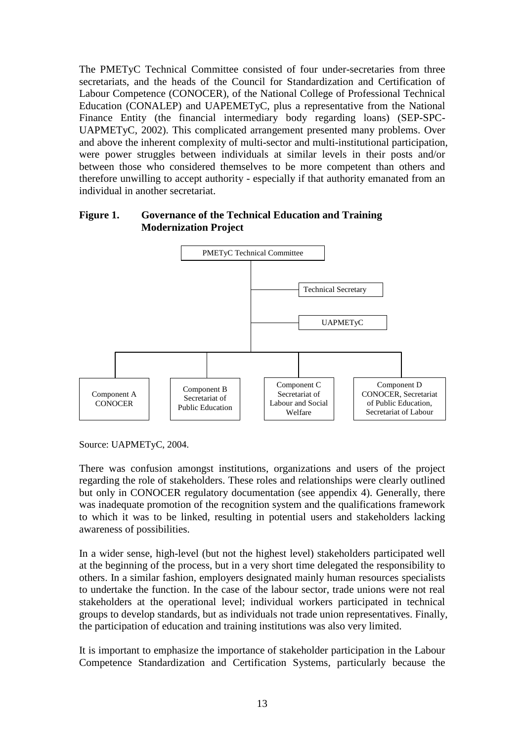The PMETyC Technical Committee consisted of four under-secretaries from three secretariats, and the heads of the Council for Standardization and Certification of Labour Competence (CONOCER), of the National College of Professional Technical Education (CONALEP) and UAPEMETyC, plus a representative from the National Finance Entity (the financial intermediary body regarding loans) (SEP-SPC-UAPMETyC, 2002). This complicated arrangement presented many problems. Over and above the inherent complexity of multi-sector and multi-institutional participation, were power struggles between individuals at similar levels in their posts and/or between those who considered themselves to be more competent than others and therefore unwilling to accept authority - especially if that authority emanated from an individual in another secretariat.

**Figure 1. Governance of the Technical Education and Training Modernization Project**

PMETyC Technical Committee

Technical Secretary

UAPMETyC

Component A CONOCER

Component B Secretariat of Public Education

Component C Secretariat of Labour and Social Welfare

Component D CONOCER, Secretariat of Public Education, Secretariat of Labour

Source: UAPMETyC, 2004.

There was confusion amongst institutions, organizations and users of the project regarding the role of stakeholders. These roles and relationships were clearly outlined but only in CONOCER regulatory documentation (see appendix 4). Generally, there was inadequate promotion of the recognition system and the qualifications framework to which it was to be linked, resulting in potential users and stakeholders lacking awareness of possibilities.

In a wider sense, high-level (but not the highest level) stakeholders participated well at the beginning of the process, but in a very short time delegated the responsibility to others. In a similar fashion, employers designated mainly human resources specialists to undertake the function. In the case of the labour sector, trade unions were not real stakeholders at the operational level; individual workers participated in technical groups to develop standards, but as individuals not trade union representatives. Finally, the participation of education and training institutions was also very limited.

It is important to emphasize the importance of stakeholder participation in the Labour Competence Standardization and Certification Systems, particularly because the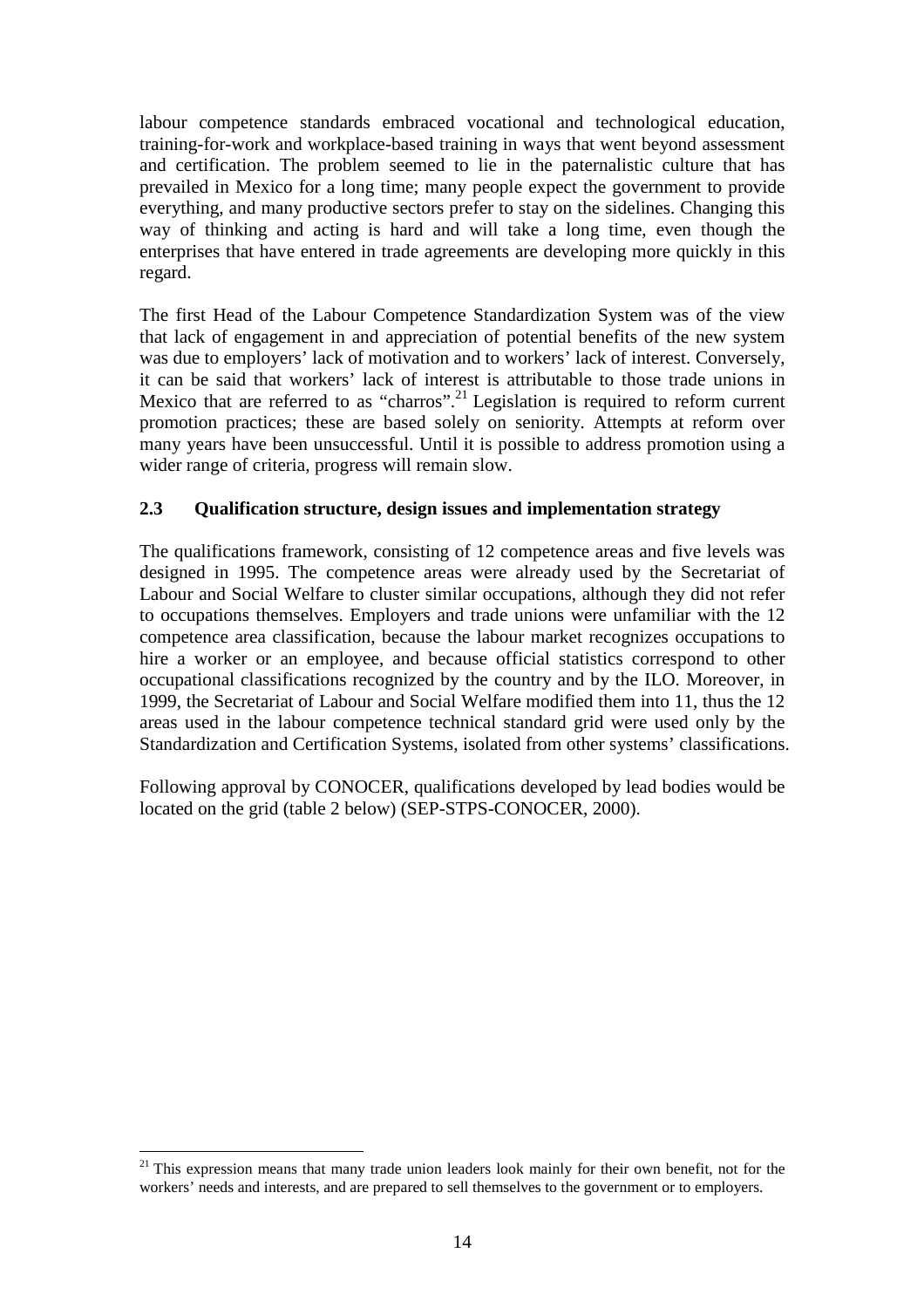labour competence standards embraced vocational and technological education, training-for-work and workplace-based training in ways that went beyond assessment and certification. The problem seemed to lie in the paternalistic culture that has prevailed in Mexico for a long time; many people expect the government to provide everything, and many productive sectors prefer to stay on the sidelines. Changing this way of thinking and acting is hard and will take a long time, even though the enterprises that have entered in trade agreements are developing more quickly in this regard.

The first Head of the Labour Competence Standardization System was of the view that lack of engagement in and appreciation of potential benefits of the new system was due to employers' lack of motivation and to workers' lack of interest. Conversely, it can be said that workers' lack of interest is attributable to those trade unions in Mexico that are referred to as "charros".[21] Legislation is required to reform current promotion practices; these are based solely on seniority. Attempts at reform over many years have been unsuccessful. Until it is possible to address promotion using a wider range of criteria, progress will remain slow.

### 2.3 Qualification structure, design issues and implementation strategy

The qualifications framework, consisting of 12 competence areas and five levels was designed in 1995. The competence areas were already used by the Secretariat of Labour and Social Welfare to cluster similar occupations, although they did not refer to occupations themselves. Employers and trade unions were unfamiliar with the 12 competence area classification, because the labour market recognizes occupations to hire a worker or an employee, and because official statistics correspond to other occupational classifications recognized by the country and by the ILO. Moreover, in 1999, the Secretariat of Labour and Social Welfare modified them into 11, thus the 12 areas used in the labour competence technical standard grid were used only by the Standardization and Certification Systems, isolated from other systems' classifications.

Following approval by CONOCER, qualifications developed by lead bodies would be located on the grid (table 2 below) (SEP-STPS-CONOCER, 2000).

[21] This expression means that many trade union leaders look mainly for their own benefit, not for the workers' needs and interests, and are prepared to sell themselves to the government or to employers.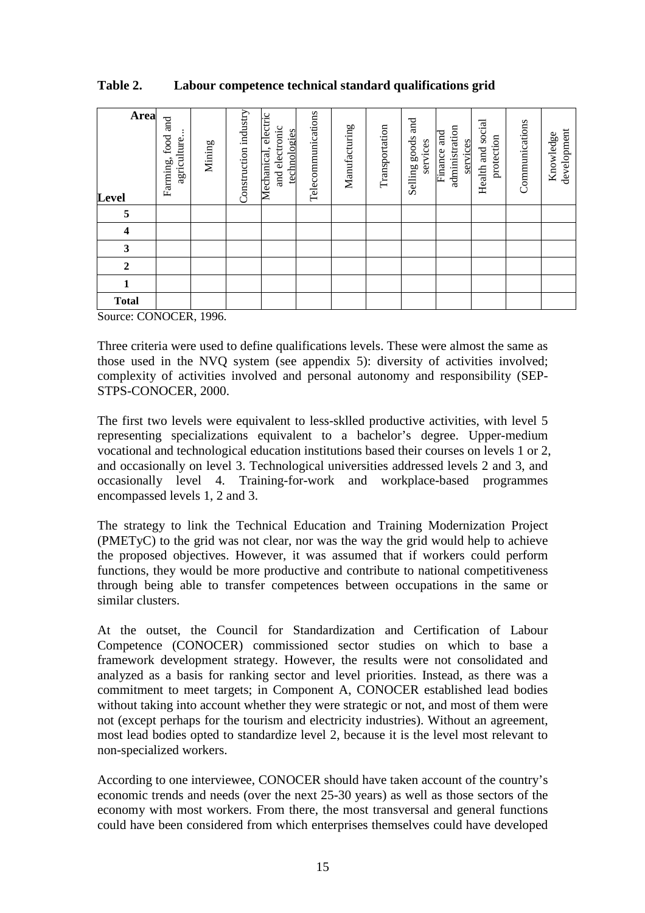**Table 2. Labour competence technical standard qualifications grid**

| Area / Level | Farming, food and agriculture... | Mining | Construction industry | Mechanical, electric and electronic technologies | Telecommunications | Manufacturing | Transportation | Selling goods and services | Finance and administration services | Health and social protection | Communications | Knowledge development |
|---|---|---|---|---|---|---|---|---|---|---|---|---|
| **5** | | | | | | | | | | | | |
| **4** | | | | | | | | | | | | |
| **3** | | | | | | | | | | | | |
| **2** | | | | | | | | | | | | |
| **1** | | | | | | | | | | | | |
| **Total** | | | | | | | | | | | | |

Source: CONOCER, 1996.

Three criteria were used to define qualifications levels. These were almost the same as those used in the NVQ system (see appendix 5): diversity of activities involved; complexity of activities involved and personal autonomy and responsibility (SEP-STPS-CONOCER, 2000.

The first two levels were equivalent to less-sklled productive activities, with level 5 representing specializations equivalent to a bachelor's degree. Upper-medium vocational and technological education institutions based their courses on levels 1 or 2, and occasionally on level 3. Technological universities addressed levels 2 and 3, and occasionally level 4. Training-for-work and workplace-based programmes encompassed levels 1, 2 and 3.

The strategy to link the Technical Education and Training Modernization Project (PMETyC) to the grid was not clear, nor was the way the grid would help to achieve the proposed objectives. However, it was assumed that if workers could perform functions, they would be more productive and contribute to national competitiveness through being able to transfer competences between occupations in the same or similar clusters.

At the outset, the Council for Standardization and Certification of Labour Competence (CONOCER) commissioned sector studies on which to base a framework development strategy. However, the results were not consolidated and analyzed as a basis for ranking sector and level priorities. Instead, as there was a commitment to meet targets; in Component A, CONOCER established lead bodies without taking into account whether they were strategic or not, and most of them were not (except perhaps for the tourism and electricity industries). Without an agreement, most lead bodies opted to standardize level 2, because it is the level most relevant to non-specialized workers.

According to one interviewee, CONOCER should have taken account of the country's economic trends and needs (over the next 25-30 years) as well as those sectors of the economy with most workers. From there, the most transversal and general functions could have been considered from which enterprises themselves could have developed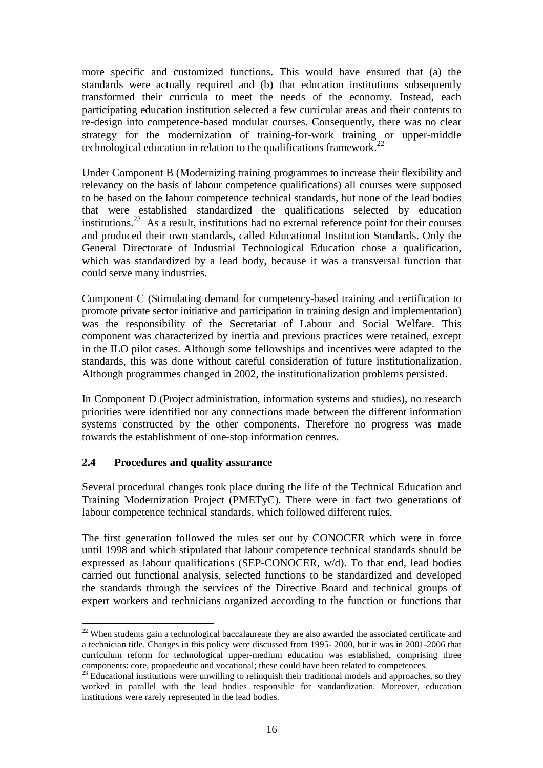more specific and customized functions. This would have ensured that (a) the standards were actually required and (b) that education institutions subsequently transformed their curricula to meet the needs of the economy. Instead, each participating education institution selected a few curricular areas and their contents to re-design into competence-based modular courses. Consequently, there was no clear strategy for the modernization of training-for-work training or upper-middle technological education in relation to the qualifications framework.[22]

Under Component B (Modernizing training programmes to increase their flexibility and relevancy on the basis of labour competence qualifications) all courses were supposed to be based on the labour competence technical standards, but none of the lead bodies that were established standardized the qualifications selected by education institutions.[23] As a result, institutions had no external reference point for their courses and produced their own standards, called Educational Institution Standards. Only the General Directorate of Industrial Technological Education chose a qualification, which was standardized by a lead body, because it was a transversal function that could serve many industries.

Component C (Stimulating demand for competency-based training and certification to promote private sector initiative and participation in training design and implementation) was the responsibility of the Secretariat of Labour and Social Welfare. This component was characterized by inertia and previous practices were retained, except in the ILO pilot cases. Although some fellowships and incentives were adapted to the standards, this was done without careful consideration of future institutionalization. Although programmes changed in 2002, the institutionalization problems persisted.

In Component D (Project administration, information systems and studies), no research priorities were identified nor any connections made between the different information systems constructed by the other components. Therefore no progress was made towards the establishment of one-stop information centres.

### 2.4 Procedures and quality assurance

Several procedural changes took place during the life of the Technical Education and Training Modernization Project (PMETyC). There were in fact two generations of labour competence technical standards, which followed different rules.

The first generation followed the rules set out by CONOCER which were in force until 1998 and which stipulated that labour competence technical standards should be expressed as labour qualifications (SEP-CONOCER, w/d). To that end, lead bodies carried out functional analysis, selected functions to be standardized and developed the standards through the services of the Directive Board and technical groups of expert workers and technicians organized according to the function or functions that

---

[22] When students gain a technological baccalaureate they are also awarded the associated certificate and a technician title. Changes in this policy were discussed from 1995- 2000, but it was in 2001-2006 that curriculum reform for technological upper-medium education was established, comprising three components: core, propaedeutic and vocational; these could have been related to competences.

[23] Educational institutions were unwilling to relinquish their traditional models and approaches, so they worked in parallel with the lead bodies responsible for standardization. Moreover, education institutions were rarely represented in the lead bodies.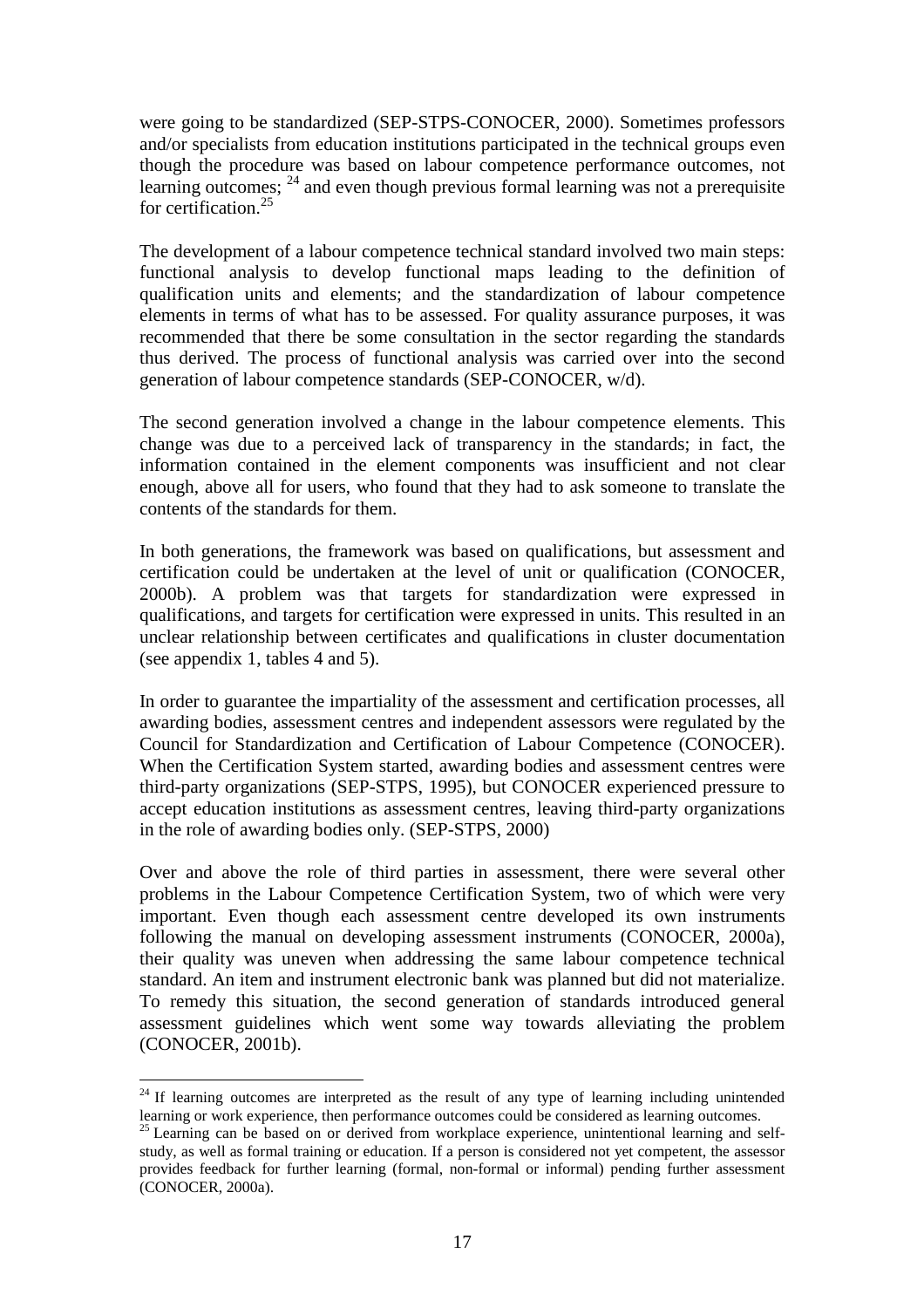were going to be standardized (SEP-STPS-CONOCER, 2000). Sometimes professors and/or specialists from education institutions participated in the technical groups even though the procedure was based on labour competence performance outcomes, not learning outcomes; [24] and even though previous formal learning was not a prerequisite for certification.[25]

The development of a labour competence technical standard involved two main steps: functional analysis to develop functional maps leading to the definition of qualification units and elements; and the standardization of labour competence elements in terms of what has to be assessed. For quality assurance purposes, it was recommended that there be some consultation in the sector regarding the standards thus derived. The process of functional analysis was carried over into the second generation of labour competence standards (SEP-CONOCER, w/d).

The second generation involved a change in the labour competence elements. This change was due to a perceived lack of transparency in the standards; in fact, the information contained in the element components was insufficient and not clear enough, above all for users, who found that they had to ask someone to translate the contents of the standards for them.

In both generations, the framework was based on qualifications, but assessment and certification could be undertaken at the level of unit or qualification (CONOCER, 2000b). A problem was that targets for standardization were expressed in qualifications, and targets for certification were expressed in units. This resulted in an unclear relationship between certificates and qualifications in cluster documentation (see appendix 1, tables 4 and 5).

In order to guarantee the impartiality of the assessment and certification processes, all awarding bodies, assessment centres and independent assessors were regulated by the Council for Standardization and Certification of Labour Competence (CONOCER). When the Certification System started, awarding bodies and assessment centres were third-party organizations (SEP-STPS, 1995), but CONOCER experienced pressure to accept education institutions as assessment centres, leaving third-party organizations in the role of awarding bodies only. (SEP-STPS, 2000)

Over and above the role of third parties in assessment, there were several other problems in the Labour Competence Certification System, two of which were very important. Even though each assessment centre developed its own instruments following the manual on developing assessment instruments (CONOCER, 2000a), their quality was uneven when addressing the same labour competence technical standard. An item and instrument electronic bank was planned but did not materialize. To remedy this situation, the second generation of standards introduced general assessment guidelines which went some way towards alleviating the problem (CONOCER, 2001b).

---

[24] If learning outcomes are interpreted as the result of any type of learning including unintended learning or work experience, then performance outcomes could be considered as learning outcomes.

[25] Learning can be based on or derived from workplace experience, unintentional learning and self-study, as well as formal training or education. If a person is considered not yet competent, the assessor provides feedback for further learning (formal, non-formal or informal) pending further assessment (CONOCER, 2000a).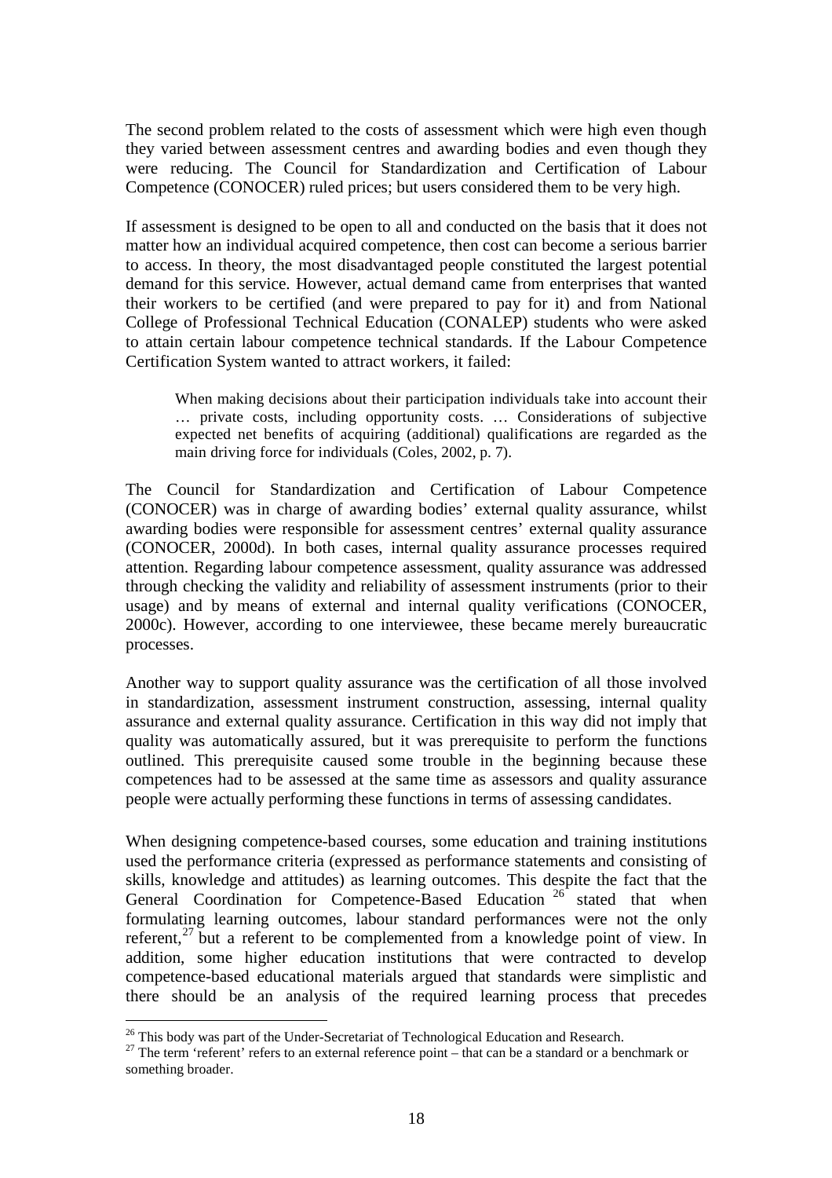The second problem related to the costs of assessment which were high even though they varied between assessment centres and awarding bodies and even though they were reducing. The Council for Standardization and Certification of Labour Competence (CONOCER) ruled prices; but users considered them to be very high.

If assessment is designed to be open to all and conducted on the basis that it does not matter how an individual acquired competence, then cost can become a serious barrier to access. In theory, the most disadvantaged people constituted the largest potential demand for this service. However, actual demand came from enterprises that wanted their workers to be certified (and were prepared to pay for it) and from National College of Professional Technical Education (CONALEP) students who were asked to attain certain labour competence technical standards. If the Labour Competence Certification System wanted to attract workers, it failed:

> When making decisions about their participation individuals take into account their … private costs, including opportunity costs. … Considerations of subjective expected net benefits of acquiring (additional) qualifications are regarded as the main driving force for individuals (Coles, 2002, p. 7).

The Council for Standardization and Certification of Labour Competence (CONOCER) was in charge of awarding bodies' external quality assurance, whilst awarding bodies were responsible for assessment centres' external quality assurance (CONOCER, 2000d). In both cases, internal quality assurance processes required attention. Regarding labour competence assessment, quality assurance was addressed through checking the validity and reliability of assessment instruments (prior to their usage) and by means of external and internal quality verifications (CONOCER, 2000c). However, according to one interviewee, these became merely bureaucratic processes.

Another way to support quality assurance was the certification of all those involved in standardization, assessment instrument construction, assessing, internal quality assurance and external quality assurance. Certification in this way did not imply that quality was automatically assured, but it was prerequisite to perform the functions outlined. This prerequisite caused some trouble in the beginning because these competences had to be assessed at the same time as assessors and quality assurance people were actually performing these functions in terms of assessing candidates.

When designing competence-based courses, some education and training institutions used the performance criteria (expressed as performance statements and consisting of skills, knowledge and attitudes) as learning outcomes. This despite the fact that the General Coordination for Competence-Based Education [26] stated that when formulating learning outcomes, labour standard performances were not the only referent,[27] but a referent to be complemented from a knowledge point of view. In addition, some higher education institutions that were contracted to develop competence-based educational materials argued that standards were simplistic and there should be an analysis of the required learning process that precedes

[26] This body was part of the Under-Secretariat of Technological Education and Research.

[27] The term 'referent' refers to an external reference point – that can be a standard or a benchmark or something broader.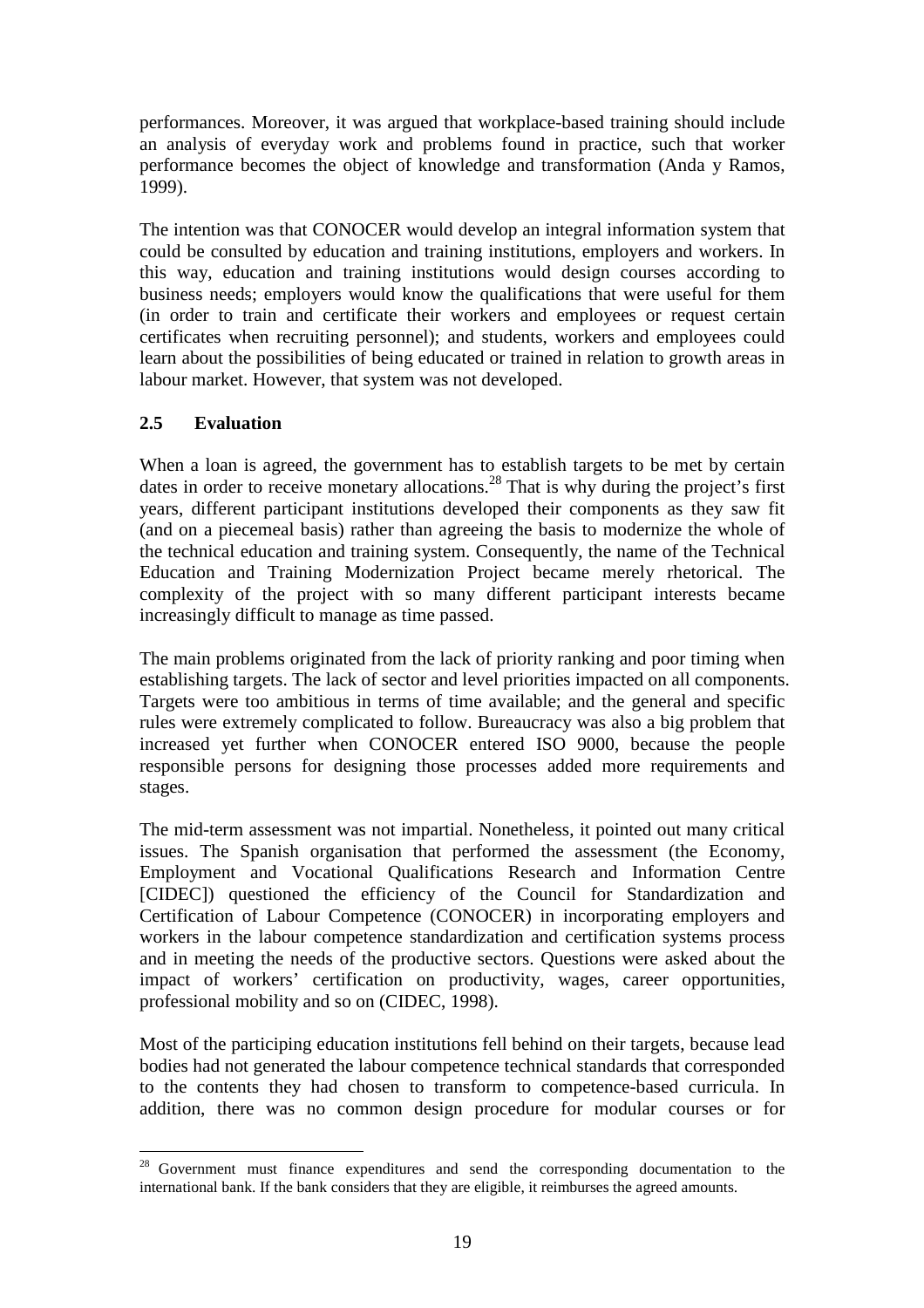performances. Moreover, it was argued that workplace-based training should include an analysis of everyday work and problems found in practice, such that worker performance becomes the object of knowledge and transformation (Anda y Ramos, 1999).

The intention was that CONOCER would develop an integral information system that could be consulted by education and training institutions, employers and workers. In this way, education and training institutions would design courses according to business needs; employers would know the qualifications that were useful for them (in order to train and certificate their workers and employees or request certain certificates when recruiting personnel); and students, workers and employees could learn about the possibilities of being educated or trained in relation to growth areas in labour market. However, that system was not developed.

## 2.5 Evaluation

When a loan is agreed, the government has to establish targets to be met by certain dates in order to receive monetary allocations.[28] That is why during the project's first years, different participant institutions developed their components as they saw fit (and on a piecemeal basis) rather than agreeing the basis to modernize the whole of the technical education and training system. Consequently, the name of the Technical Education and Training Modernization Project became merely rhetorical. The complexity of the project with so many different participant interests became increasingly difficult to manage as time passed.

The main problems originated from the lack of priority ranking and poor timing when establishing targets. The lack of sector and level priorities impacted on all components. Targets were too ambitious in terms of time available; and the general and specific rules were extremely complicated to follow. Bureaucracy was also a big problem that increased yet further when CONOCER entered ISO 9000, because the people responsible persons for designing those processes added more requirements and stages.

The mid-term assessment was not impartial. Nonetheless, it pointed out many critical issues. The Spanish organisation that performed the assessment (the Economy, Employment and Vocational Qualifications Research and Information Centre [CIDEC]) questioned the efficiency of the Council for Standardization and Certification of Labour Competence (CONOCER) in incorporating employers and workers in the labour competence standardization and certification systems process and in meeting the needs of the productive sectors. Questions were asked about the impact of workers' certification on productivity, wages, career opportunities, professional mobility and so on (CIDEC, 1998).

Most of the participing education institutions fell behind on their targets, because lead bodies had not generated the labour competence technical standards that corresponded to the contents they had chosen to transform to competence-based curricula. In addition, there was no common design procedure for modular courses or for

---

[28] Government must finance expenditures and send the corresponding documentation to the international bank. If the bank considers that they are eligible, it reimburses the agreed amounts.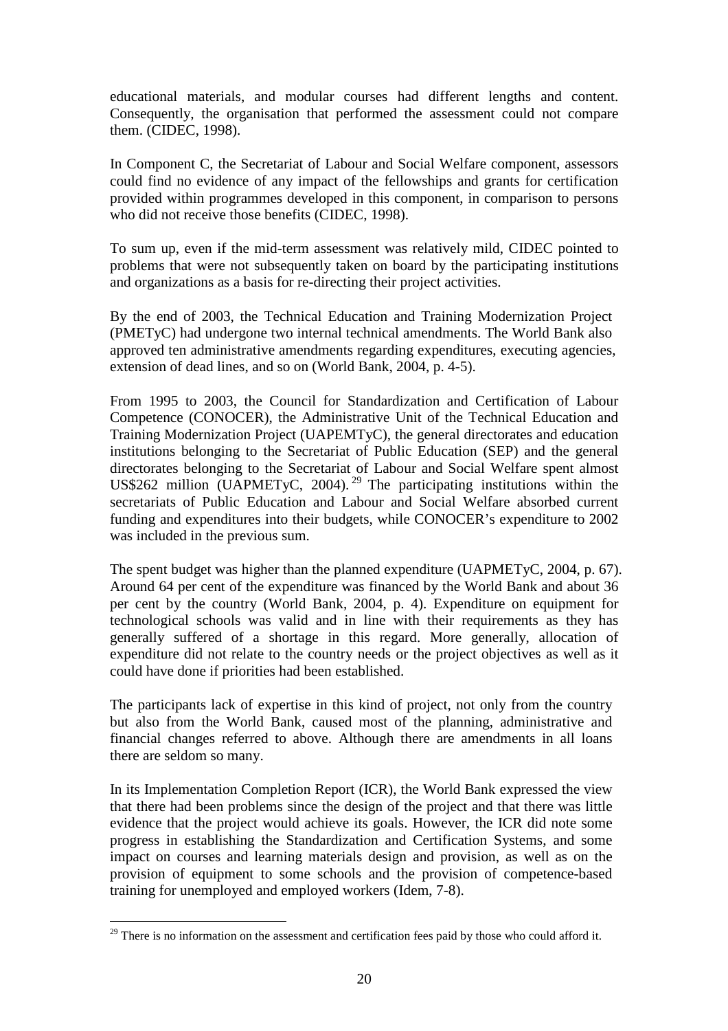educational materials, and modular courses had different lengths and content. Consequently, the organisation that performed the assessment could not compare them. (CIDEC, 1998).

In Component C, the Secretariat of Labour and Social Welfare component, assessors could find no evidence of any impact of the fellowships and grants for certification provided within programmes developed in this component, in comparison to persons who did not receive those benefits (CIDEC, 1998).

To sum up, even if the mid-term assessment was relatively mild, CIDEC pointed to problems that were not subsequently taken on board by the participating institutions and organizations as a basis for re-directing their project activities.

By the end of 2003, the Technical Education and Training Modernization Project (PMETyC) had undergone two internal technical amendments. The World Bank also approved ten administrative amendments regarding expenditures, executing agencies, extension of dead lines, and so on (World Bank, 2004, p. 4-5).

From 1995 to 2003, the Council for Standardization and Certification of Labour Competence (CONOCER), the Administrative Unit of the Technical Education and Training Modernization Project (UAPEMTyC), the general directorates and education institutions belonging to the Secretariat of Public Education (SEP) and the general directorates belonging to the Secretariat of Labour and Social Welfare spent almost US$262 million (UAPMETyC, 2004).[29] The participating institutions within the secretariats of Public Education and Labour and Social Welfare absorbed current funding and expenditures into their budgets, while CONOCER's expenditure to 2002 was included in the previous sum.

The spent budget was higher than the planned expenditure (UAPMETyC, 2004, p. 67). Around 64 per cent of the expenditure was financed by the World Bank and about 36 per cent by the country (World Bank, 2004, p. 4). Expenditure on equipment for technological schools was valid and in line with their requirements as they has generally suffered of a shortage in this regard. More generally, allocation of expenditure did not relate to the country needs or the project objectives as well as it could have done if priorities had been established.

The participants lack of expertise in this kind of project, not only from the country but also from the World Bank, caused most of the planning, administrative and financial changes referred to above. Although there are amendments in all loans there are seldom so many.

In its Implementation Completion Report (ICR), the World Bank expressed the view that there had been problems since the design of the project and that there was little evidence that the project would achieve its goals. However, the ICR did note some progress in establishing the Standardization and Certification Systems, and some impact on courses and learning materials design and provision, as well as on the provision of equipment to some schools and the provision of competence-based training for unemployed and employed workers (Idem, 7-8).

[29] There is no information on the assessment and certification fees paid by those who could afford it.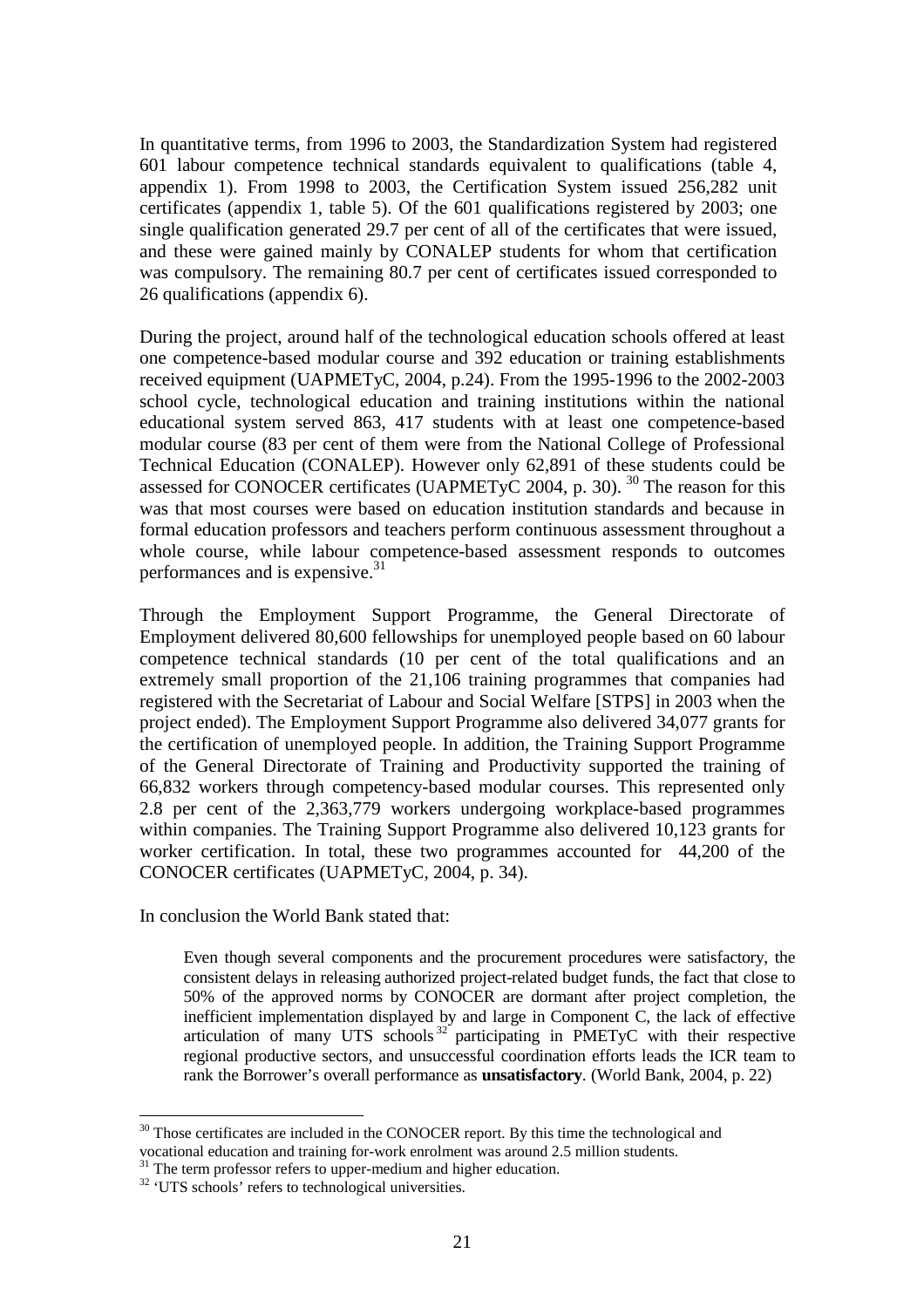In quantitative terms, from 1996 to 2003, the Standardization System had registered 601 labour competence technical standards equivalent to qualifications (table 4, appendix 1). From 1998 to 2003, the Certification System issued 256,282 unit certificates (appendix 1, table 5). Of the 601 qualifications registered by 2003; one single qualification generated 29.7 per cent of all of the certificates that were issued, and these were gained mainly by CONALEP students for whom that certification was compulsory. The remaining 80.7 per cent of certificates issued corresponded to 26 qualifications (appendix 6).

During the project, around half of the technological education schools offered at least one competence-based modular course and 392 education or training establishments received equipment (UAPMETyC, 2004, p.24). From the 1995-1996 to the 2002-2003 school cycle, technological education and training institutions within the national educational system served 863, 417 students with at least one competence-based modular course (83 per cent of them were from the National College of Professional Technical Education (CONALEP). However only 62,891 of these students could be assessed for CONOCER certificates (UAPMETyC 2004, p. 30). [30] The reason for this was that most courses were based on education institution standards and because in formal education professors and teachers perform continuous assessment throughout a whole course, while labour competence-based assessment responds to outcomes performances and is expensive.[31]

Through the Employment Support Programme, the General Directorate of Employment delivered 80,600 fellowships for unemployed people based on 60 labour competence technical standards (10 per cent of the total qualifications and an extremely small proportion of the 21,106 training programmes that companies had registered with the Secretariat of Labour and Social Welfare [STPS] in 2003 when the project ended). The Employment Support Programme also delivered 34,077 grants for the certification of unemployed people. In addition, the Training Support Programme of the General Directorate of Training and Productivity supported the training of 66,832 workers through competency-based modular courses. This represented only 2.8 per cent of the 2,363,779 workers undergoing workplace-based programmes within companies. The Training Support Programme also delivered 10,123 grants for worker certification. In total, these two programmes accounted for 44,200 of the CONOCER certificates (UAPMETyC, 2004, p. 34).

In conclusion the World Bank stated that:

> Even though several components and the procurement procedures were satisfactory, the consistent delays in releasing authorized project-related budget funds, the fact that close to 50% of the approved norms by CONOCER are dormant after project completion, the inefficient implementation displayed by and large in Component C, the lack of effective articulation of many UTS schools[32] participating in PMETyC with their respective regional productive sectors, and unsuccessful coordination efforts leads the ICR team to rank the Borrower's overall performance as **unsatisfactory**. (World Bank, 2004, p. 22)

---

[30] Those certificates are included in the CONOCER report. By this time the technological and vocational education and training for-work enrolment was around 2.5 million students.

[31] The term professor refers to upper-medium and higher education.

[32] 'UTS schools' refers to technological universities.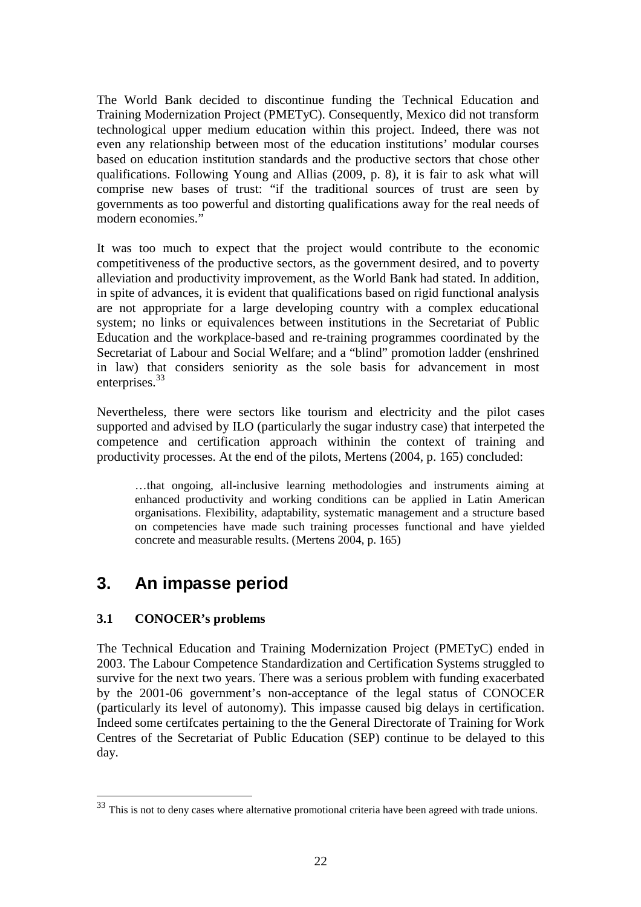The World Bank decided to discontinue funding the Technical Education and Training Modernization Project (PMETyC). Consequently, Mexico did not transform technological upper medium education within this project. Indeed, there was not even any relationship between most of the education institutions' modular courses based on education institution standards and the productive sectors that chose other qualifications. Following Young and Allias (2009, p. 8), it is fair to ask what will comprise new bases of trust: "if the traditional sources of trust are seen by governments as too powerful and distorting qualifications away for the real needs of modern economies."

It was too much to expect that the project would contribute to the economic competitiveness of the productive sectors, as the government desired, and to poverty alleviation and productivity improvement, as the World Bank had stated. In addition, in spite of advances, it is evident that qualifications based on rigid functional analysis are not appropriate for a large developing country with a complex educational system; no links or equivalences between institutions in the Secretariat of Public Education and the workplace-based and re-training programmes coordinated by the Secretariat of Labour and Social Welfare; and a "blind" promotion ladder (enshrined in law) that considers seniority as the sole basis for advancement in most enterprises.[33]

Nevertheless, there were sectors like tourism and electricity and the pilot cases supported and advised by ILO (particularly the sugar industry case) that interpeted the competence and certification approach withinin the context of training and productivity processes. At the end of the pilots, Mertens (2004, p. 165) concluded:

> …that ongoing, all-inclusive learning methodologies and instruments aiming at enhanced productivity and working conditions can be applied in Latin American organisations. Flexibility, adaptability, systematic management and a structure based on competencies have made such training processes functional and have yielded concrete and measurable results. (Mertens 2004, p. 165)

# 3. An impasse period

### 3.1 CONOCER's problems

The Technical Education and Training Modernization Project (PMETyC) ended in 2003. The Labour Competence Standardization and Certification Systems struggled to survive for the next two years. There was a serious problem with funding exacerbated by the 2001-06 government's non-acceptance of the legal status of CONOCER (particularly its level of autonomy). This impasse caused big delays in certification. Indeed some certifcates pertaining to the the General Directorate of Training for Work Centres of the Secretariat of Public Education (SEP) continue to be delayed to this day.

[33] This is not to deny cases where alternative promotional criteria have been agreed with trade unions.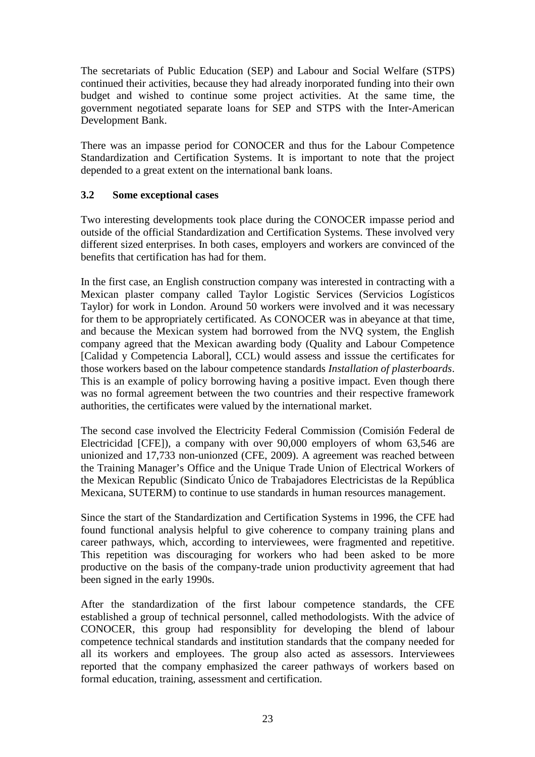The secretariats of Public Education (SEP) and Labour and Social Welfare (STPS) continued their activities, because they had already inorporated funding into their own budget and wished to continue some project activities. At the same time, the government negotiated separate loans for SEP and STPS with the Inter-American Development Bank.

There was an impasse period for CONOCER and thus for the Labour Competence Standardization and Certification Systems. It is important to note that the project depended to a great extent on the international bank loans.

### 3.2 Some exceptional cases

Two interesting developments took place during the CONOCER impasse period and outside of the official Standardization and Certification Systems. These involved very different sized enterprises. In both cases, employers and workers are convinced of the benefits that certification has had for them.

In the first case, an English construction company was interested in contracting with a Mexican plaster company called Taylor Logistic Services (Servicios Logísticos Taylor) for work in London. Around 50 workers were involved and it was necessary for them to be appropriately certificated. As CONOCER was in abeyance at that time, and because the Mexican system had borrowed from the NVQ system, the English company agreed that the Mexican awarding body (Quality and Labour Competence [Calidad y Competencia Laboral], CCL) would assess and isssue the certificates for those workers based on the labour competence standards *Installation of plasterboards*. This is an example of policy borrowing having a positive impact. Even though there was no formal agreement between the two countries and their respective framework authorities, the certificates were valued by the international market.

The second case involved the Electricity Federal Commission (Comisión Federal de Electricidad [CFE]), a company with over 90,000 employers of whom 63,546 are unionized and 17,733 non-unionzed (CFE, 2009). A agreement was reached between the Training Manager's Office and the Unique Trade Union of Electrical Workers of the Mexican Republic (Sindicato Único de Trabajadores Electricistas de la República Mexicana, SUTERM) to continue to use standards in human resources management.

Since the start of the Standardization and Certification Systems in 1996, the CFE had found functional analysis helpful to give coherence to company training plans and career pathways, which, according to interviewees, were fragmented and repetitive. This repetition was discouraging for workers who had been asked to be more productive on the basis of the company-trade union productivity agreement that had been signed in the early 1990s.

After the standardization of the first labour competence standards, the CFE established a group of technical personnel, called methodologists. With the advice of CONOCER, this group had responsiblity for developing the blend of labour competence technical standards and institution standards that the company needed for all its workers and employees. The group also acted as assessors. Interviewees reported that the company emphasized the career pathways of workers based on formal education, training, assessment and certification.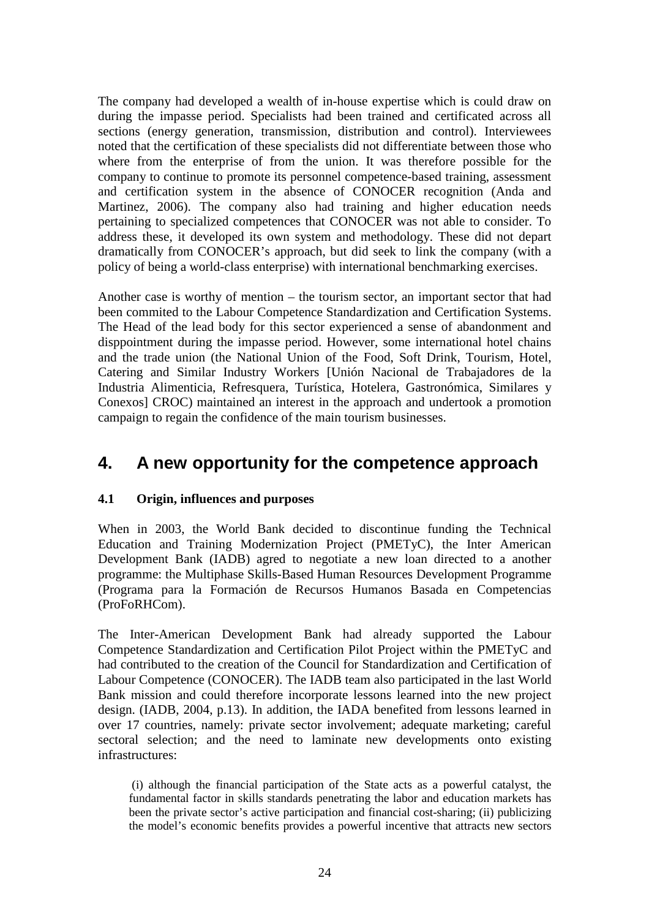The company had developed a wealth of in-house expertise which is could draw on during the impasse period. Specialists had been trained and certificated across all sections (energy generation, transmission, distribution and control). Interviewees noted that the certification of these specialists did not differentiate between those who where from the enterprise of from the union. It was therefore possible for the company to continue to promote its personnel competence-based training, assessment and certification system in the absence of CONOCER recognition (Anda and Martinez, 2006). The company also had training and higher education needs pertaining to specialized competences that CONOCER was not able to consider. To address these, it developed its own system and methodology. These did not depart dramatically from CONOCER's approach, but did seek to link the company (with a policy of being a world-class enterprise) with international benchmarking exercises.

Another case is worthy of mention – the tourism sector, an important sector that had been commited to the Labour Competence Standardization and Certification Systems. The Head of the lead body for this sector experienced a sense of abandonment and disppointment during the impasse period. However, some international hotel chains and the trade union (the National Union of the Food, Soft Drink, Tourism, Hotel, Catering and Similar Industry Workers [Unión Nacional de Trabajadores de la Industria Alimenticia, Refresquera, Turística, Hotelera, Gastronómica, Similares y Conexos] CROC) maintained an interest in the approach and undertook a promotion campaign to regain the confidence of the main tourism businesses.

# 4. A new opportunity for the competence approach

### 4.1 Origin, influences and purposes

When in 2003, the World Bank decided to discontinue funding the Technical Education and Training Modernization Project (PMETyC), the Inter American Development Bank (IADB) agred to negotiate a new loan directed to a another programme: the Multiphase Skills-Based Human Resources Development Programme (Programa para la Formación de Recursos Humanos Basada en Competencias (ProFoRHCom).

The Inter-American Development Bank had already supported the Labour Competence Standardization and Certification Pilot Project within the PMETyC and had contributed to the creation of the Council for Standardization and Certification of Labour Competence (CONOCER). The IADB team also participated in the last World Bank mission and could therefore incorporate lessons learned into the new project design. (IADB, 2004, p.13). In addition, the IADA benefited from lessons learned in over 17 countries, namely: private sector involvement; adequate marketing; careful sectoral selection; and the need to laminate new developments onto existing infrastructures:

> (i) although the financial participation of the State acts as a powerful catalyst, the fundamental factor in skills standards penetrating the labor and education markets has been the private sector's active participation and financial cost-sharing; (ii) publicizing the model's economic benefits provides a powerful incentive that attracts new sectors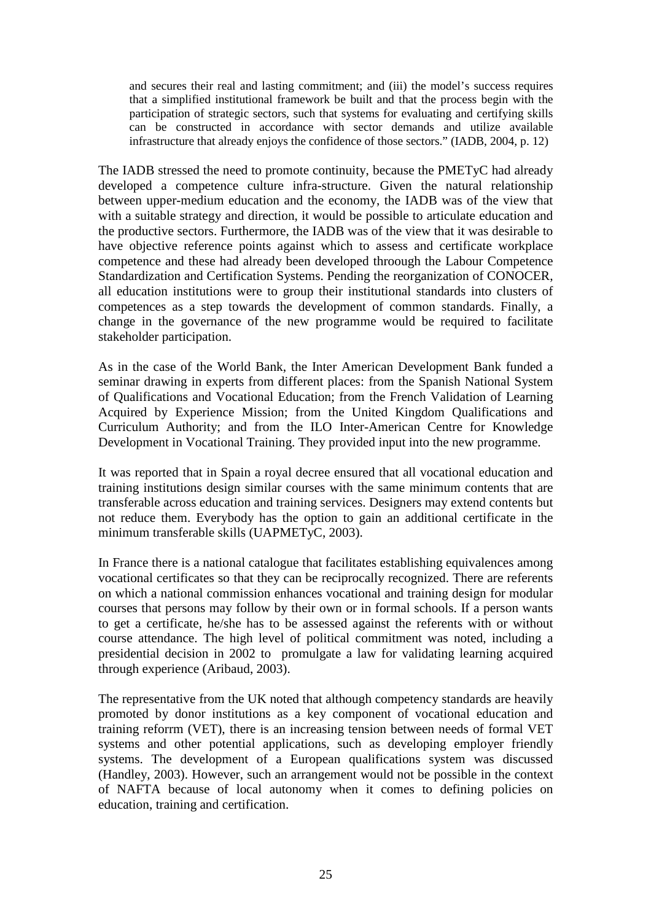> and secures their real and lasting commitment; and (iii) the model's success requires that a simplified institutional framework be built and that the process begin with the participation of strategic sectors, such that systems for evaluating and certifying skills can be constructed in accordance with sector demands and utilize available infrastructure that already enjoys the confidence of those sectors." (IADB, 2004, p. 12)

The IADB stressed the need to promote continuity, because the PMETyC had already developed a competence culture infra-structure. Given the natural relationship between upper-medium education and the economy, the IADB was of the view that with a suitable strategy and direction, it would be possible to articulate education and the productive sectors. Furthermore, the IADB was of the view that it was desirable to have objective reference points against which to assess and certificate workplace competence and these had already been developed throough the Labour Competence Standardization and Certification Systems. Pending the reorganization of CONOCER, all education institutions were to group their institutional standards into clusters of competences as a step towards the development of common standards. Finally, a change in the governance of the new programme would be required to facilitate stakeholder participation.

As in the case of the World Bank, the Inter American Development Bank funded a seminar drawing in experts from different places: from the Spanish National System of Qualifications and Vocational Education; from the French Validation of Learning Acquired by Experience Mission; from the United Kingdom Qualifications and Curriculum Authority; and from the ILO Inter-American Centre for Knowledge Development in Vocational Training. They provided input into the new programme.

It was reported that in Spain a royal decree ensured that all vocational education and training institutions design similar courses with the same minimum contents that are transferable across education and training services. Designers may extend contents but not reduce them. Everybody has the option to gain an additional certificate in the minimum transferable skills (UAPMETyC, 2003).

In France there is a national catalogue that facilitates establishing equivalences among vocational certificates so that they can be reciprocally recognized. There are referents on which a national commission enhances vocational and training design for modular courses that persons may follow by their own or in formal schools. If a person wants to get a certificate, he/she has to be assessed against the referents with or without course attendance. The high level of political commitment was noted, including a presidential decision in 2002 to promulgate a law for validating learning acquired through experience (Aribaud, 2003).

The representative from the UK noted that although competency standards are heavily promoted by donor institutions as a key component of vocational education and training reforrm (VET), there is an increasing tension between needs of formal VET systems and other potential applications, such as developing employer friendly systems. The development of a European qualifications system was discussed (Handley, 2003). However, such an arrangement would not be possible in the context of NAFTA because of local autonomy when it comes to defining policies on education, training and certification.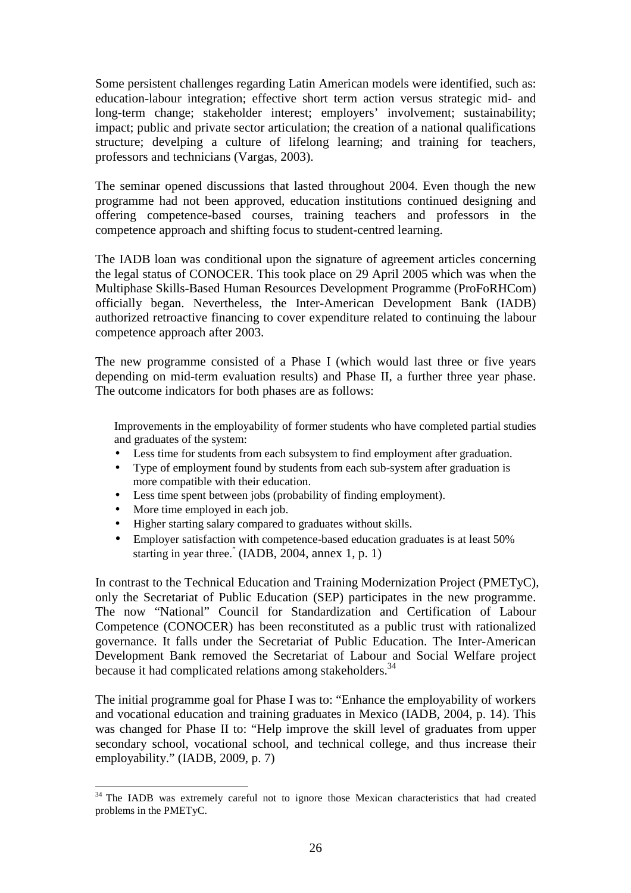Some persistent challenges regarding Latin American models were identified, such as: education-labour integration; effective short term action versus strategic mid- and long-term change; stakeholder interest; employers' involvement; sustainability; impact; public and private sector articulation; the creation of a national qualifications structure; develping a culture of lifelong learning; and training for teachers, professors and technicians (Vargas, 2003).

The seminar opened discussions that lasted throughout 2004. Even though the new programme had not been approved, education institutions continued designing and offering competence-based courses, training teachers and professors in the competence approach and shifting focus to student-centred learning.

The IADB loan was conditional upon the signature of agreement articles concerning the legal status of CONOCER. This took place on 29 April 2005 which was when the Multiphase Skills-Based Human Resources Development Programme (ProFoRHCom) officially began. Nevertheless, the Inter-American Development Bank (IADB) authorized retroactive financing to cover expenditure related to continuing the labour competence approach after 2003.

The new programme consisted of a Phase I (which would last three or five years depending on mid-term evaluation results) and Phase II, a further three year phase. The outcome indicators for both phases are as follows:

> Improvements in the employability of former students who have completed partial studies and graduates of the system:
>
> - Less time for students from each subsystem to find employment after graduation.
> - Type of employment found by students from each sub-system after graduation is more compatible with their education.
> - Less time spent between jobs (probability of finding employment).
> - More time employed in each job.
> - Higher starting salary compared to graduates without skills.
> - Employer satisfaction with competence-based education graduates is at least 50% starting in year three." (IADB, 2004, annex 1, p. 1)

In contrast to the Technical Education and Training Modernization Project (PMETyC), only the Secretariat of Public Education (SEP) participates in the new programme. The now "National" Council for Standardization and Certification of Labour Competence (CONOCER) has been reconstituted as a public trust with rationalized governance. It falls under the Secretariat of Public Education. The Inter-American Development Bank removed the Secretariat of Labour and Social Welfare project because it had complicated relations among stakeholders.[34]

The initial programme goal for Phase I was to: "Enhance the employability of workers and vocational education and training graduates in Mexico (IADB, 2004, p. 14). This was changed for Phase II to: "Help improve the skill level of graduates from upper secondary school, vocational school, and technical college, and thus increase their employability." (IADB, 2009, p. 7)

[34] The IADB was extremely careful not to ignore those Mexican characteristics that had created problems in the PMETyC.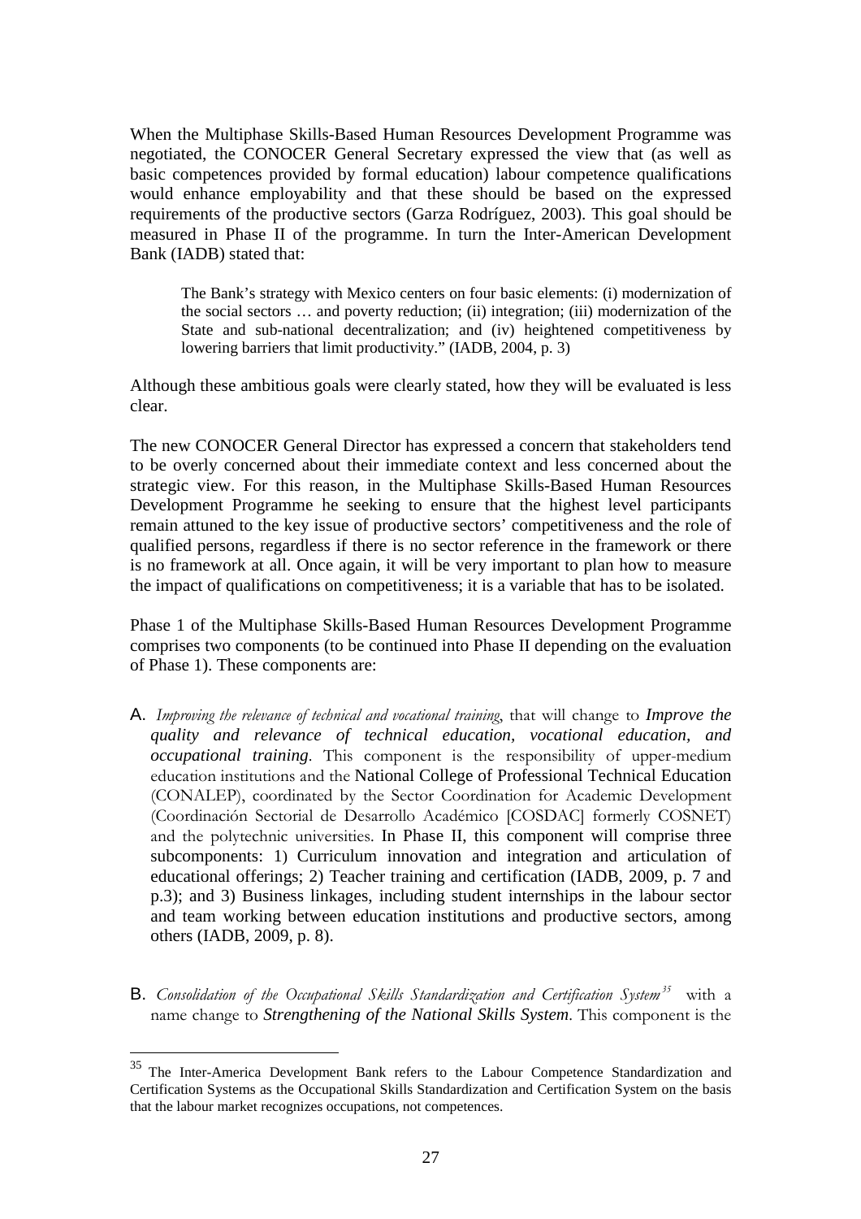When the Multiphase Skills-Based Human Resources Development Programme was negotiated, the CONOCER General Secretary expressed the view that (as well as basic competences provided by formal education) labour competence qualifications would enhance employability and that these should be based on the expressed requirements of the productive sectors (Garza Rodríguez, 2003). This goal should be measured in Phase II of the programme. In turn the Inter-American Development Bank (IADB) stated that:

> The Bank's strategy with Mexico centers on four basic elements: (i) modernization of the social sectors … and poverty reduction; (ii) integration; (iii) modernization of the State and sub-national decentralization; and (iv) heightened competitiveness by lowering barriers that limit productivity." (IADB, 2004, p. 3)

Although these ambitious goals were clearly stated, how they will be evaluated is less clear.

The new CONOCER General Director has expressed a concern that stakeholders tend to be overly concerned about their immediate context and less concerned about the strategic view. For this reason, in the Multiphase Skills-Based Human Resources Development Programme he seeking to ensure that the highest level participants remain attuned to the key issue of productive sectors' competitiveness and the role of qualified persons, regardless if there is no sector reference in the framework or there is no framework at all. Once again, it will be very important to plan how to measure the impact of qualifications on competitiveness; it is a variable that has to be isolated.

Phase 1 of the Multiphase Skills-Based Human Resources Development Programme comprises two components (to be continued into Phase II depending on the evaluation of Phase 1). These components are:

A. *Improving the relevance of technical and vocational training*, that will change to ***Improve the quality and relevance of technical education, vocational education, and occupational training***. This component is the responsibility of upper-medium education institutions and the National College of Professional Technical Education (CONALEP), coordinated by the Sector Coordination for Academic Development (Coordinación Sectorial de Desarrollo Académico [COSDAC] formerly COSNET) and the polytechnic universities. In Phase II, this component will comprise three subcomponents: 1) Curriculum innovation and integration and articulation of educational offerings; 2) Teacher training and certification (IADB, 2009, p. 7 and p.3); and 3) Business linkages, including student internships in the labour sector and team working between education institutions and productive sectors, among others (IADB, 2009, p. 8).

B. *Consolidation of the Occupational Skills Standardization and Certification System*[35] with a name change to ***Strengthening of the National Skills System***. This component is the

[35] The Inter-America Development Bank refers to the Labour Competence Standardization and Certification Systems as the Occupational Skills Standardization and Certification System on the basis that the labour market recognizes occupations, not competences.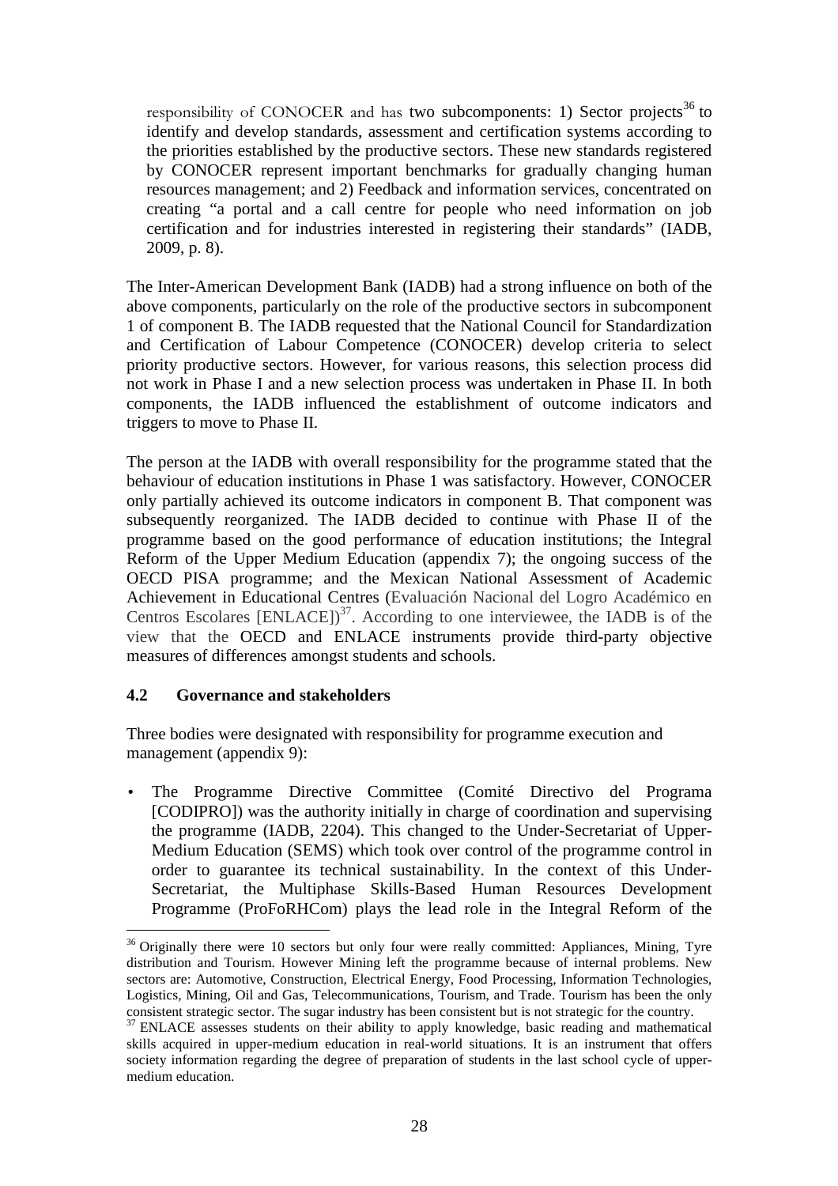responsibility of CONOCER and has two subcomponents: 1) Sector projects[36] to identify and develop standards, assessment and certification systems according to the priorities established by the productive sectors. These new standards registered by CONOCER represent important benchmarks for gradually changing human resources management; and 2) Feedback and information services, concentrated on creating "a portal and a call centre for people who need information on job certification and for industries interested in registering their standards" (IADB, 2009, p. 8).

The Inter-American Development Bank (IADB) had a strong influence on both of the above components, particularly on the role of the productive sectors in subcomponent 1 of component B. The IADB requested that the National Council for Standardization and Certification of Labour Competence (CONOCER) develop criteria to select priority productive sectors. However, for various reasons, this selection process did not work in Phase I and a new selection process was undertaken in Phase II. In both components, the IADB influenced the establishment of outcome indicators and triggers to move to Phase II.

The person at the IADB with overall responsibility for the programme stated that the behaviour of education institutions in Phase 1 was satisfactory. However, CONOCER only partially achieved its outcome indicators in component B. That component was subsequently reorganized. The IADB decided to continue with Phase II of the programme based on the good performance of education institutions; the Integral Reform of the Upper Medium Education (appendix 7); the ongoing success of the OECD PISA programme; and the Mexican National Assessment of Academic Achievement in Educational Centres (Evaluación Nacional del Logro Académico en Centros Escolares [ENLACE])[37]. According to one interviewee, the IADB is of the view that the OECD and ENLACE instruments provide third-party objective measures of differences amongst students and schools.

## 4.2 Governance and stakeholders

Three bodies were designated with responsibility for programme execution and management (appendix 9):

- The Programme Directive Committee (Comité Directivo del Programa [CODIPRO]) was the authority initially in charge of coordination and supervising the programme (IADB, 2204). This changed to the Under-Secretariat of Upper-Medium Education (SEMS) which took over control of the programme control in order to guarantee its technical sustainability. In the context of this Under-Secretariat, the Multiphase Skills-Based Human Resources Development Programme (ProFoRHCom) plays the lead role in the Integral Reform of the

---

[36] Originally there were 10 sectors but only four were really committed: Appliances, Mining, Tyre distribution and Tourism. However Mining left the programme because of internal problems. New sectors are: Automotive, Construction, Electrical Energy, Food Processing, Information Technologies, Logistics, Mining, Oil and Gas, Telecommunications, Tourism, and Trade. Tourism has been the only consistent strategic sector. The sugar industry has been consistent but is not strategic for the country.

[37] ENLACE assesses students on their ability to apply knowledge, basic reading and mathematical skills acquired in upper-medium education in real-world situations. It is an instrument that offers society information regarding the degree of preparation of students in the last school cycle of upper-medium education.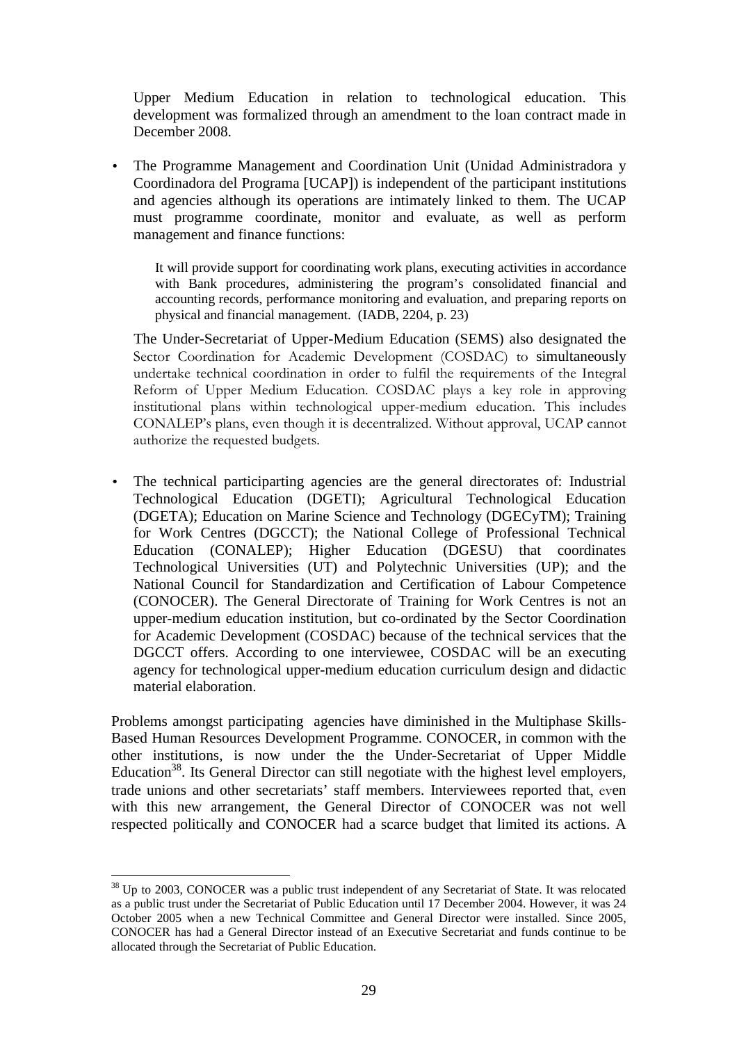Upper Medium Education in relation to technological education. This development was formalized through an amendment to the loan contract made in December 2008.

- The Programme Management and Coordination Unit (Unidad Administradora y Coordinadora del Programa [UCAP]) is independent of the participant institutions and agencies although its operations are intimately linked to them. The UCAP must programme coordinate, monitor and evaluate, as well as perform management and finance functions:

  > It will provide support for coordinating work plans, executing activities in accordance with Bank procedures, administering the program's consolidated financial and accounting records, performance monitoring and evaluation, and preparing reports on physical and financial management. (IADB, 2204, p. 23)

  The Under-Secretariat of Upper-Medium Education (SEMS) also designated the Sector Coordination for Academic Development (COSDAC) to simultaneously undertake technical coordination in order to fulfil the requirements of the Integral Reform of Upper Medium Education. COSDAC plays a key role in approving institutional plans within technological upper-medium education. This includes CONALEP's plans, even though it is decentralized. Without approval, UCAP cannot authorize the requested budgets.

- The technical participarting agencies are the general directorates of: Industrial Technological Education (DGETI); Agricultural Technological Education (DGETA); Education on Marine Science and Technology (DGECyTM); Training for Work Centres (DGCCT); the National College of Professional Technical Education (CONALEP); Higher Education (DGESU) that coordinates Technological Universities (UT) and Polytechnic Universities (UP); and the National Council for Standardization and Certification of Labour Competence (CONOCER). The General Directorate of Training for Work Centres is not an upper-medium education institution, but co-ordinated by the Sector Coordination for Academic Development (COSDAC) because of the technical services that the DGCCT offers. According to one interviewee, COSDAC will be an executing agency for technological upper-medium education curriculum design and didactic material elaboration.

Problems amongst participating agencies have diminished in the Multiphase Skills-Based Human Resources Development Programme. CONOCER, in common with the other institutions, is now under the the Under-Secretariat of Upper Middle Education[38]. Its General Director can still negotiate with the highest level employers, trade unions and other secretariats' staff members. Interviewees reported that, even with this new arrangement, the General Director of CONOCER was not well respected politically and CONOCER had a scarce budget that limited its actions. A

[38] Up to 2003, CONOCER was a public trust independent of any Secretariat of State. It was relocated as a public trust under the Secretariat of Public Education until 17 December 2004. However, it was 24 October 2005 when a new Technical Committee and General Director were installed. Since 2005, CONOCER has had a General Director instead of an Executive Secretariat and funds continue to be allocated through the Secretariat of Public Education.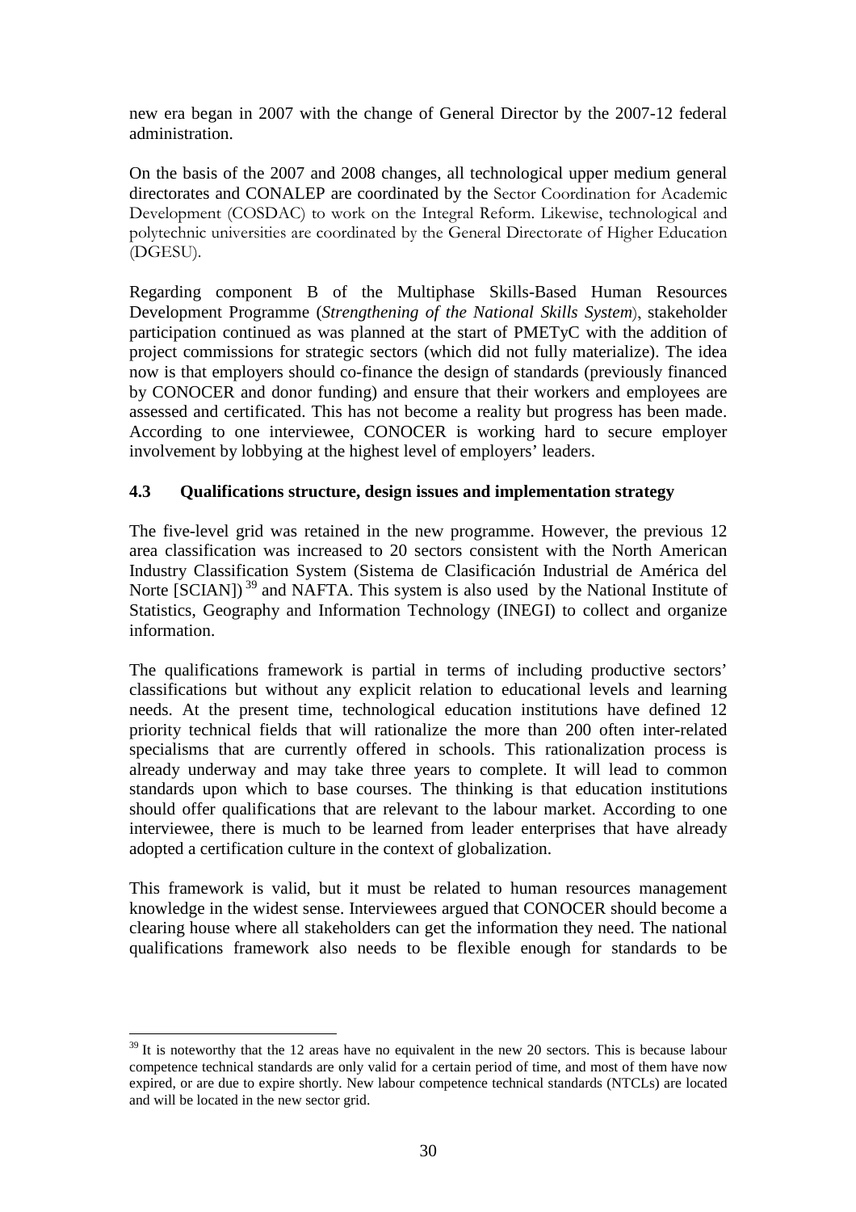new era began in 2007 with the change of General Director by the 2007-12 federal administration.

On the basis of the 2007 and 2008 changes, all technological upper medium general directorates and CONALEP are coordinated by the Sector Coordination for Academic Development (COSDAC) to work on the Integral Reform. Likewise, technological and polytechnic universities are coordinated by the General Directorate of Higher Education (DGESU).

Regarding component B of the Multiphase Skills-Based Human Resources Development Programme (*Strengthening of the National Skills System*), stakeholder participation continued as was planned at the start of PMETyC with the addition of project commissions for strategic sectors (which did not fully materialize). The idea now is that employers should co-finance the design of standards (previously financed by CONOCER and donor funding) and ensure that their workers and employees are assessed and certificated. This has not become a reality but progress has been made. According to one interviewee, CONOCER is working hard to secure employer involvement by lobbying at the highest level of employers' leaders.

### 4.3 Qualifications structure, design issues and implementation strategy

The five-level grid was retained in the new programme. However, the previous 12 area classification was increased to 20 sectors consistent with the North American Industry Classification System (Sistema de Clasificación Industrial de América del Norte [SCIAN])[39] and NAFTA. This system is also used by the National Institute of Statistics, Geography and Information Technology (INEGI) to collect and organize information.

The qualifications framework is partial in terms of including productive sectors' classifications but without any explicit relation to educational levels and learning needs. At the present time, technological education institutions have defined 12 priority technical fields that will rationalize the more than 200 often inter-related specialisms that are currently offered in schools. This rationalization process is already underway and may take three years to complete. It will lead to common standards upon which to base courses. The thinking is that education institutions should offer qualifications that are relevant to the labour market. According to one interviewee, there is much to be learned from leader enterprises that have already adopted a certification culture in the context of globalization.

This framework is valid, but it must be related to human resources management knowledge in the widest sense. Interviewees argued that CONOCER should become a clearing house where all stakeholders can get the information they need. The national qualifications framework also needs to be flexible enough for standards to be

---

[39] It is noteworthy that the 12 areas have no equivalent in the new 20 sectors. This is because labour competence technical standards are only valid for a certain period of time, and most of them have now expired, or are due to expire shortly. New labour competence technical standards (NTCLs) are located and will be located in the new sector grid.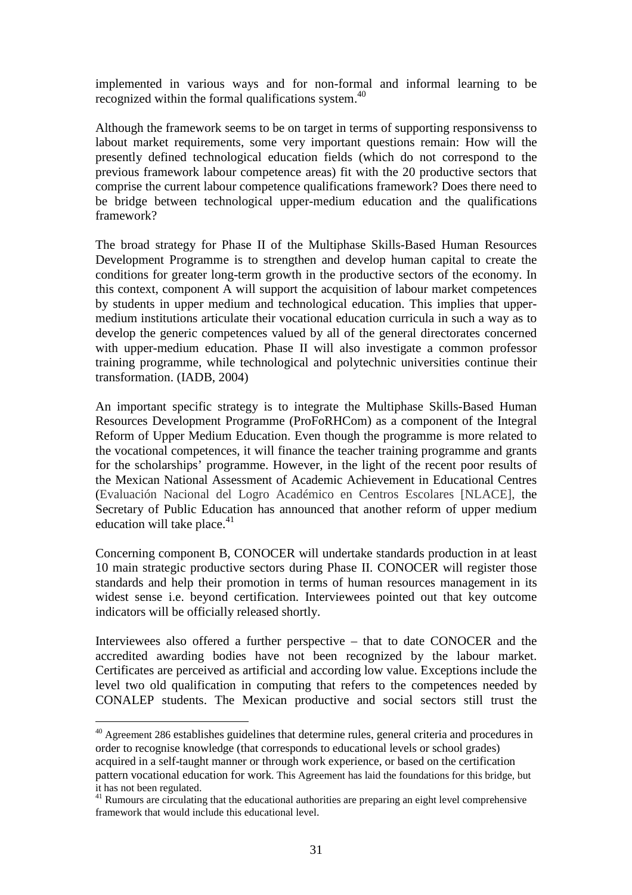implemented in various ways and for non-formal and informal learning to be recognized within the formal qualifications system.[40]

Although the framework seems to be on target in terms of supporting responsivenss to labout market requirements, some very important questions remain: How will the presently defined technological education fields (which do not correspond to the previous framework labour competence areas) fit with the 20 productive sectors that comprise the current labour competence qualifications framework? Does there need to be bridge between technological upper-medium education and the qualifications framework?

The broad strategy for Phase II of the Multiphase Skills-Based Human Resources Development Programme is to strengthen and develop human capital to create the conditions for greater long-term growth in the productive sectors of the economy. In this context, component A will support the acquisition of labour market competences by students in upper medium and technological education. This implies that upper-medium institutions articulate their vocational education curricula in such a way as to develop the generic competences valued by all of the general directorates concerned with upper-medium education. Phase II will also investigate a common professor training programme, while technological and polytechnic universities continue their transformation. (IADB, 2004)

An important specific strategy is to integrate the Multiphase Skills-Based Human Resources Development Programme (ProFoRHCom) as a component of the Integral Reform of Upper Medium Education. Even though the programme is more related to the vocational competences, it will finance the teacher training programme and grants for the scholarships' programme. However, in the light of the recent poor results of the Mexican National Assessment of Academic Achievement in Educational Centres (Evaluación Nacional del Logro Académico en Centros Escolares [NLACE], the Secretary of Public Education has announced that another reform of upper medium education will take place.[41]

Concerning component B, CONOCER will undertake standards production in at least 10 main strategic productive sectors during Phase II. CONOCER will register those standards and help their promotion in terms of human resources management in its widest sense i.e. beyond certification. Interviewees pointed out that key outcome indicators will be officially released shortly.

Interviewees also offered a further perspective – that to date CONOCER and the accredited awarding bodies have not been recognized by the labour market. Certificates are perceived as artificial and according low value. Exceptions include the level two old qualification in computing that refers to the competences needed by CONALEP students. The Mexican productive and social sectors still trust the

---

[40] Agreement 286 establishes guidelines that determine rules, general criteria and procedures in order to recognise knowledge (that corresponds to educational levels or school grades) acquired in a self-taught manner or through work experience, or based on the certification pattern vocational education for work. This Agreement has laid the foundations for this bridge, but it has not been regulated.

[41] Rumours are circulating that the educational authorities are preparing an eight level comprehensive framework that would include this educational level.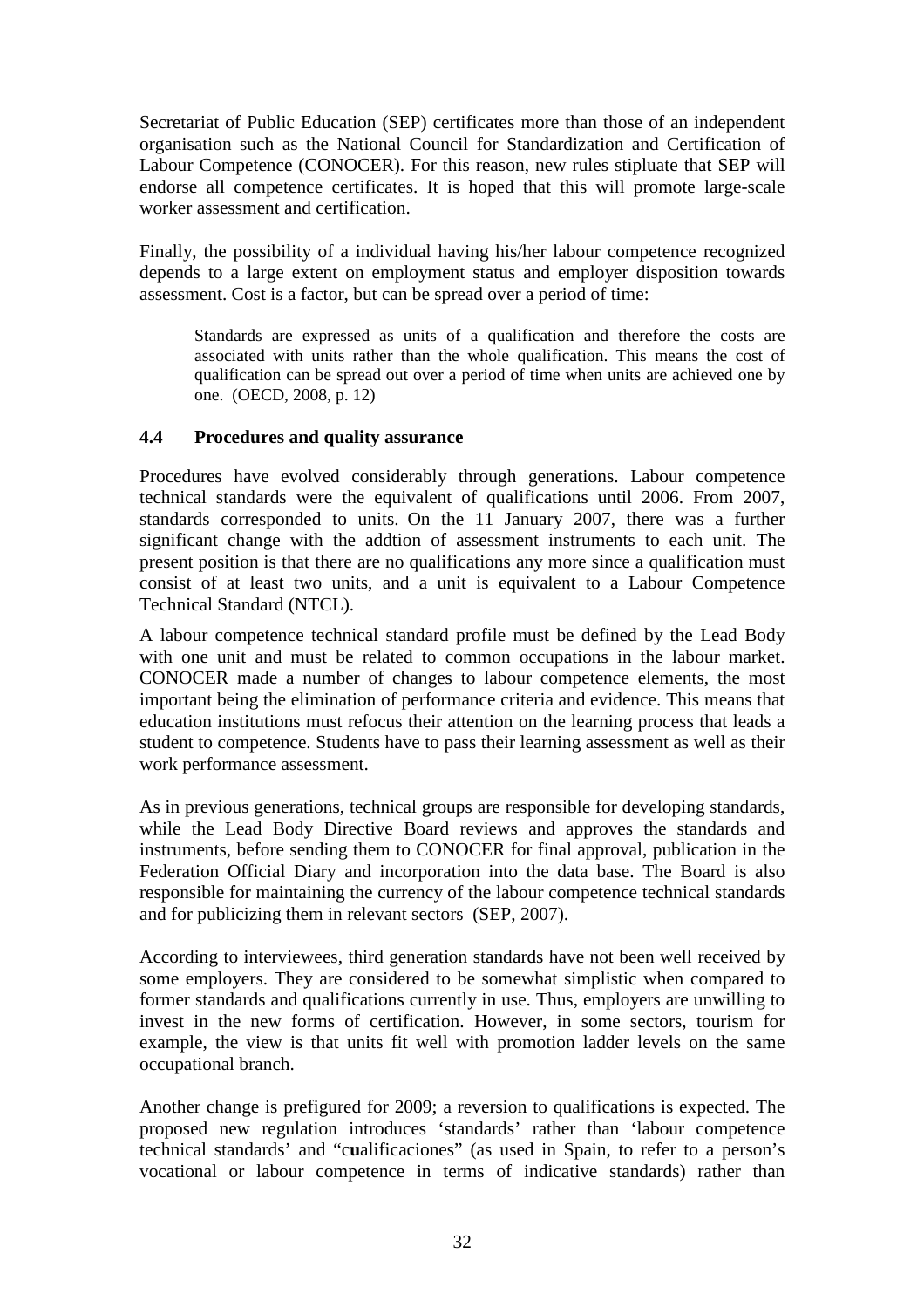Secretariat of Public Education (SEP) certificates more than those of an independent organisation such as the National Council for Standardization and Certification of Labour Competence (CONOCER). For this reason, new rules stipluate that SEP will endorse all competence certificates. It is hoped that this will promote large-scale worker assessment and certification.

Finally, the possibility of a individual having his/her labour competence recognized depends to a large extent on employment status and employer disposition towards assessment. Cost is a factor, but can be spread over a period of time:

> Standards are expressed as units of a qualification and therefore the costs are associated with units rather than the whole qualification. This means the cost of qualification can be spread out over a period of time when units are achieved one by one. (OECD, 2008, p. 12)

### 4.4 Procedures and quality assurance

Procedures have evolved considerably through generations. Labour competence technical standards were the equivalent of qualifications until 2006. From 2007, standards corresponded to units. On the 11 January 2007, there was a further significant change with the addtion of assessment instruments to each unit. The present position is that there are no qualifications any more since a qualification must consist of at least two units, and a unit is equivalent to a Labour Competence Technical Standard (NTCL).

A labour competence technical standard profile must be defined by the Lead Body with one unit and must be related to common occupations in the labour market. CONOCER made a number of changes to labour competence elements, the most important being the elimination of performance criteria and evidence. This means that education institutions must refocus their attention on the learning process that leads a student to competence. Students have to pass their learning assessment as well as their work performance assessment.

As in previous generations, technical groups are responsible for developing standards, while the Lead Body Directive Board reviews and approves the standards and instruments, before sending them to CONOCER for final approval, publication in the Federation Official Diary and incorporation into the data base. The Board is also responsible for maintaining the currency of the labour competence technical standards and for publicizing them in relevant sectors (SEP, 2007).

According to interviewees, third generation standards have not been well received by some employers. They are considered to be somewhat simplistic when compared to former standards and qualifications currently in use. Thus, employers are unwilling to invest in the new forms of certification. However, in some sectors, tourism for example, the view is that units fit well with promotion ladder levels on the same occupational branch.

Another change is prefigured for 2009; a reversion to qualifications is expected. The proposed new regulation introduces 'standards' rather than 'labour competence technical standards' and "c**u**alificaciones" (as used in Spain, to refer to a person's vocational or labour competence in terms of indicative standards) rather than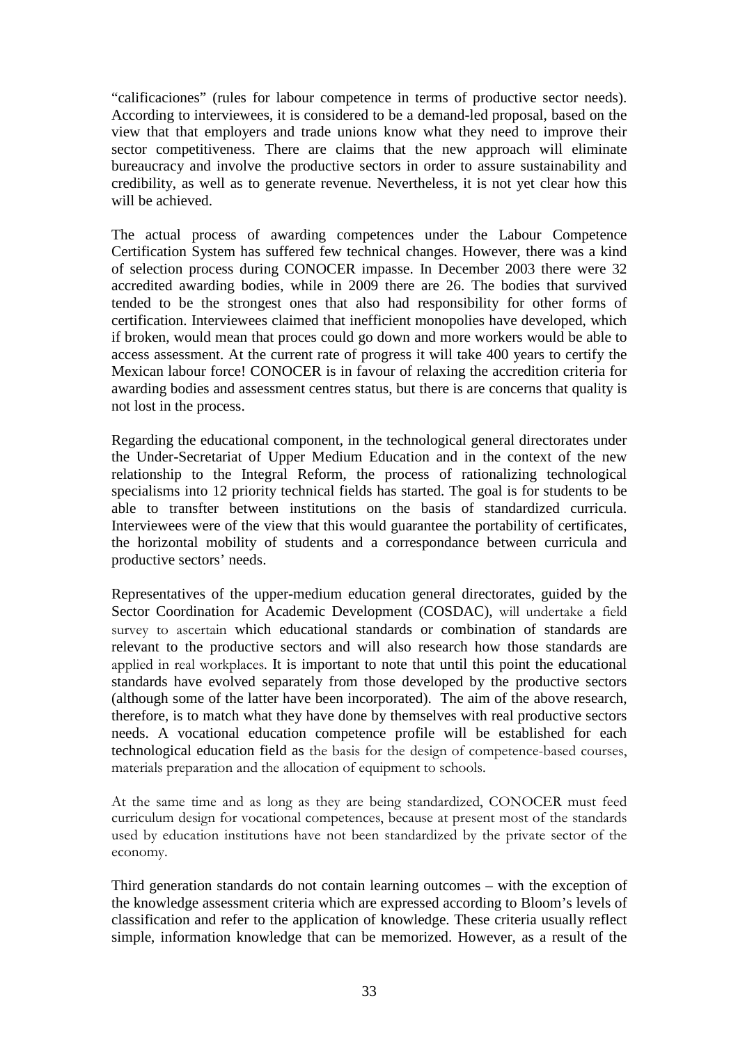"calificaciones" (rules for labour competence in terms of productive sector needs). According to interviewees, it is considered to be a demand-led proposal, based on the view that that employers and trade unions know what they need to improve their sector competitiveness. There are claims that the new approach will eliminate bureaucracy and involve the productive sectors in order to assure sustainability and credibility, as well as to generate revenue. Nevertheless, it is not yet clear how this will be achieved.

The actual process of awarding competences under the Labour Competence Certification System has suffered few technical changes. However, there was a kind of selection process during CONOCER impasse. In December 2003 there were 32 accredited awarding bodies, while in 2009 there are 26. The bodies that survived tended to be the strongest ones that also had responsibility for other forms of certification. Interviewees claimed that inefficient monopolies have developed, which if broken, would mean that proces could go down and more workers would be able to access assessment. At the current rate of progress it will take 400 years to certify the Mexican labour force! CONOCER is in favour of relaxing the accredition criteria for awarding bodies and assessment centres status, but there is are concerns that quality is not lost in the process.

Regarding the educational component, in the technological general directorates under the Under-Secretariat of Upper Medium Education and in the context of the new relationship to the Integral Reform, the process of rationalizing technological specialisms into 12 priority technical fields has started. The goal is for students to be able to transfter between institutions on the basis of standardized curricula. Interviewees were of the view that this would guarantee the portability of certificates, the horizontal mobility of students and a correspondance between curricula and productive sectors' needs.

Representatives of the upper-medium education general directorates, guided by the Sector Coordination for Academic Development (COSDAC), will undertake a field survey to ascertain which educational standards or combination of standards are relevant to the productive sectors and will also research how those standards are applied in real workplaces. It is important to note that until this point the educational standards have evolved separately from those developed by the productive sectors (although some of the latter have been incorporated). The aim of the above research, therefore, is to match what they have done by themselves with real productive sectors needs. A vocational education competence profile will be established for each technological education field as the basis for the design of competence-based courses, materials preparation and the allocation of equipment to schools.

At the same time and as long as they are being standardized, CONOCER must feed curriculum design for vocational competences, because at present most of the standards used by education institutions have not been standardized by the private sector of the economy.

Third generation standards do not contain learning outcomes – with the exception of the knowledge assessment criteria which are expressed according to Bloom's levels of classification and refer to the application of knowledge. These criteria usually reflect simple, information knowledge that can be memorized. However, as a result of the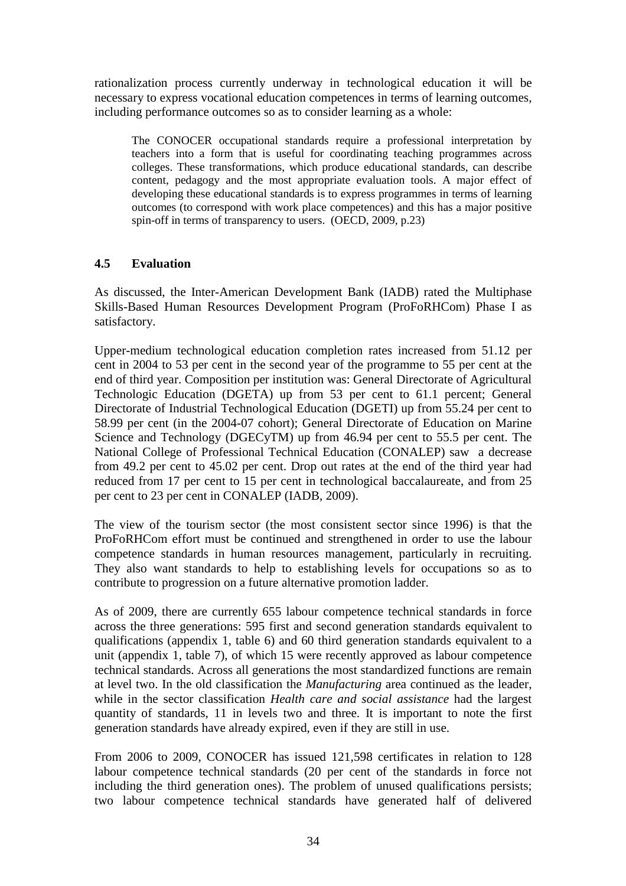rationalization process currently underway in technological education it will be necessary to express vocational education competences in terms of learning outcomes, including performance outcomes so as to consider learning as a whole:

> The CONOCER occupational standards require a professional interpretation by teachers into a form that is useful for coordinating teaching programmes across colleges. These transformations, which produce educational standards, can describe content, pedagogy and the most appropriate evaluation tools. A major effect of developing these educational standards is to express programmes in terms of learning outcomes (to correspond with work place competences) and this has a major positive spin-off in terms of transparency to users. (OECD, 2009, p.23)

### 4.5 Evaluation

As discussed, the Inter-American Development Bank (IADB) rated the Multiphase Skills-Based Human Resources Development Program (ProFoRHCom) Phase I as satisfactory.

Upper-medium technological education completion rates increased from 51.12 per cent in 2004 to 53 per cent in the second year of the programme to 55 per cent at the end of third year. Composition per institution was: General Directorate of Agricultural Technologic Education (DGETA) up from 53 per cent to 61.1 percent; General Directorate of Industrial Technological Education (DGETI) up from 55.24 per cent to 58.99 per cent (in the 2004-07 cohort); General Directorate of Education on Marine Science and Technology (DGECyTM) up from 46.94 per cent to 55.5 per cent. The National College of Professional Technical Education (CONALEP) saw a decrease from 49.2 per cent to 45.02 per cent. Drop out rates at the end of the third year had reduced from 17 per cent to 15 per cent in technological baccalaureate, and from 25 per cent to 23 per cent in CONALEP (IADB, 2009).

The view of the tourism sector (the most consistent sector since 1996) is that the ProFoRHCom effort must be continued and strengthened in order to use the labour competence standards in human resources management, particularly in recruiting. They also want standards to help to establishing levels for occupations so as to contribute to progression on a future alternative promotion ladder.

As of 2009, there are currently 655 labour competence technical standards in force across the three generations: 595 first and second generation standards equivalent to qualifications (appendix 1, table 6) and 60 third generation standards equivalent to a unit (appendix 1, table 7), of which 15 were recently approved as labour competence technical standards. Across all generations the most standardized functions are remain at level two. In the old classification the *Manufacturing* area continued as the leader, while in the sector classification *Health care and social assistance* had the largest quantity of standards, 11 in levels two and three. It is important to note the first generation standards have already expired, even if they are still in use.

From 2006 to 2009, CONOCER has issued 121,598 certificates in relation to 128 labour competence technical standards (20 per cent of the standards in force not including the third generation ones). The problem of unused qualifications persists; two labour competence technical standards have generated half of delivered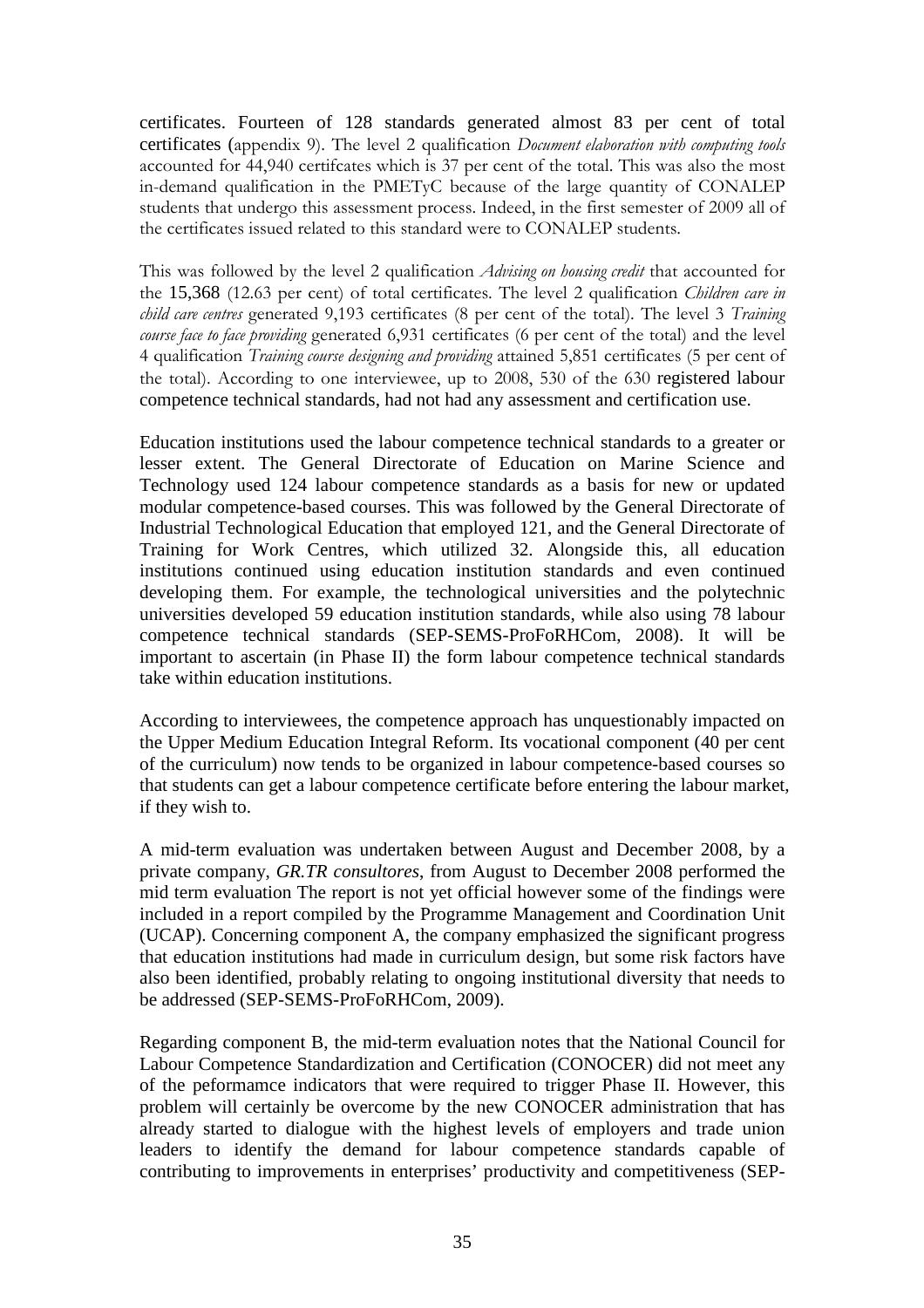certificates. Fourteen of 128 standards generated almost 83 per cent of total certificates (appendix 9). The level 2 qualification *Document elaboration with computing tools* accounted for 44,940 certifcates which is 37 per cent of the total. This was also the most in-demand qualification in the PMETyC because of the large quantity of CONALEP students that undergo this assessment process. Indeed, in the first semester of 2009 all of the certificates issued related to this standard were to CONALEP students.

This was followed by the level 2 qualification *Advising on housing credit* that accounted for the 15,368 (12.63 per cent) of total certificates. The level 2 qualification *Children care in child care centres* generated 9,193 certificates (8 per cent of the total). The level 3 *Training course face to face providing* generated 6,931 certificates (6 per cent of the total) and the level 4 qualification *Training course designing and providing* attained 5,851 certificates (5 per cent of the total). According to one interviewee, up to 2008, 530 of the 630 registered labour competence technical standards, had not had any assessment and certification use.

Education institutions used the labour competence technical standards to a greater or lesser extent. The General Directorate of Education on Marine Science and Technology used 124 labour competence standards as a basis for new or updated modular competence-based courses. This was followed by the General Directorate of Industrial Technological Education that employed 121, and the General Directorate of Training for Work Centres, which utilized 32. Alongside this, all education institutions continued using education institution standards and even continued developing them. For example, the technological universities and the polytechnic universities developed 59 education institution standards, while also using 78 labour competence technical standards (SEP-SEMS-ProFoRHCom, 2008). It will be important to ascertain (in Phase II) the form labour competence technical standards take within education institutions.

According to interviewees, the competence approach has unquestionably impacted on the Upper Medium Education Integral Reform. Its vocational component (40 per cent of the curriculum) now tends to be organized in labour competence-based courses so that students can get a labour competence certificate before entering the labour market, if they wish to.

A mid-term evaluation was undertaken between August and December 2008, by a private company, *GR.TR consultores*, from August to December 2008 performed the mid term evaluation The report is not yet official however some of the findings were included in a report compiled by the Programme Management and Coordination Unit (UCAP). Concerning component A, the company emphasized the significant progress that education institutions had made in curriculum design, but some risk factors have also been identified, probably relating to ongoing institutional diversity that needs to be addressed (SEP-SEMS-ProFoRHCom, 2009).

Regarding component B, the mid-term evaluation notes that the National Council for Labour Competence Standardization and Certification (CONOCER) did not meet any of the peformamce indicators that were required to trigger Phase II. However, this problem will certainly be overcome by the new CONOCER administration that has already started to dialogue with the highest levels of employers and trade union leaders to identify the demand for labour competence standards capable of contributing to improvements in enterprises' productivity and competitiveness (SEP-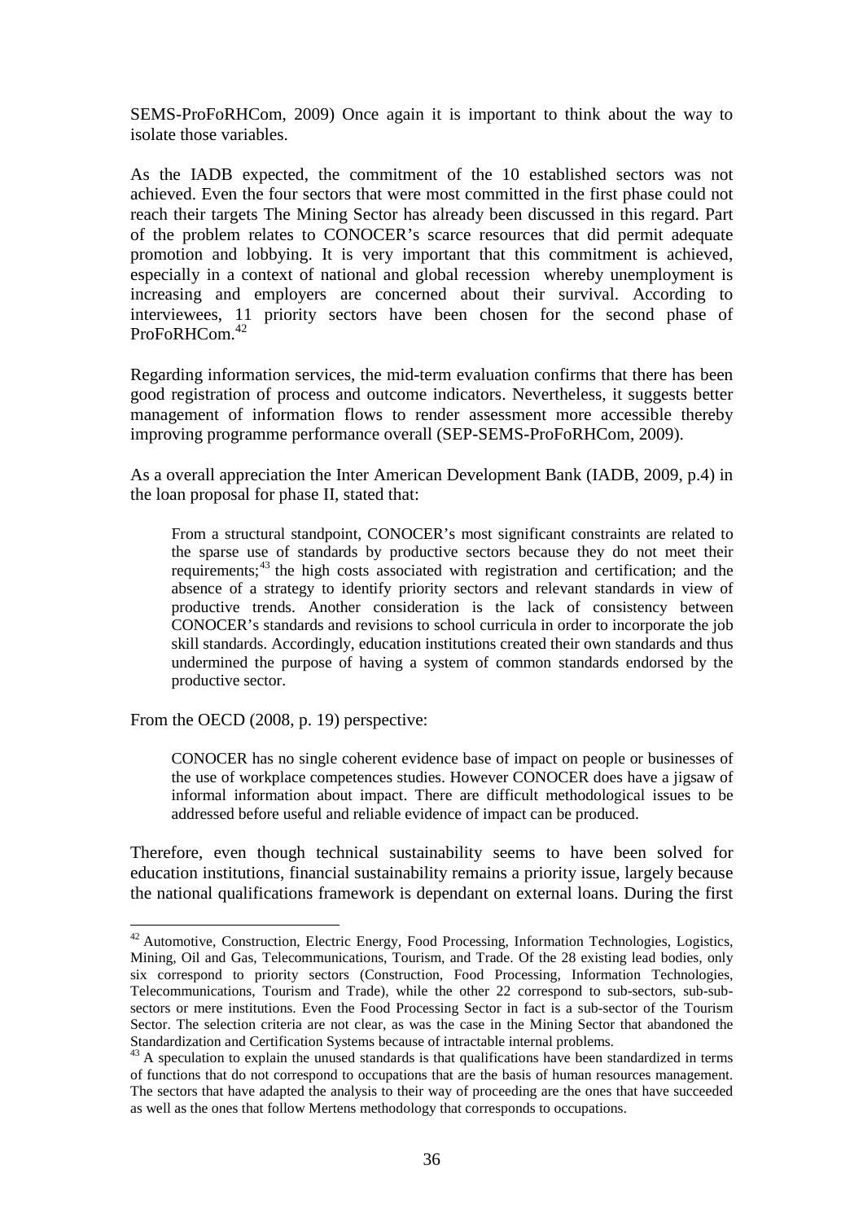SEMS-ProFoRHCom, 2009) Once again it is important to think about the way to isolate those variables.

As the IADB expected, the commitment of the 10 established sectors was not achieved. Even the four sectors that were most committed in the first phase could not reach their targets The Mining Sector has already been discussed in this regard. Part of the problem relates to CONOCER's scarce resources that did permit adequate promotion and lobbying. It is very important that this commitment is achieved, especially in a context of national and global recession whereby unemployment is increasing and employers are concerned about their survival. According to interviewees, 11 priority sectors have been chosen for the second phase of ProFoRHCom.[42]

Regarding information services, the mid-term evaluation confirms that there has been good registration of process and outcome indicators. Nevertheless, it suggests better management of information flows to render assessment more accessible thereby improving programme performance overall (SEP-SEMS-ProFoRHCom, 2009).

As a overall appreciation the Inter American Development Bank (IADB, 2009, p.4) in the loan proposal for phase II, stated that:

> From a structural standpoint, CONOCER's most significant constraints are related to the sparse use of standards by productive sectors because they do not meet their requirements;[43] the high costs associated with registration and certification; and the absence of a strategy to identify priority sectors and relevant standards in view of productive trends. Another consideration is the lack of consistency between CONOCER's standards and revisions to school curricula in order to incorporate the job skill standards. Accordingly, education institutions created their own standards and thus undermined the purpose of having a system of common standards endorsed by the productive sector.

From the OECD (2008, p. 19) perspective:

> CONOCER has no single coherent evidence base of impact on people or businesses of the use of workplace competences studies. However CONOCER does have a jigsaw of informal information about impact. There are difficult methodological issues to be addressed before useful and reliable evidence of impact can be produced.

Therefore, even though technical sustainability seems to have been solved for education institutions, financial sustainability remains a priority issue, largely because the national qualifications framework is dependant on external loans. During the first

---

[42] Automotive, Construction, Electric Energy, Food Processing, Information Technologies, Logistics, Mining, Oil and Gas, Telecommunications, Tourism, and Trade. Of the 28 existing lead bodies, only six correspond to priority sectors (Construction, Food Processing, Information Technologies, Telecommunications, Tourism and Trade), while the other 22 correspond to sub-sectors, sub-sub-sectors or mere institutions. Even the Food Processing Sector in fact is a sub-sector of the Tourism Sector. The selection criteria are not clear, as was the case in the Mining Sector that abandoned the Standardization and Certification Systems because of intractable internal problems.

[43] A speculation to explain the unused standards is that qualifications have been standardized in terms of functions that do not correspond to occupations that are the basis of human resources management. The sectors that have adapted the analysis to their way of proceeding are the ones that have succeeded as well as the ones that follow Mertens methodology that corresponds to occupations.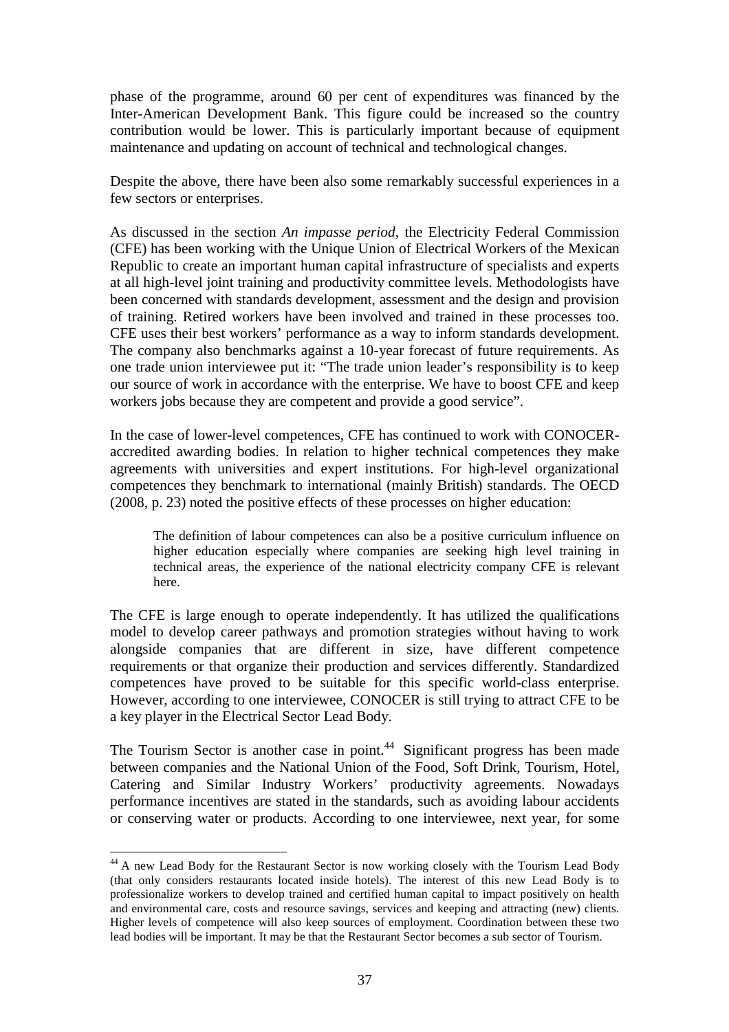phase of the programme, around 60 per cent of expenditures was financed by the Inter-American Development Bank. This figure could be increased so the country contribution would be lower. This is particularly important because of equipment maintenance and updating on account of technical and technological changes.

Despite the above, there have been also some remarkably successful experiences in a few sectors or enterprises.

As discussed in the section *An impasse period*, the Electricity Federal Commission (CFE) has been working with the Unique Union of Electrical Workers of the Mexican Republic to create an important human capital infrastructure of specialists and experts at all high-level joint training and productivity committee levels. Methodologists have been concerned with standards development, assessment and the design and provision of training. Retired workers have been involved and trained in these processes too. CFE uses their best workers' performance as a way to inform standards development. The company also benchmarks against a 10-year forecast of future requirements. As one trade union interviewee put it: "The trade union leader's responsibility is to keep our source of work in accordance with the enterprise. We have to boost CFE and keep workers jobs because they are competent and provide a good service".

In the case of lower-level competences, CFE has continued to work with CONOCER-accredited awarding bodies. In relation to higher technical competences they make agreements with universities and expert institutions. For high-level organizational competences they benchmark to international (mainly British) standards. The OECD (2008, p. 23) noted the positive effects of these processes on higher education:

> The definition of labour competences can also be a positive curriculum influence on higher education especially where companies are seeking high level training in technical areas, the experience of the national electricity company CFE is relevant here.

The CFE is large enough to operate independently. It has utilized the qualifications model to develop career pathways and promotion strategies without having to work alongside companies that are different in size, have different competence requirements or that organize their production and services differently. Standardized competences have proved to be suitable for this specific world-class enterprise. However, according to one interviewee, CONOCER is still trying to attract CFE to be a key player in the Electrical Sector Lead Body.

The Tourism Sector is another case in point.[44] Significant progress has been made between companies and the National Union of the Food, Soft Drink, Tourism, Hotel, Catering and Similar Industry Workers' productivity agreements. Nowadays performance incentives are stated in the standards, such as avoiding labour accidents or conserving water or products. According to one interviewee, next year, for some

---

[44] A new Lead Body for the Restaurant Sector is now working closely with the Tourism Lead Body (that only considers restaurants located inside hotels). The interest of this new Lead Body is to professionalize workers to develop trained and certified human capital to impact positively on health and environmental care, costs and resource savings, services and keeping and attracting (new) clients. Higher levels of competence will also keep sources of employment. Coordination between these two lead bodies will be important. It may be that the Restaurant Sector becomes a sub sector of Tourism.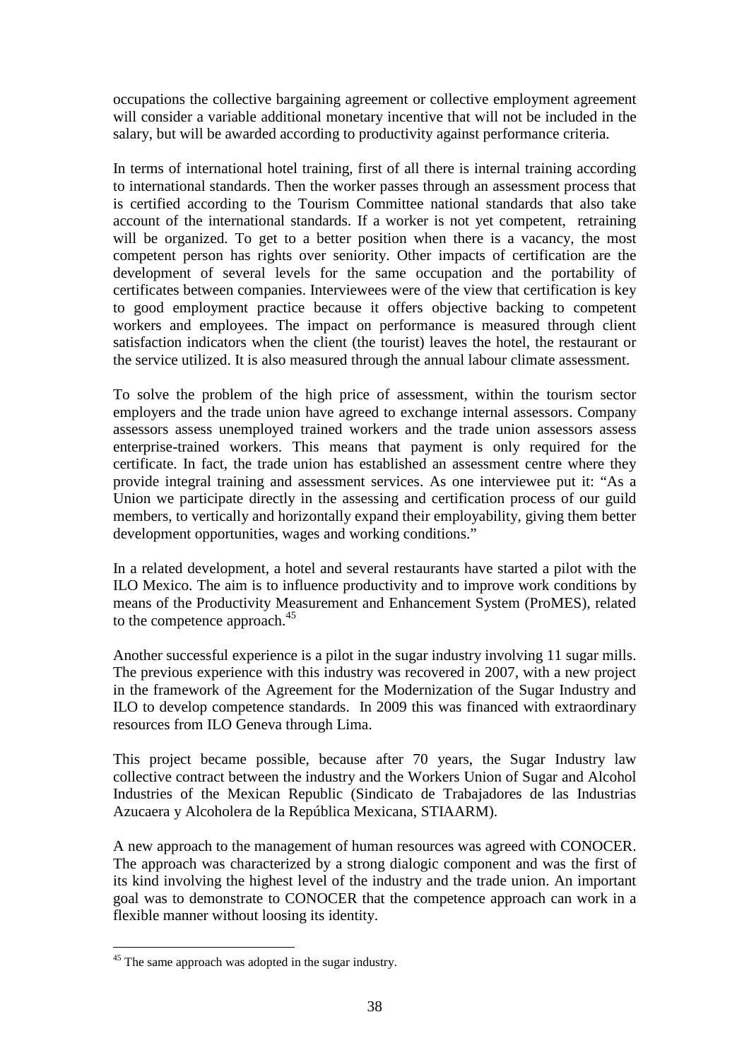occupations the collective bargaining agreement or collective employment agreement will consider a variable additional monetary incentive that will not be included in the salary, but will be awarded according to productivity against performance criteria.

In terms of international hotel training, first of all there is internal training according to international standards. Then the worker passes through an assessment process that is certified according to the Tourism Committee national standards that also take account of the international standards. If a worker is not yet competent, retraining will be organized. To get to a better position when there is a vacancy, the most competent person has rights over seniority. Other impacts of certification are the development of several levels for the same occupation and the portability of certificates between companies. Interviewees were of the view that certification is key to good employment practice because it offers objective backing to competent workers and employees. The impact on performance is measured through client satisfaction indicators when the client (the tourist) leaves the hotel, the restaurant or the service utilized. It is also measured through the annual labour climate assessment.

To solve the problem of the high price of assessment, within the tourism sector employers and the trade union have agreed to exchange internal assessors. Company assessors assess unemployed trained workers and the trade union assessors assess enterprise-trained workers. This means that payment is only required for the certificate. In fact, the trade union has established an assessment centre where they provide integral training and assessment services. As one interviewee put it: "As a Union we participate directly in the assessing and certification process of our guild members, to vertically and horizontally expand their employability, giving them better development opportunities, wages and working conditions."

In a related development, a hotel and several restaurants have started a pilot with the ILO Mexico. The aim is to influence productivity and to improve work conditions by means of the Productivity Measurement and Enhancement System (ProMES), related to the competence approach.[45]

Another successful experience is a pilot in the sugar industry involving 11 sugar mills. The previous experience with this industry was recovered in 2007, with a new project in the framework of the Agreement for the Modernization of the Sugar Industry and ILO to develop competence standards. In 2009 this was financed with extraordinary resources from ILO Geneva through Lima.

This project became possible, because after 70 years, the Sugar Industry law collective contract between the industry and the Workers Union of Sugar and Alcohol Industries of the Mexican Republic (Sindicato de Trabajadores de las Industrias Azucaera y Alcoholera de la República Mexicana, STIAARM).

A new approach to the management of human resources was agreed with CONOCER. The approach was characterized by a strong dialogic component and was the first of its kind involving the highest level of the industry and the trade union. An important goal was to demonstrate to CONOCER that the competence approach can work in a flexible manner without loosing its identity.

[45] The same approach was adopted in the sugar industry.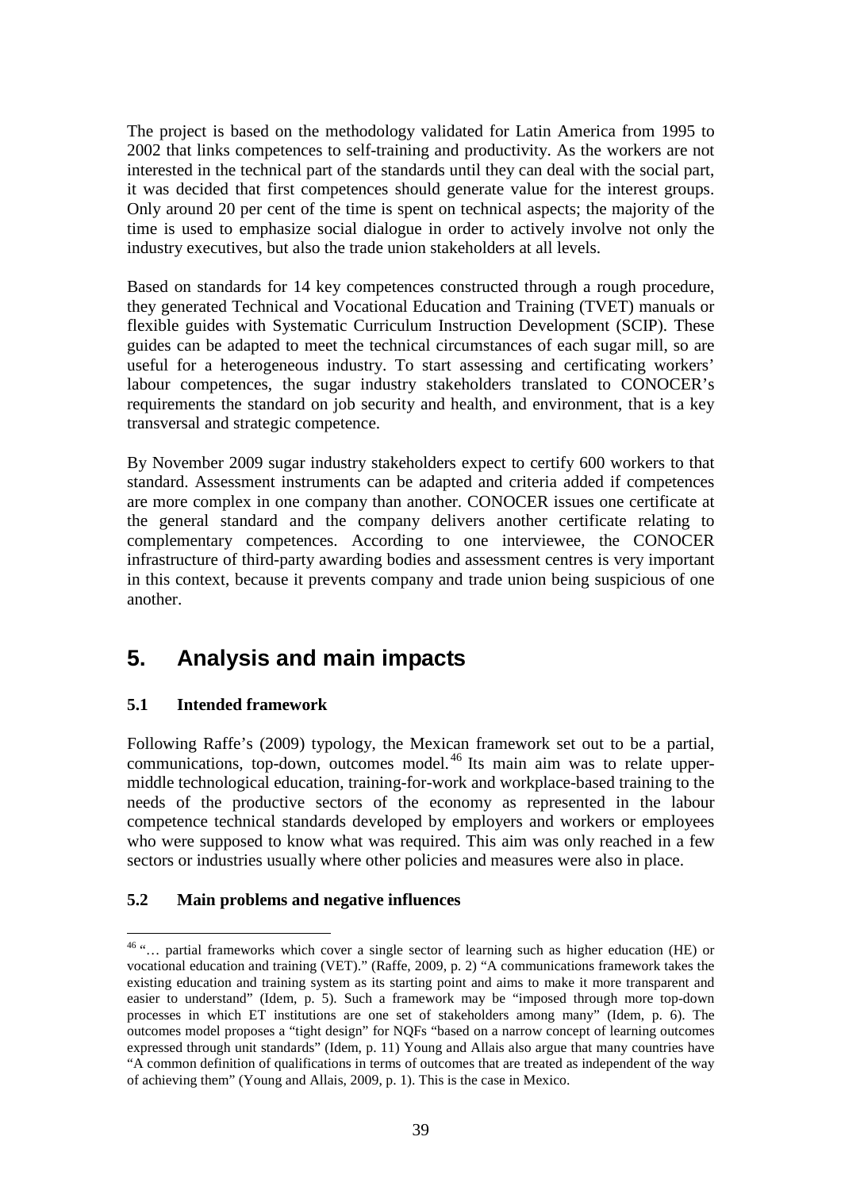The project is based on the methodology validated for Latin America from 1995 to 2002 that links competences to self-training and productivity. As the workers are not interested in the technical part of the standards until they can deal with the social part, it was decided that first competences should generate value for the interest groups. Only around 20 per cent of the time is spent on technical aspects; the majority of the time is used to emphasize social dialogue in order to actively involve not only the industry executives, but also the trade union stakeholders at all levels.

Based on standards for 14 key competences constructed through a rough procedure, they generated Technical and Vocational Education and Training (TVET) manuals or flexible guides with Systematic Curriculum Instruction Development (SCIP). These guides can be adapted to meet the technical circumstances of each sugar mill, so are useful for a heterogeneous industry. To start assessing and certificating workers' labour competences, the sugar industry stakeholders translated to CONOCER's requirements the standard on job security and health, and environment, that is a key transversal and strategic competence.

By November 2009 sugar industry stakeholders expect to certify 600 workers to that standard. Assessment instruments can be adapted and criteria added if competences are more complex in one company than another. CONOCER issues one certificate at the general standard and the company delivers another certificate relating to complementary competences. According to one interviewee, the CONOCER infrastructure of third-party awarding bodies and assessment centres is very important in this context, because it prevents company and trade union being suspicious of one another.

# 5. Analysis and main impacts

## 5.1 Intended framework

Following Raffe's (2009) typology, the Mexican framework set out to be a partial, communications, top-down, outcomes model.[46] Its main aim was to relate upper-middle technological education, training-for-work and workplace-based training to the needs of the productive sectors of the economy as represented in the labour competence technical standards developed by employers and workers or employees who were supposed to know what was required. This aim was only reached in a few sectors or industries usually where other policies and measures were also in place.

## 5.2 Main problems and negative influences

[46] "… partial frameworks which cover a single sector of learning such as higher education (HE) or vocational education and training (VET)." (Raffe, 2009, p. 2) "A communications framework takes the existing education and training system as its starting point and aims to make it more transparent and easier to understand" (Idem, p. 5). Such a framework may be "imposed through more top-down processes in which ET institutions are one set of stakeholders among many" (Idem, p. 6). The outcomes model proposes a "tight design" for NQFs "based on a narrow concept of learning outcomes expressed through unit standards" (Idem, p. 11) Young and Allais also argue that many countries have "A common definition of qualifications in terms of outcomes that are treated as independent of the way of achieving them" (Young and Allais, 2009, p. 1). This is the case in Mexico.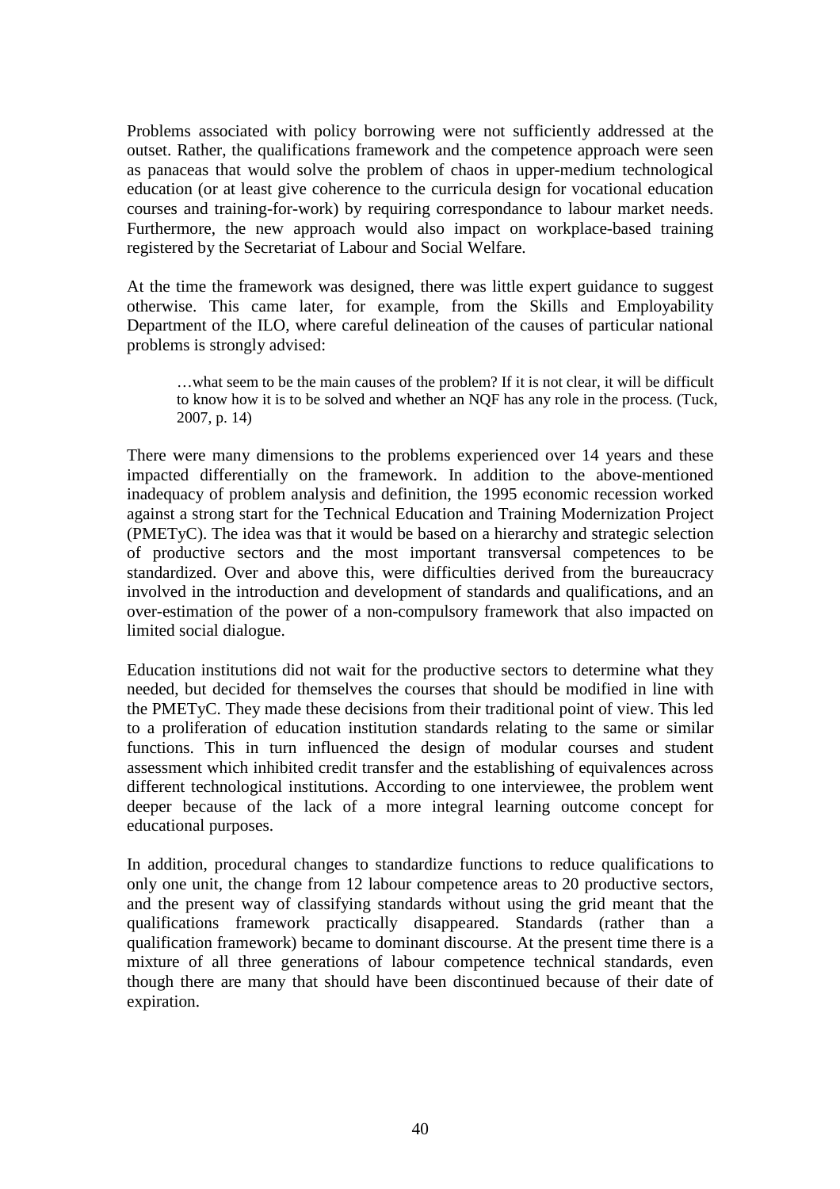Problems associated with policy borrowing were not sufficiently addressed at the outset. Rather, the qualifications framework and the competence approach were seen as panaceas that would solve the problem of chaos in upper-medium technological education (or at least give coherence to the curricula design for vocational education courses and training-for-work) by requiring correspondance to labour market needs. Furthermore, the new approach would also impact on workplace-based training registered by the Secretariat of Labour and Social Welfare.

At the time the framework was designed, there was little expert guidance to suggest otherwise. This came later, for example, from the Skills and Employability Department of the ILO, where careful delineation of the causes of particular national problems is strongly advised:

> …what seem to be the main causes of the problem? If it is not clear, it will be difficult to know how it is to be solved and whether an NQF has any role in the process. (Tuck, 2007, p. 14)

There were many dimensions to the problems experienced over 14 years and these impacted differentially on the framework. In addition to the above-mentioned inadequacy of problem analysis and definition, the 1995 economic recession worked against a strong start for the Technical Education and Training Modernization Project (PMETyC). The idea was that it would be based on a hierarchy and strategic selection of productive sectors and the most important transversal competences to be standardized. Over and above this, were difficulties derived from the bureaucracy involved in the introduction and development of standards and qualifications, and an over-estimation of the power of a non-compulsory framework that also impacted on limited social dialogue.

Education institutions did not wait for the productive sectors to determine what they needed, but decided for themselves the courses that should be modified in line with the PMETyC. They made these decisions from their traditional point of view. This led to a proliferation of education institution standards relating to the same or similar functions. This in turn influenced the design of modular courses and student assessment which inhibited credit transfer and the establishing of equivalences across different technological institutions. According to one interviewee, the problem went deeper because of the lack of a more integral learning outcome concept for educational purposes.

In addition, procedural changes to standardize functions to reduce qualifications to only one unit, the change from 12 labour competence areas to 20 productive sectors, and the present way of classifying standards without using the grid meant that the qualifications framework practically disappeared. Standards (rather than a qualification framework) became to dominant discourse. At the present time there is a mixture of all three generations of labour competence technical standards, even though there are many that should have been discontinued because of their date of expiration.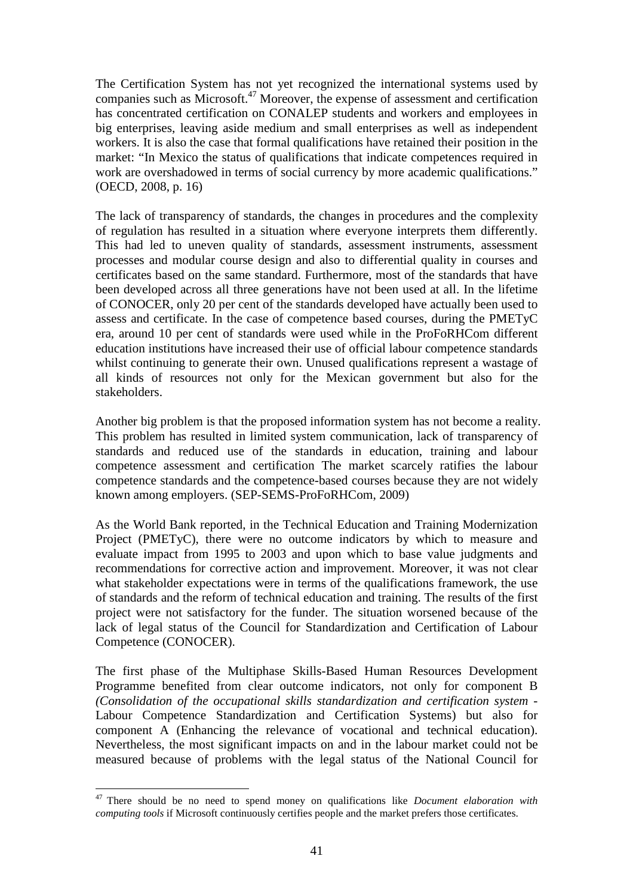The Certification System has not yet recognized the international systems used by companies such as Microsoft.[47] Moreover, the expense of assessment and certification has concentrated certification on CONALEP students and workers and employees in big enterprises, leaving aside medium and small enterprises as well as independent workers. It is also the case that formal qualifications have retained their position in the market: "In Mexico the status of qualifications that indicate competences required in work are overshadowed in terms of social currency by more academic qualifications." (OECD, 2008, p. 16)

The lack of transparency of standards, the changes in procedures and the complexity of regulation has resulted in a situation where everyone interprets them differently. This had led to uneven quality of standards, assessment instruments, assessment processes and modular course design and also to differential quality in courses and certificates based on the same standard. Furthermore, most of the standards that have been developed across all three generations have not been used at all. In the lifetime of CONOCER, only 20 per cent of the standards developed have actually been used to assess and certificate. In the case of competence based courses, during the PMETyC era, around 10 per cent of standards were used while in the ProFoRHCom different education institutions have increased their use of official labour competence standards whilst continuing to generate their own. Unused qualifications represent a wastage of all kinds of resources not only for the Mexican government but also for the stakeholders.

Another big problem is that the proposed information system has not become a reality. This problem has resulted in limited system communication, lack of transparency of standards and reduced use of the standards in education, training and labour competence assessment and certification The market scarcely ratifies the labour competence standards and the competence-based courses because they are not widely known among employers. (SEP-SEMS-ProFoRHCom, 2009)

As the World Bank reported, in the Technical Education and Training Modernization Project (PMETyC), there were no outcome indicators by which to measure and evaluate impact from 1995 to 2003 and upon which to base value judgments and recommendations for corrective action and improvement. Moreover, it was not clear what stakeholder expectations were in terms of the qualifications framework, the use of standards and the reform of technical education and training. The results of the first project were not satisfactory for the funder. The situation worsened because of the lack of legal status of the Council for Standardization and Certification of Labour Competence (CONOCER).

The first phase of the Multiphase Skills-Based Human Resources Development Programme benefited from clear outcome indicators, not only for component B *(Consolidation of the occupational skills standardization and certification system* - Labour Competence Standardization and Certification Systems) but also for component A (Enhancing the relevance of vocational and technical education). Nevertheless, the most significant impacts on and in the labour market could not be measured because of problems with the legal status of the National Council for

[47] There should be no need to spend money on qualifications like *Document elaboration with computing tools* if Microsoft continuously certifies people and the market prefers those certificates.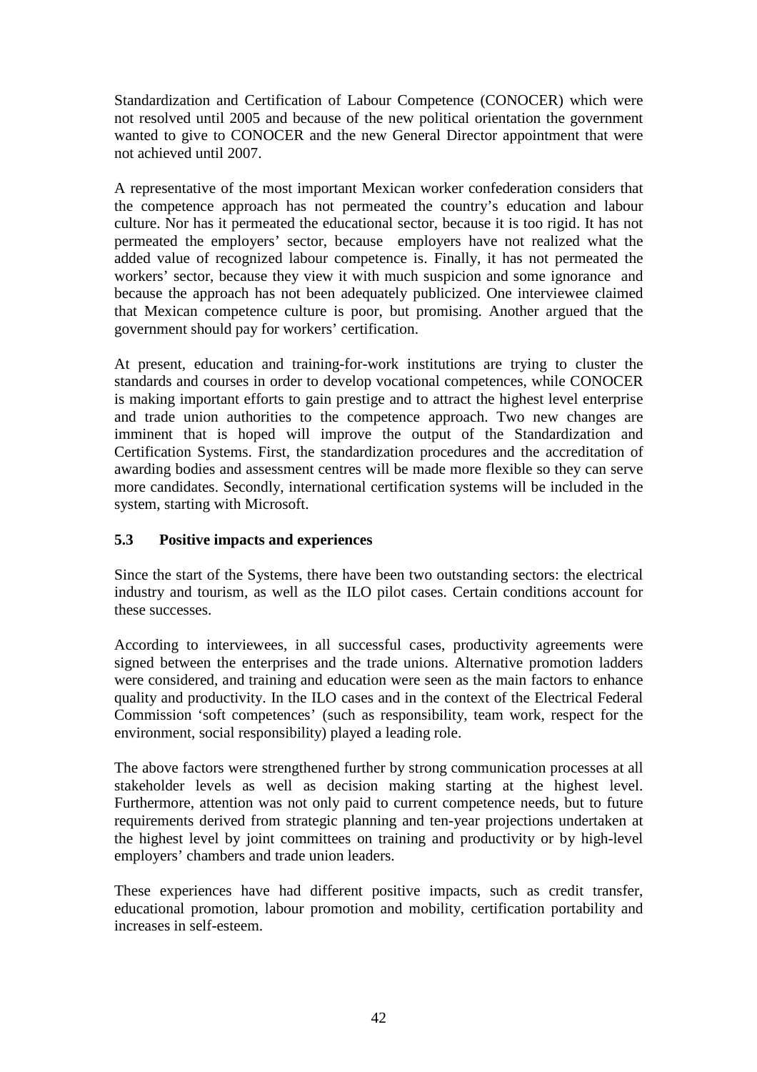Standardization and Certification of Labour Competence (CONOCER) which were not resolved until 2005 and because of the new political orientation the government wanted to give to CONOCER and the new General Director appointment that were not achieved until 2007.

A representative of the most important Mexican worker confederation considers that the competence approach has not permeated the country's education and labour culture. Nor has it permeated the educational sector, because it is too rigid. It has not permeated the employers' sector, because employers have not realized what the added value of recognized labour competence is. Finally, it has not permeated the workers' sector, because they view it with much suspicion and some ignorance and because the approach has not been adequately publicized. One interviewee claimed that Mexican competence culture is poor, but promising. Another argued that the government should pay for workers' certification.

At present, education and training-for-work institutions are trying to cluster the standards and courses in order to develop vocational competences, while CONOCER is making important efforts to gain prestige and to attract the highest level enterprise and trade union authorities to the competence approach. Two new changes are imminent that is hoped will improve the output of the Standardization and Certification Systems. First, the standardization procedures and the accreditation of awarding bodies and assessment centres will be made more flexible so they can serve more candidates. Secondly, international certification systems will be included in the system, starting with Microsoft.

### 5.3 Positive impacts and experiences

Since the start of the Systems, there have been two outstanding sectors: the electrical industry and tourism, as well as the ILO pilot cases. Certain conditions account for these successes.

According to interviewees, in all successful cases, productivity agreements were signed between the enterprises and the trade unions. Alternative promotion ladders were considered, and training and education were seen as the main factors to enhance quality and productivity. In the ILO cases and in the context of the Electrical Federal Commission 'soft competences' (such as responsibility, team work, respect for the environment, social responsibility) played a leading role.

The above factors were strengthened further by strong communication processes at all stakeholder levels as well as decision making starting at the highest level. Furthermore, attention was not only paid to current competence needs, but to future requirements derived from strategic planning and ten-year projections undertaken at the highest level by joint committees on training and productivity or by high-level employers' chambers and trade union leaders.

These experiences have had different positive impacts, such as credit transfer, educational promotion, labour promotion and mobility, certification portability and increases in self-esteem.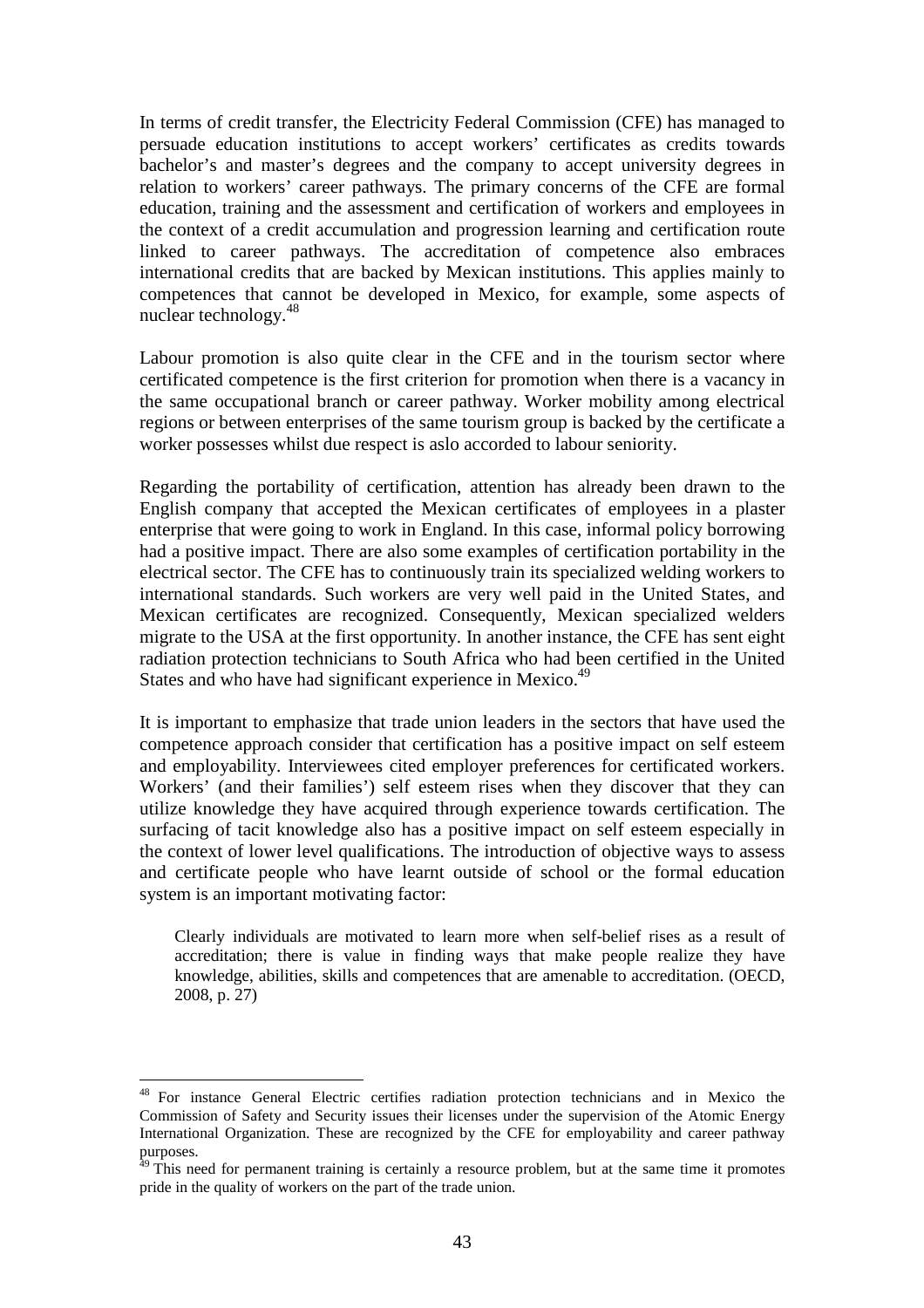In terms of credit transfer, the Electricity Federal Commission (CFE) has managed to persuade education institutions to accept workers' certificates as credits towards bachelor's and master's degrees and the company to accept university degrees in relation to workers' career pathways. The primary concerns of the CFE are formal education, training and the assessment and certification of workers and employees in the context of a credit accumulation and progression learning and certification route linked to career pathways. The accreditation of competence also embraces international credits that are backed by Mexican institutions. This applies mainly to competences that cannot be developed in Mexico, for example, some aspects of nuclear technology.[48]

Labour promotion is also quite clear in the CFE and in the tourism sector where certificated competence is the first criterion for promotion when there is a vacancy in the same occupational branch or career pathway. Worker mobility among electrical regions or between enterprises of the same tourism group is backed by the certificate a worker possesses whilst due respect is aslo accorded to labour seniority.

Regarding the portability of certification, attention has already been drawn to the English company that accepted the Mexican certificates of employees in a plaster enterprise that were going to work in England. In this case, informal policy borrowing had a positive impact. There are also some examples of certification portability in the electrical sector. The CFE has to continuously train its specialized welding workers to international standards. Such workers are very well paid in the United States, and Mexican certificates are recognized. Consequently, Mexican specialized welders migrate to the USA at the first opportunity. In another instance, the CFE has sent eight radiation protection technicians to South Africa who had been certified in the United States and who have had significant experience in Mexico.[49]

It is important to emphasize that trade union leaders in the sectors that have used the competence approach consider that certification has a positive impact on self esteem and employability. Interviewees cited employer preferences for certificated workers. Workers' (and their families') self esteem rises when they discover that they can utilize knowledge they have acquired through experience towards certification. The surfacing of tacit knowledge also has a positive impact on self esteem especially in the context of lower level qualifications. The introduction of objective ways to assess and certificate people who have learnt outside of school or the formal education system is an important motivating factor:

> Clearly individuals are motivated to learn more when self-belief rises as a result of accreditation; there is value in finding ways that make people realize they have knowledge, abilities, skills and competences that are amenable to accreditation. (OECD, 2008, p. 27)

---

[48] For instance General Electric certifies radiation protection technicians and in Mexico the Commission of Safety and Security issues their licenses under the supervision of the Atomic Energy International Organization. These are recognized by the CFE for employability and career pathway purposes.

[49] This need for permanent training is certainly a resource problem, but at the same time it promotes pride in the quality of workers on the part of the trade union.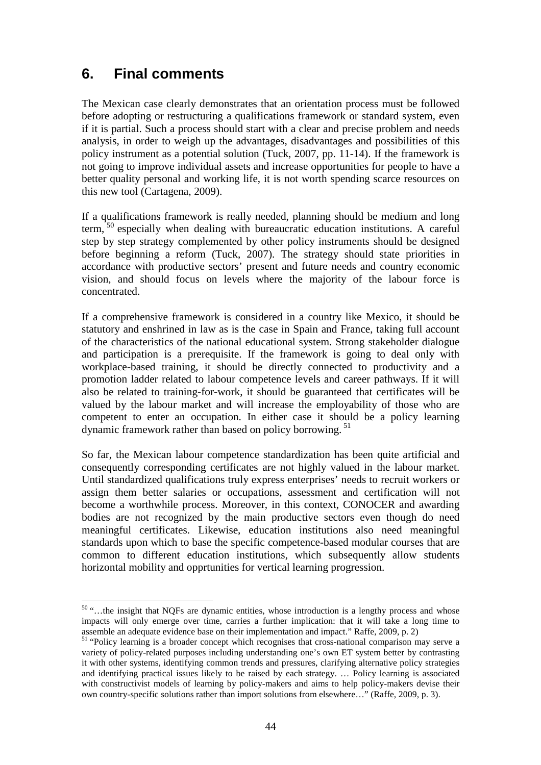## 6. Final comments

The Mexican case clearly demonstrates that an orientation process must be followed before adopting or restructuring a qualifications framework or standard system, even if it is partial. Such a process should start with a clear and precise problem and needs analysis, in order to weigh up the advantages, disadvantages and possibilities of this policy instrument as a potential solution (Tuck, 2007, pp. 11-14). If the framework is not going to improve individual assets and increase opportunities for people to have a better quality personal and working life, it is not worth spending scarce resources on this new tool (Cartagena, 2009).

If a qualifications framework is really needed, planning should be medium and long term, [50] especially when dealing with bureaucratic education institutions. A careful step by step strategy complemented by other policy instruments should be designed before beginning a reform (Tuck, 2007). The strategy should state priorities in accordance with productive sectors' present and future needs and country economic vision, and should focus on levels where the majority of the labour force is concentrated.

If a comprehensive framework is considered in a country like Mexico, it should be statutory and enshrined in law as is the case in Spain and France, taking full account of the characteristics of the national educational system. Strong stakeholder dialogue and participation is a prerequisite. If the framework is going to deal only with workplace-based training, it should be directly connected to productivity and a promotion ladder related to labour competence levels and career pathways. If it will also be related to training-for-work, it should be guaranteed that certificates will be valued by the labour market and will increase the employability of those who are competent to enter an occupation. In either case it should be a policy learning dynamic framework rather than based on policy borrowing. [51]

So far, the Mexican labour competence standardization has been quite artificial and consequently corresponding certificates are not highly valued in the labour market. Until standardized qualifications truly express enterprises' needs to recruit workers or assign them better salaries or occupations, assessment and certification will not become a worthwhile process. Moreover, in this context, CONOCER and awarding bodies are not recognized by the main productive sectors even though do need meaningful certificates. Likewise, education institutions also need meaningful standards upon which to base the specific competence-based modular courses that are common to different education institutions, which subsequently allow students horizontal mobility and opprtunities for vertical learning progression.

---

[50] "…the insight that NQFs are dynamic entities, whose introduction is a lengthy process and whose impacts will only emerge over time, carries a further implication: that it will take a long time to assemble an adequate evidence base on their implementation and impact." Raffe, 2009, p. 2)

[51] "Policy learning is a broader concept which recognises that cross-national comparison may serve a variety of policy-related purposes including understanding one's own ET system better by contrasting it with other systems, identifying common trends and pressures, clarifying alternative policy strategies and identifying practical issues likely to be raised by each strategy. … Policy learning is associated with constructivist models of learning by policy-makers and aims to help policy-makers devise their own country-specific solutions rather than import solutions from elsewhere…" (Raffe, 2009, p. 3).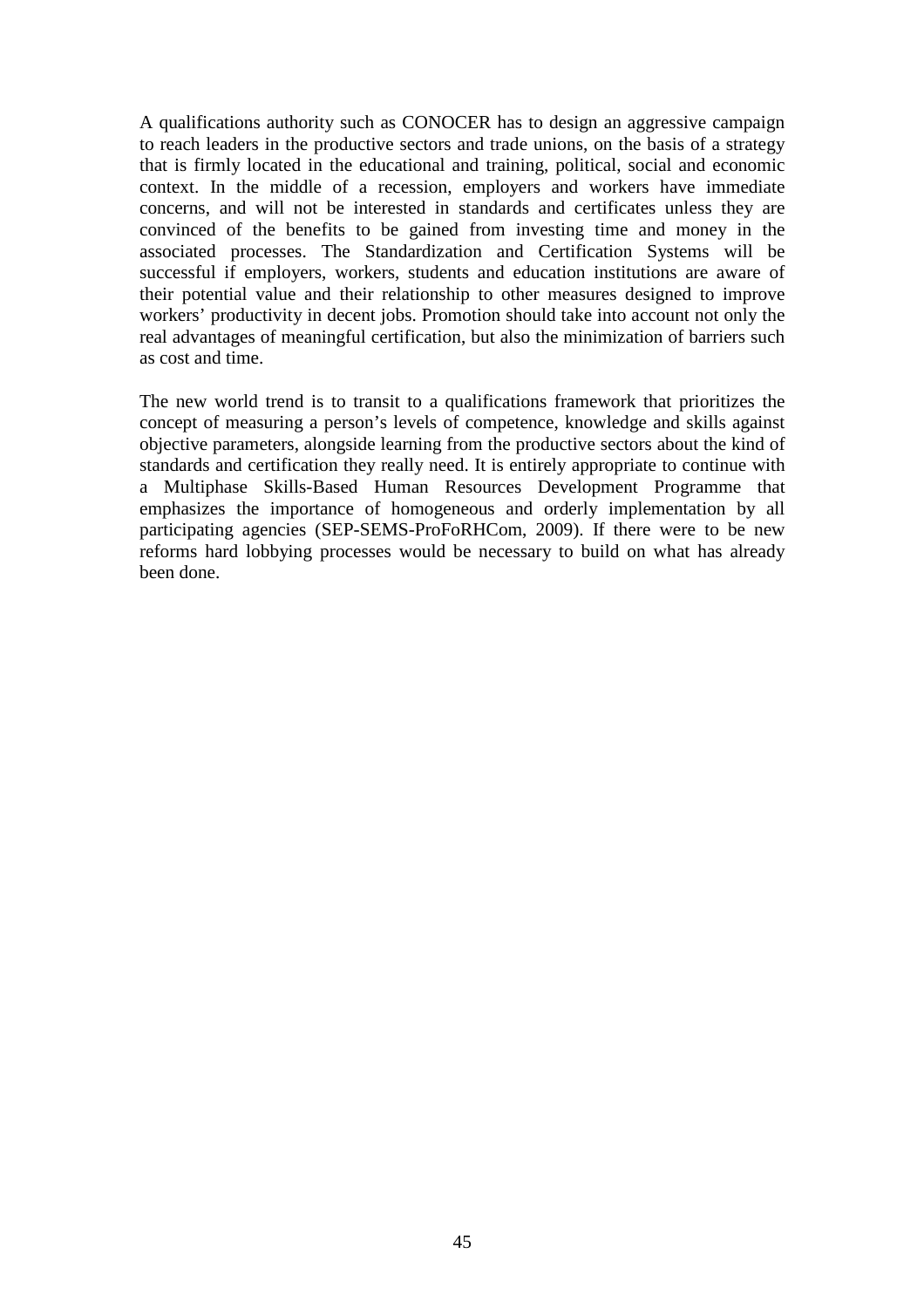A qualifications authority such as CONOCER has to design an aggressive campaign to reach leaders in the productive sectors and trade unions, on the basis of a strategy that is firmly located in the educational and training, political, social and economic context. In the middle of a recession, employers and workers have immediate concerns, and will not be interested in standards and certificates unless they are convinced of the benefits to be gained from investing time and money in the associated processes. The Standardization and Certification Systems will be successful if employers, workers, students and education institutions are aware of their potential value and their relationship to other measures designed to improve workers' productivity in decent jobs. Promotion should take into account not only the real advantages of meaningful certification, but also the minimization of barriers such as cost and time.

The new world trend is to transit to a qualifications framework that prioritizes the concept of measuring a person's levels of competence, knowledge and skills against objective parameters, alongside learning from the productive sectors about the kind of standards and certification they really need. It is entirely appropriate to continue with a Multiphase Skills-Based Human Resources Development Programme that emphasizes the importance of homogeneous and orderly implementation by all participating agencies (SEP-SEMS-ProFoRHCom, 2009). If there were to be new reforms hard lobbying processes would be necessary to build on what has already been done.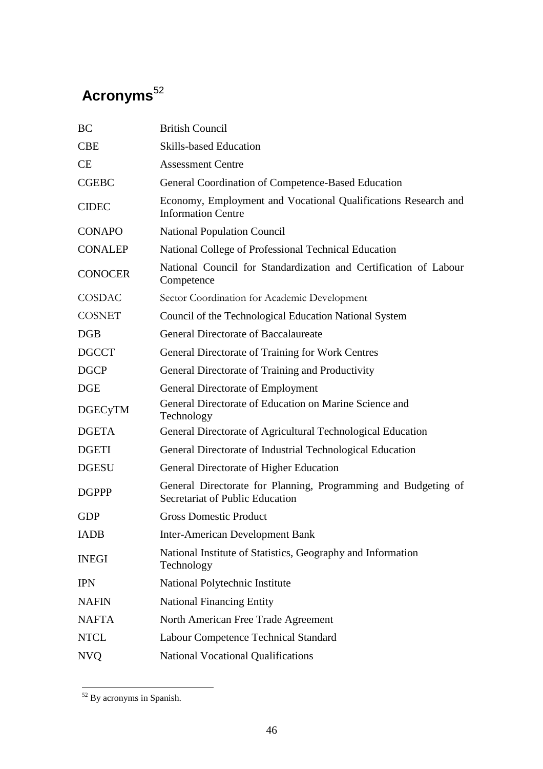# Acronyms[52]

| | |
|---|---|
| BC | British Council |
| CBE | Skills-based Education |
| CE | Assessment Centre |
| CGEBC | General Coordination of Competence-Based Education |
| CIDEC | Economy, Employment and Vocational Qualifications Research and Information Centre |
| CONAPO | National Population Council |
| CONALEP | National College of Professional Technical Education |
| CONOCER | National Council for Standardization and Certification of Labour Competence |
| COSDAC | Sector Coordination for Academic Development |
| COSNET | Council of the Technological Education National System |
| DGB | General Directorate of Baccalaureate |
| DGCCT | General Directorate of Training for Work Centres |
| DGCP | General Directorate of Training and Productivity |
| DGE | General Directorate of Employment |
| DGECyTM | General Directorate of Education on Marine Science and Technology |
| DGETA | General Directorate of Agricultural Technological Education |
| DGETI | General Directorate of Industrial Technological Education |
| DGESU | General Directorate of Higher Education |
| DGPPP | General Directorate for Planning, Programming and Budgeting of Secretariat of Public Education |
| GDP | Gross Domestic Product |
| IADB | Inter-American Development Bank |
| INEGI | National Institute of Statistics, Geography and Information Technology |
| IPN | National Polytechnic Institute |
| NAFIN | National Financing Entity |
| NAFTA | North American Free Trade Agreement |
| NTCL | Labour Competence Technical Standard |
| NVQ | National Vocational Qualifications |

[52] By acronyms in Spanish.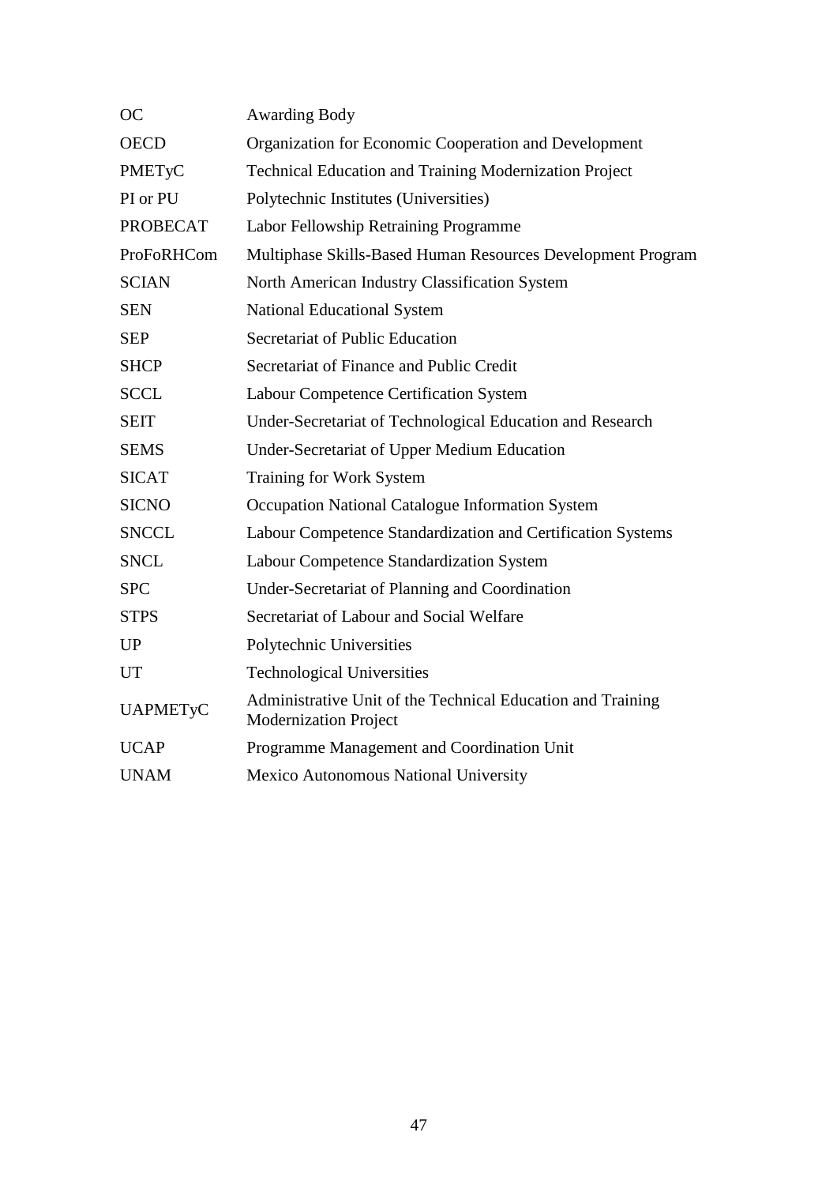| | |
|---|---|
| OC | Awarding Body |
| OECD | Organization for Economic Cooperation and Development |
| PMETyC | Technical Education and Training Modernization Project |
| PI or PU | Polytechnic Institutes (Universities) |
| PROBECAT | Labor Fellowship Retraining Programme |
| ProFoRHCom | Multiphase Skills-Based Human Resources Development Program |
| SCIAN | North American Industry Classification System |
| SEN | National Educational System |
| SEP | Secretariat of Public Education |
| SHCP | Secretariat of Finance and Public Credit |
| SCCL | Labour Competence Certification System |
| SEIT | Under-Secretariat of Technological Education and Research |
| SEMS | Under-Secretariat of Upper Medium Education |
| SICAT | Training for Work System |
| SICNO | Occupation National Catalogue Information System |
| SNCCL | Labour Competence Standardization and Certification Systems |
| SNCL | Labour Competence Standardization System |
| SPC | Under-Secretariat of Planning and Coordination |
| STPS | Secretariat of Labour and Social Welfare |
| UP | Polytechnic Universities |
| UT | Technological Universities |
| UAPMETyC | Administrative Unit of the Technical Education and Training Modernization Project |
| UCAP | Programme Management and Coordination Unit |
| UNAM | Mexico Autonomous National University |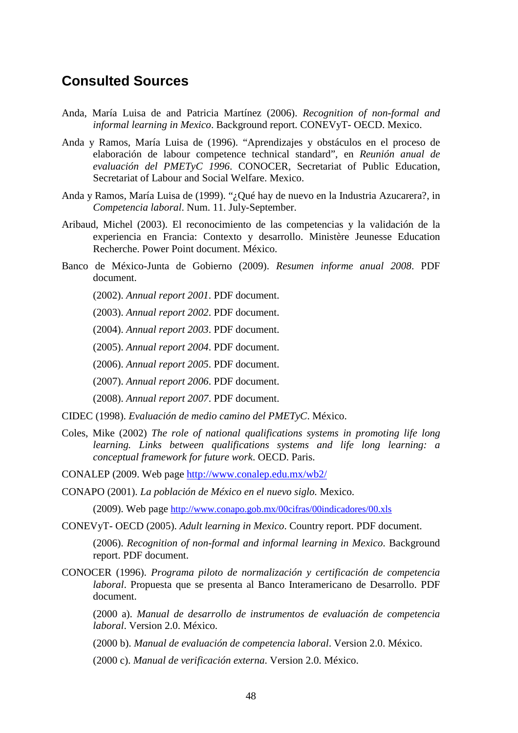## Consulted Sources

Anda, María Luisa de and Patricia Martínez (2006). *Recognition of non-formal and informal learning in Mexico*. Background report. CONEVyT- OECD. Mexico.

Anda y Ramos, María Luisa de (1996). "Aprendizajes y obstáculos en el proceso de elaboración de labour competence technical standard", en *Reunión anual de evaluación del PMETyC 1996*. CONOCER, Secretariat of Public Education, Secretariat of Labour and Social Welfare. Mexico.

Anda y Ramos, María Luisa de (1999). "¿Qué hay de nuevo en la Industria Azucarera?, in *Competencia laboral*. Num. 11. July-September.

Aribaud, Michel (2003). El reconocimiento de las competencias y la validación de la experiencia en Francia: Contexto y desarrollo. Ministère Jeunesse Education Recherche. Power Point document. México.

Banco de México-Junta de Gobierno (2009). *Resumen informe anual 2008*. PDF document.

(2002). *Annual report 2001*. PDF document.

(2003). *Annual report 2002*. PDF document.

(2004). *Annual report 2003*. PDF document.

(2005). *Annual report 2004*. PDF document.

(2006). *Annual report 2005*. PDF document.

(2007). *Annual report 2006*. PDF document.

(2008). *Annual report 2007*. PDF document.

CIDEC (1998). *Evaluación de medio camino del PMETyC*. México.

Coles, Mike (2002) *The role of national qualifications systems in promoting life long learning. Links between qualifications systems and life long learning: a conceptual framework for future work*. OECD. Paris.

CONALEP (2009. Web page http://www.conalep.edu.mx/wb2/

CONAPO (2001). *La población de México en el nuevo siglo.* Mexico.

(2009). Web page http://www.conapo.gob.mx/00cifras/00indicadores/00.xls

CONEVyT- OECD (2005). *Adult learning in Mexico*. Country report. PDF document.

(2006). *Recognition of non-formal and informal learning in Mexico*. Background report. PDF document.

CONOCER (1996). *Programa piloto de normalización y certificación de competencia laboral*. Propuesta que se presenta al Banco Interamericano de Desarrollo. PDF document.

(2000 a). *Manual de desarrollo de instrumentos de evaluación de competencia laboral*. Version 2.0. México.

(2000 b). *Manual de evaluación de competencia laboral*. Version 2.0. México.

(2000 c). *Manual de verificación externa*. Version 2.0. México.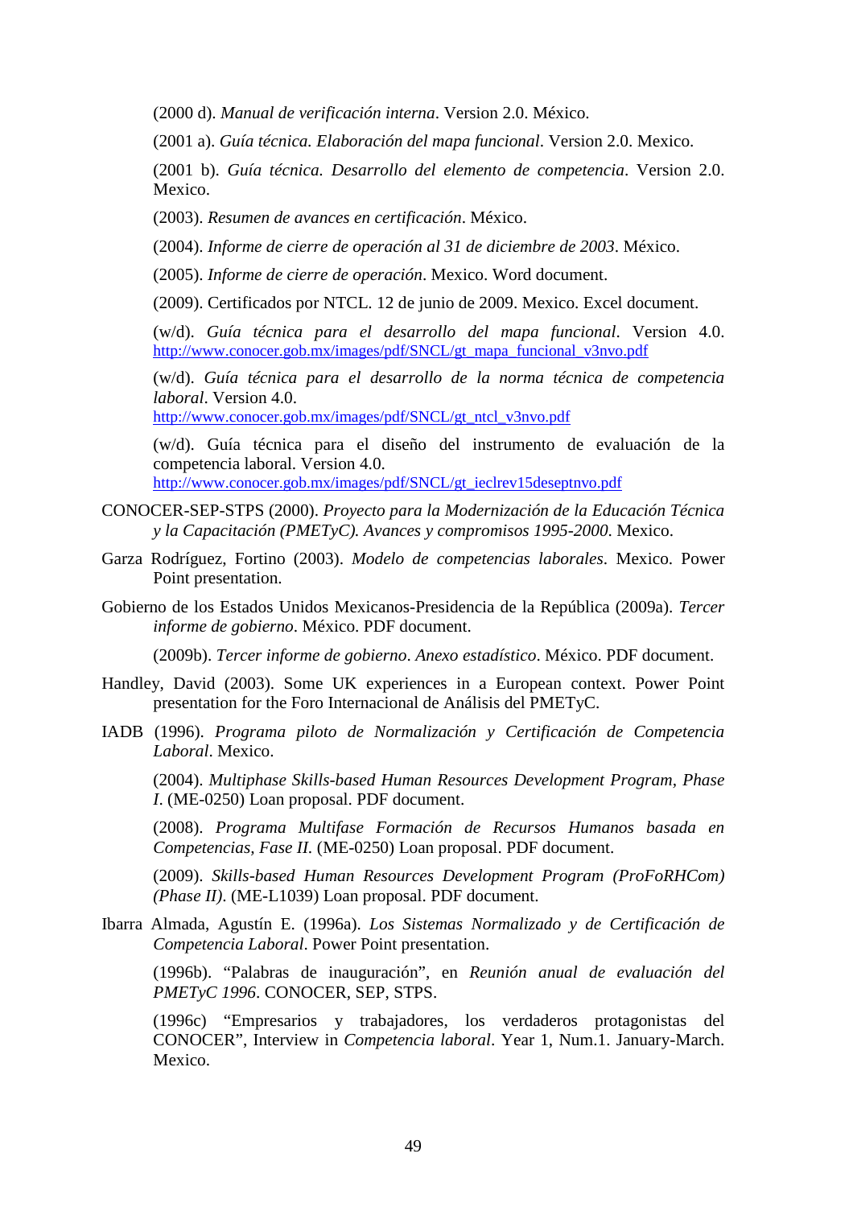(2000 d). *Manual de verificación interna*. Version 2.0. México.

(2001 a). *Guía técnica. Elaboración del mapa funcional*. Version 2.0. Mexico.

(2001 b). *Guía técnica. Desarrollo del elemento de competencia*. Version 2.0. Mexico.

(2003). *Resumen de avances en certificación*. México.

(2004). *Informe de cierre de operación al 31 de diciembre de 2003*. México.

(2005). *Informe de cierre de operación*. Mexico. Word document.

(2009). Certificados por NTCL. 12 de junio de 2009. Mexico. Excel document.

(w/d). *Guía técnica para el desarrollo del mapa funcional*. Version 4.0. http://www.conocer.gob.mx/images/pdf/SNCL/gt_mapa_funcional_v3nvo.pdf

(w/d). *Guía técnica para el desarrollo de la norma técnica de competencia laboral*. Version 4.0. http://www.conocer.gob.mx/images/pdf/SNCL/gt_ntcl_v3nvo.pdf

(w/d). Guía técnica para el diseño del instrumento de evaluación de la competencia laboral. Version 4.0. http://www.conocer.gob.mx/images/pdf/SNCL/gt_ieclrev15deseptnvo.pdf

CONOCER-SEP-STPS (2000). *Proyecto para la Modernización de la Educación Técnica y la Capacitación (PMETyC). Avances y compromisos 1995-2000*. Mexico.

Garza Rodríguez, Fortino (2003). *Modelo de competencias laborales*. Mexico. Power Point presentation.

Gobierno de los Estados Unidos Mexicanos-Presidencia de la República (2009a). *Tercer informe de gobierno*. México. PDF document.

(2009b). *Tercer informe de gobierno*. *Anexo estadístico*. México. PDF document.

Handley, David (2003). Some UK experiences in a European context. Power Point presentation for the Foro Internacional de Análisis del PMETyC.

IADB (1996). *Programa piloto de Normalización y Certificación de Competencia Laboral*. Mexico.

(2004). *Multiphase Skills-based Human Resources Development Program, Phase I*. (ME-0250) Loan proposal. PDF document.

(2008). *Programa Multifase Formación de Recursos Humanos basada en Competencias, Fase II*. (ME-0250) Loan proposal. PDF document.

(2009). *Skills-based Human Resources Development Program (ProFoRHCom) (Phase II)*. (ME-L1039) Loan proposal. PDF document.

Ibarra Almada, Agustín E. (1996a). *Los Sistemas Normalizado y de Certificación de Competencia Laboral*. Power Point presentation.

(1996b). "Palabras de inauguración", en *Reunión anual de evaluación del PMETyC 1996*. CONOCER, SEP, STPS.

(1996c) "Empresarios y trabajadores, los verdaderos protagonistas del CONOCER", Interview in *Competencia laboral*. Year 1, Num.1. January-March. Mexico.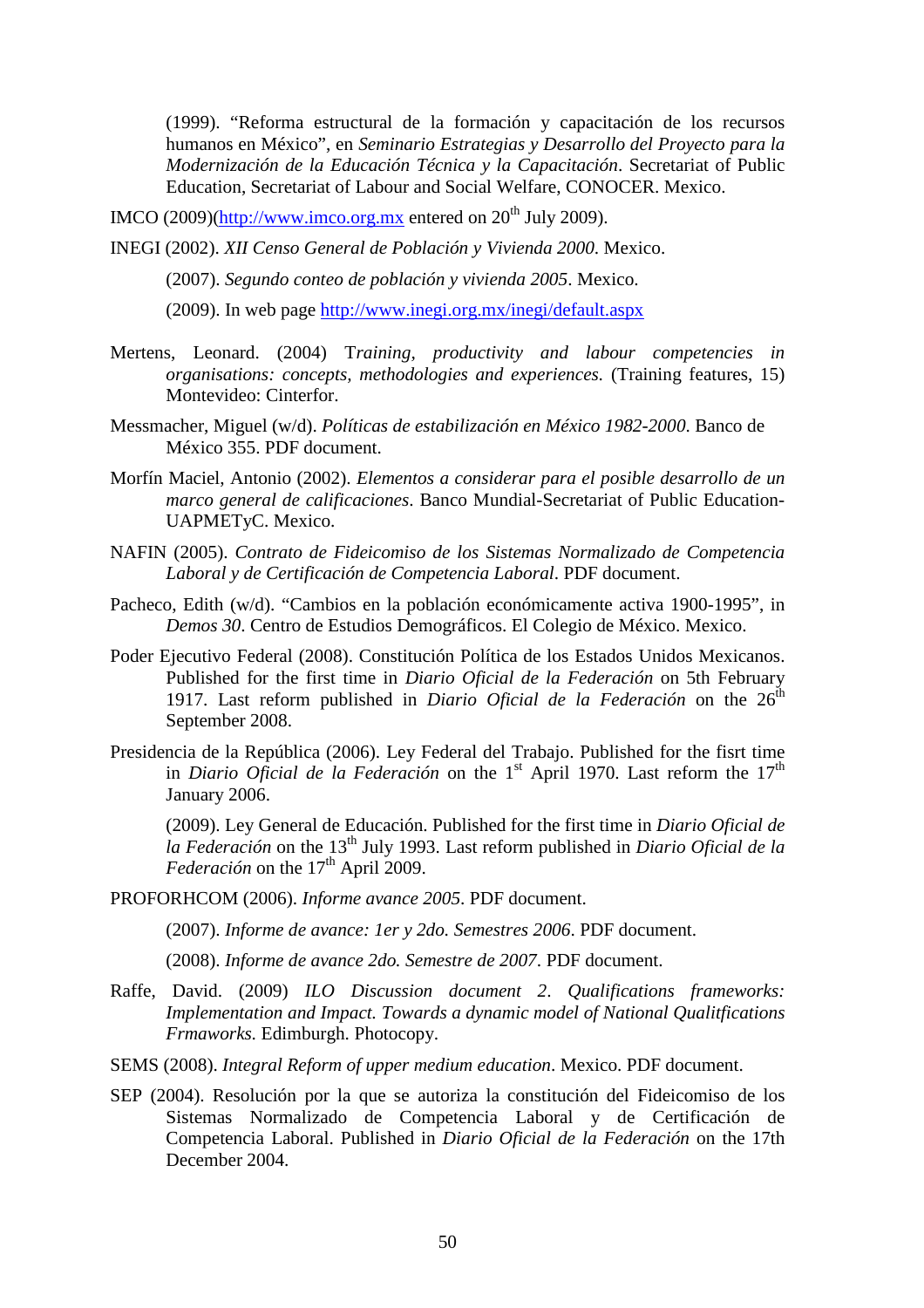(1999). "Reforma estructural de la formación y capacitación de los recursos humanos en México", en *Seminario Estrategias y Desarrollo del Proyecto para la Modernización de la Educación Técnica y la Capacitación*. Secretariat of Public Education, Secretariat of Labour and Social Welfare, CONOCER. Mexico.

IMCO (2009)(http://www.imco.org.mx entered on 20th July 2009).

INEGI (2002). *XII Censo General de Población y Vivienda 2000*. Mexico.

(2007). *Segundo conteo de población y vivienda 2005*. Mexico.

(2009). In web page http://www.inegi.org.mx/inegi/default.aspx

Mertens, Leonard. (2004) T*raining, productivity and labour competencies in organisations: concepts, methodologies and experiences.* (Training features, 15) Montevideo: Cinterfor.

Messmacher, Miguel (w/d). *Políticas de estabilización en México 1982-2000*. Banco de México 355. PDF document.

Morfín Maciel, Antonio (2002). *Elementos a considerar para el posible desarrollo de un marco general de calificaciones*. Banco Mundial-Secretariat of Public Education-UAPMETyC. Mexico.

NAFIN (2005). *Contrato de Fideicomiso de los Sistemas Normalizado de Competencia Laboral y de Certificación de Competencia Laboral*. PDF document.

Pacheco, Edith (w/d). "Cambios en la población económicamente activa 1900-1995", in *Demos 30*. Centro de Estudios Demográficos. El Colegio de México. Mexico.

Poder Ejecutivo Federal (2008). Constitución Política de los Estados Unidos Mexicanos. Published for the first time in *Diario Oficial de la Federación* on 5th February 1917. Last reform published in *Diario Oficial de la Federación* on the 26th September 2008.

Presidencia de la República (2006). Ley Federal del Trabajo. Published for the fisrt time in *Diario Oficial de la Federación* on the 1st April 1970. Last reform the 17th January 2006.

(2009). Ley General de Educación. Published for the first time in *Diario Oficial de la Federación* on the 13th July 1993. Last reform published in *Diario Oficial de la Federación* on the 17th April 2009.

PROFORHCOM (2006). *Informe avance 2005*. PDF document.

(2007). *Informe de avance: 1er y 2do. Semestres 2006*. PDF document.

(2008). *Informe de avance 2do. Semestre de 2007*. PDF document.

Raffe, David. (2009) *ILO Discussion document 2*. *Qualifications frameworks: Implementation and Impact. Towards a dynamic model of National Qualitfications Frmaworks.* Edimburgh. Photocopy.

SEMS (2008). *Integral Reform of upper medium education*. Mexico. PDF document.

SEP (2004). Resolución por la que se autoriza la constitución del Fideicomiso de los Sistemas Normalizado de Competencia Laboral y de Certificación de Competencia Laboral. Published in *Diario Oficial de la Federación* on the 17th December 2004.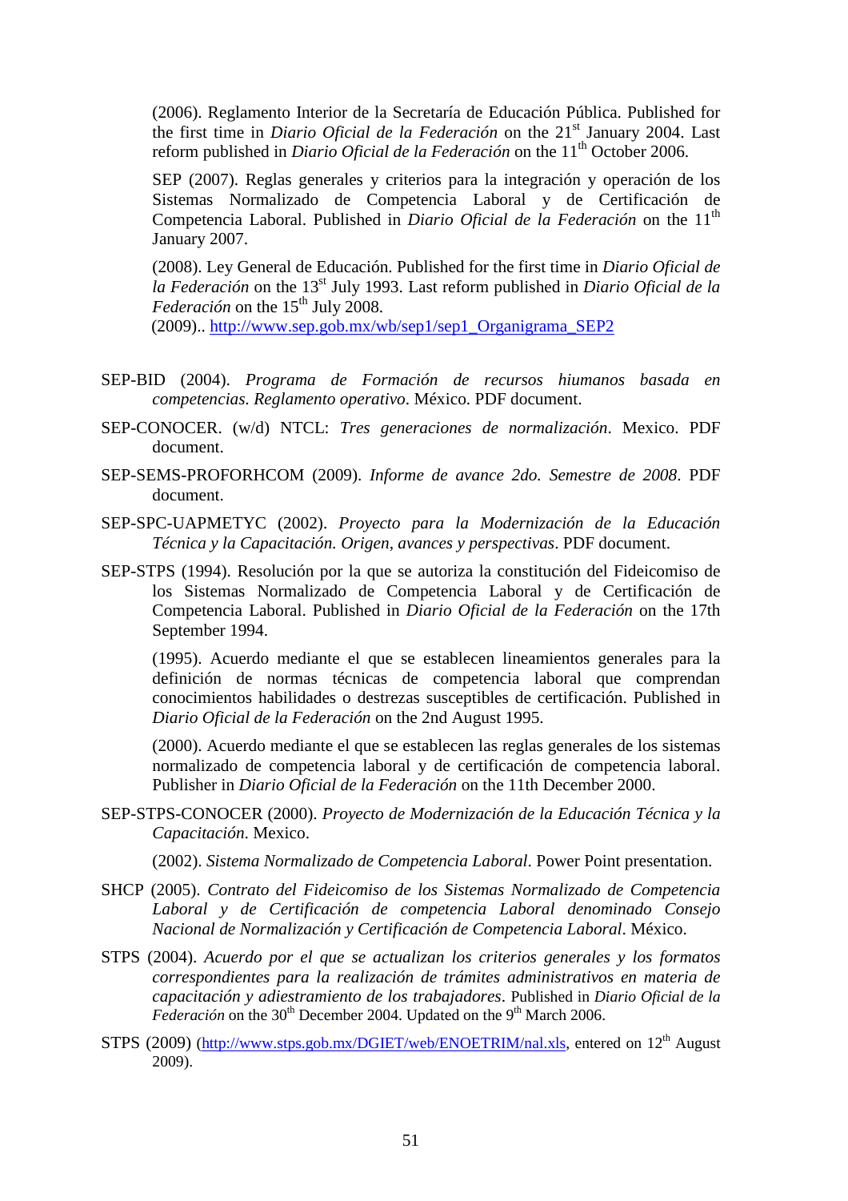(2006). Reglamento Interior de la Secretaría de Educación Pública. Published for the first time in *Diario Oficial de la Federación* on the 21st January 2004. Last reform published in *Diario Oficial de la Federación* on the 11th October 2006.

SEP (2007). Reglas generales y criterios para la integración y operación de los Sistemas Normalizado de Competencia Laboral y de Certificación de Competencia Laboral. Published in *Diario Oficial de la Federación* on the 11th January 2007.

(2008). Ley General de Educación. Published for the first time in *Diario Oficial de la Federación* on the 13st July 1993. Last reform published in *Diario Oficial de la Federación* on the 15th July 2008.
(2009).. [http://www.sep.gob.mx/wb/sep1/sep1_Organigrama_SEP2](http://www.sep.gob.mx/wb/sep1/sep1_Organigrama_SEP2)

SEP-BID (2004). *Programa de Formación de recursos hiumanos basada en competencias. Reglamento operativo*. México. PDF document.

SEP-CONOCER. (w/d) NTCL: *Tres generaciones de normalización*. Mexico. PDF document.

SEP-SEMS-PROFORHCOM (2009). *Informe de avance 2do. Semestre de 2008*. PDF document.

SEP-SPC-UAPMETYC (2002). *Proyecto para la Modernización de la Educación Técnica y la Capacitación. Origen, avances y perspectivas*. PDF document.

SEP-STPS (1994). Resolución por la que se autoriza la constitución del Fideicomiso de los Sistemas Normalizado de Competencia Laboral y de Certificación de Competencia Laboral. Published in *Diario Oficial de la Federación* on the 17th September 1994.

(1995). Acuerdo mediante el que se establecen lineamientos generales para la definición de normas técnicas de competencia laboral que comprendan conocimientos habilidades o destrezas susceptibles de certificación. Published in *Diario Oficial de la Federación* on the 2nd August 1995.

(2000). Acuerdo mediante el que se establecen las reglas generales de los sistemas normalizado de competencia laboral y de certificación de competencia laboral. Publisher in *Diario Oficial de la Federación* on the 11th December 2000.

SEP-STPS-CONOCER (2000). *Proyecto de Modernización de la Educación Técnica y la Capacitación*. Mexico.

(2002). *Sistema Normalizado de Competencia Laboral*. Power Point presentation.

SHCP (2005). *Contrato del Fideicomiso de los Sistemas Normalizado de Competencia Laboral y de Certificación de competencia Laboral denominado Consejo Nacional de Normalización y Certificación de Competencia Laboral*. México.

STPS (2004). *Acuerdo por el que se actualizan los criterios generales y los formatos correspondientes para la realización de trámites administrativos en materia de capacitación y adiestramiento de los trabajadores*. Published in *Diario Oficial de la Federación* on the 30th December 2004. Updated on the 9th March 2006.

STPS (2009) ([http://www.stps.gob.mx/DGIET/web/ENOETRIM/nal.xls](http://www.stps.gob.mx/DGIET/web/ENOETRIM/nal.xls), entered on 12th August 2009).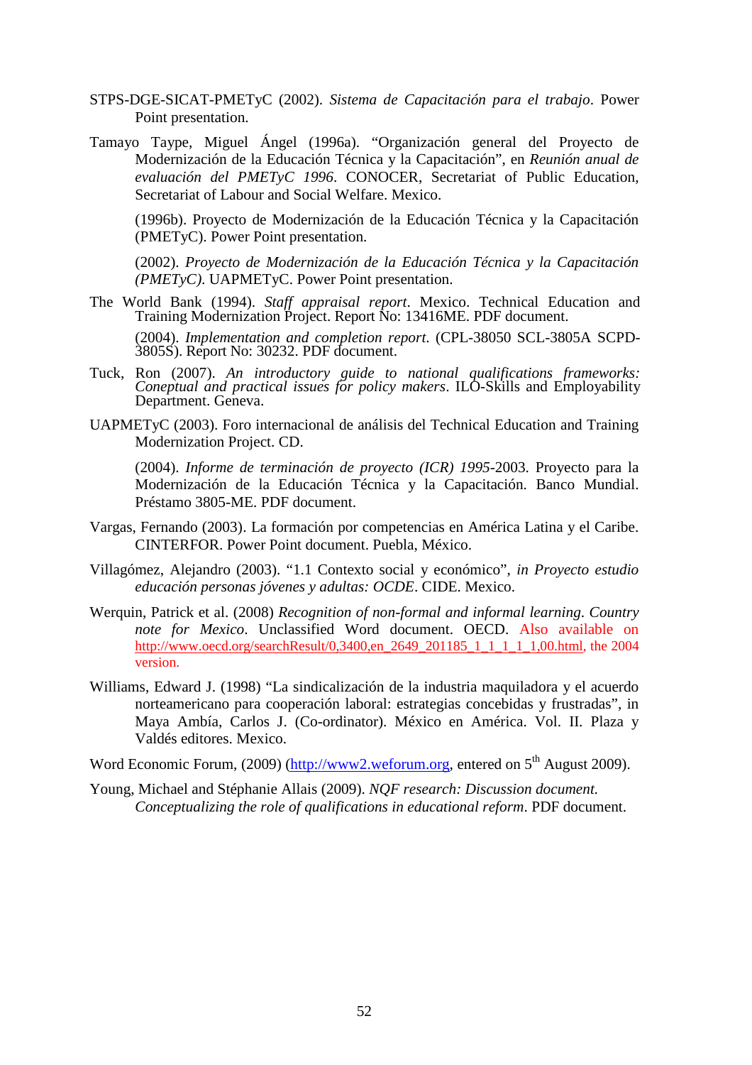STPS-DGE-SICAT-PMETyC (2002). *Sistema de Capacitación para el trabajo*. Power Point presentation.

Tamayo Taype, Miguel Ángel (1996a). "Organización general del Proyecto de Modernización de la Educación Técnica y la Capacitación", en *Reunión anual de evaluación del PMETyC 1996*. CONOCER, Secretariat of Public Education, Secretariat of Labour and Social Welfare. Mexico.

(1996b). Proyecto de Modernización de la Educación Técnica y la Capacitación (PMETyC). Power Point presentation.

(2002). *Proyecto de Modernización de la Educación Técnica y la Capacitación (PMETyC)*. UAPMETyC. Power Point presentation.

The World Bank (1994). *Staff appraisal report*. Mexico. Technical Education and Training Modernization Project. Report No: 13416ME. PDF document.

(2004). *Implementation and completion report*. (CPL-38050 SCL-3805A SCPD-3805S). Report No: 30232. PDF document.

Tuck, Ron (2007). *An introductory guide to national qualifications frameworks: Coneptual and practical issues for policy makers*. ILO-Skills and Employability Department. Geneva.

UAPMETyC (2003). Foro internacional de análisis del Technical Education and Training Modernization Project. CD.

(2004). *Informe de terminación de proyecto (ICR) 1995*-2003. Proyecto para la Modernización de la Educación Técnica y la Capacitación. Banco Mundial. Préstamo 3805-ME. PDF document.

Vargas, Fernando (2003). La formación por competencias en América Latina y el Caribe. CINTERFOR. Power Point document. Puebla, México.

Villagómez, Alejandro (2003). "1.1 Contexto social y económico", *in Proyecto estudio educación personas jóvenes y adultas: OCDE*. CIDE. Mexico.

Werquin, Patrick et al. (2008) *Recognition of non-formal and informal learning. Country note for Mexico*. Unclassified Word document. OECD. Also available on http://www.oecd.org/searchResult/0,3400,en_2649_201185_1_1_1_1_1,00.html, the 2004 version.

Williams, Edward J. (1998) "La sindicalización de la industria maquiladora y el acuerdo norteamericano para cooperación laboral: estrategias concebidas y frustradas", in Maya Ambía, Carlos J. (Co-ordinator). México en América. Vol. II. Plaza y Valdés editores. Mexico.

Word Economic Forum, (2009) (http://www2.weforum.org, entered on 5th August 2009).

Young, Michael and Stéphanie Allais (2009). *NQF research: Discussion document. Conceptualizing the role of qualifications in educational reform*. PDF document.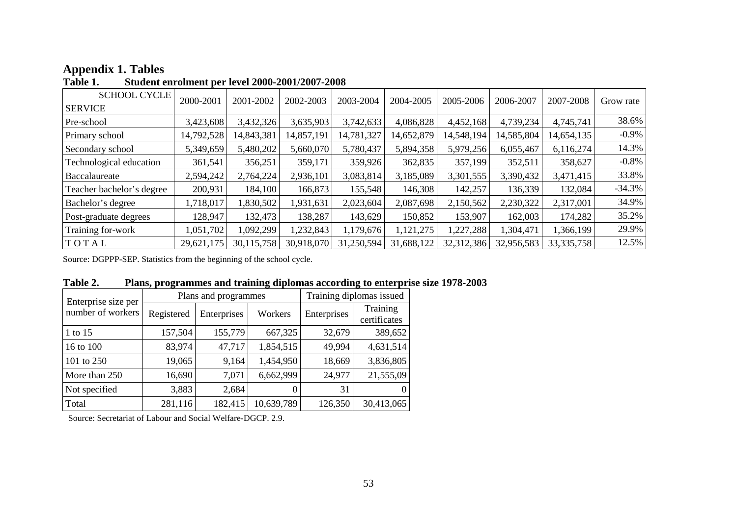# Appendix 1. Tables

**Table 1. Student enrolment per level 2000-2001/2007-2008**

| SCHOOL CYCLE SERVICE | 2000-2001 | 2001-2002 | 2002-2003 | 2003-2004 | 2004-2005 | 2005-2006 | 2006-2007 | 2007-2008 | Grow rate |
|---|---|---|---|---|---|---|---|---|---|
| Pre-school | 3,423,608 | 3,432,326 | 3,635,903 | 3,742,633 | 4,086,828 | 4,452,168 | 4,739,234 | 4,745,741 | 38.6% |
| Primary school | 14,792,528 | 14,843,381 | 14,857,191 | 14,781,327 | 14,652,879 | 14,548,194 | 14,585,804 | 14,654,135 | -0.9% |
| Secondary school | 5,349,659 | 5,480,202 | 5,660,070 | 5,780,437 | 5,894,358 | 5,979,256 | 6,055,467 | 6,116,274 | 14.3% |
| Technological education | 361,541 | 356,251 | 359,171 | 359,926 | 362,835 | 357,199 | 352,511 | 358,627 | -0.8% |
| Baccalaureate | 2,594,242 | 2,764,224 | 2,936,101 | 3,083,814 | 3,185,089 | 3,301,555 | 3,390,432 | 3,471,415 | 33.8% |
| Teacher bachelor's degree | 200,931 | 184,100 | 166,873 | 155,548 | 146,308 | 142,257 | 136,339 | 132,084 | -34.3% |
| Bachelor's degree | 1,718,017 | 1,830,502 | 1,931,631 | 2,023,604 | 2,087,698 | 2,150,562 | 2,230,322 | 2,317,001 | 34.9% |
| Post-graduate degrees | 128,947 | 132,473 | 138,287 | 143,629 | 150,852 | 153,907 | 162,003 | 174,282 | 35.2% |
| Training for-work | 1,051,702 | 1,092,299 | 1,232,843 | 1,179,676 | 1,121,275 | 1,227,288 | 1,304,471 | 1,366,199 | 29.9% |
| T O T A L | 29,621,175 | 30,115,758 | 30,918,070 | 31,250,594 | 31,688,122 | 32,312,386 | 32,956,583 | 33,335,758 | 12.5% |

Source: DGPPP-SEP. Statistics from the beginning of the school cycle.

**Table 2. Plans, programmes and training diplomas according to enterprise size 1978-2003**

| Enterprise size per number of workers | Plans and programmes | | | Training diplomas issued | |
|---|---|---|---|---|---|
| | Registered | Enterprises | Workers | Enterprises | Training certificates |
| 1 to 15 | 157,504 | 155,779 | 667,325 | 32,679 | 389,652 |
| 16 to 100 | 83,974 | 47,717 | 1,854,515 | 49,994 | 4,631,514 |
| 101 to 250 | 19,065 | 9,164 | 1,454,950 | 18,669 | 3,836,805 |
| More than 250 | 16,690 | 7,071 | 6,662,999 | 24,977 | 21,555,09 |
| Not specified | 3,883 | 2,684 | 0 | 31 | 0 |
| Total | 281,116 | 182,415 | 10,639,789 | 126,350 | 30,413,065 |

Source: Secretariat of Labour and Social Welfare-DGCP. 2.9.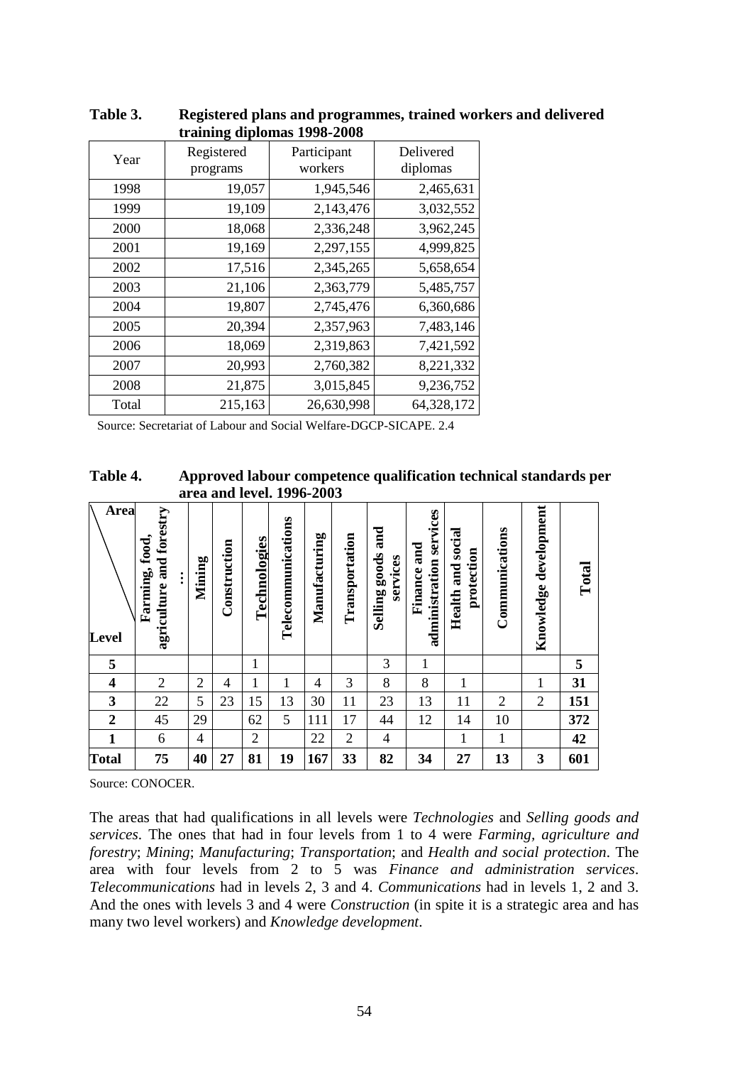**Table 3. Registered plans and programmes, trained workers and delivered training diplomas 1998-2008**

| Year | Registered programs | Participant workers | Delivered diplomas |
|---|---|---|---|
| 1998 | 19,057 | 1,945,546 | 2,465,631 |
| 1999 | 19,109 | 2,143,476 | 3,032,552 |
| 2000 | 18,068 | 2,336,248 | 3,962,245 |
| 2001 | 19,169 | 2,297,155 | 4,999,825 |
| 2002 | 17,516 | 2,345,265 | 5,658,654 |
| 2003 | 21,106 | 2,363,779 | 5,485,757 |
| 2004 | 19,807 | 2,745,476 | 6,360,686 |
| 2005 | 20,394 | 2,357,963 | 7,483,146 |
| 2006 | 18,069 | 2,319,863 | 7,421,592 |
| 2007 | 20,993 | 2,760,382 | 8,221,332 |
| 2008 | 21,875 | 3,015,845 | 9,236,752 |
| Total | 215,163 | 26,630,998 | 64,328,172 |

Source: Secretariat of Labour and Social Welfare-DGCP-SICAPE. 2.4

**Table 4. Approved labour competence qualification technical standards per area and level. 1996-2003**

| Area / Level | Farming, food, agriculture and forestry … | Mining | Construction | Technologies | Telecommunications | Manufacturing | Transportation | Selling goods and services | Finance and administration services | Health and social protection | Communications | Knowledge development | Total |
|---|---|---|---|---|---|---|---|---|---|---|---|---|---|
| **5** | | | | 1 | | | | 3 | 1 | | | | **5** |
| **4** | 2 | 2 | 4 | 1 | 1 | 4 | 3 | 8 | 8 | 1 | | 1 | **31** |
| **3** | 22 | 5 | 23 | 15 | 13 | 30 | 11 | 23 | 13 | 11 | 2 | 2 | **151** |
| **2** | 45 | 29 | | 62 | 5 | 111 | 17 | 44 | 12 | 14 | 10 | | **372** |
| **1** | 6 | 4 | | 2 | | 22 | 2 | 4 | | 1 | 1 | | **42** |
| **Total** | **75** | **40** | **27** | **81** | **19** | **167** | **33** | **82** | **34** | **27** | **13** | **3** | **601** |

Source: CONOCER.

The areas that had qualifications in all levels were *Technologies* and *Selling goods and services*. The ones that had in four levels from 1 to 4 were *Farming, agriculture and forestry*; *Mining*; *Manufacturing*; *Transportation*; and *Health and social protection*. The area with four levels from 2 to 5 was *Finance and administration services*. *Telecommunications* had in levels 2, 3 and 4. *Communications* had in levels 1, 2 and 3. And the ones with levels 3 and 4 were *Construction* (in spite it is a strategic area and has many two level workers) and *Knowledge development*.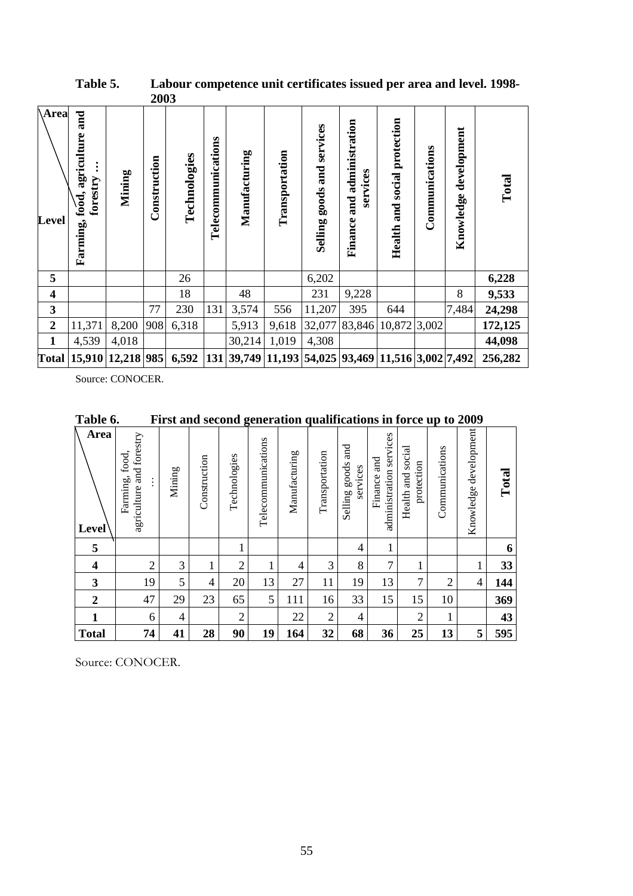**Table 5. Labour competence unit certificates issued per area and level. 1998-2003**

| Level \ Area | Farming, food, agriculture and forestry … | Mining | Construction | Technologies | Telecommunications | Manufacturing | Transportation | Selling goods and services | Finance and administration services | Health and social protection | Communications | Knowledge development | Total |
|---|---|---|---|---|---|---|---|---|---|---|---|---|---|
| **5** | | | | 26 | | | | 6,202 | | | | | **6,228** |
| **4** | | | | 18 | | 48 | | 231 | 9,228 | | | 8 | **9,533** |
| **3** | | | 77 | 230 | 131 | 3,574 | 556 | 11,207 | 395 | 644 | | 7,484 | **24,298** |
| **2** | 11,371 | 8,200 | 908 | 6,318 | | 5,913 | 9,618 | 32,077 | 83,846 | 10,872 | 3,002 | | **172,125** |
| **1** | 4,539 | 4,018 | | | | 30,214 | 1,019 | 4,308 | | | | | **44,098** |
| **Total** | **15,910** | **12,218** | **985** | **6,592** | **131** | **39,749** | **11,193** | **54,025** | **93,469** | **11,516** | **3,002** | **7,492** | **256,282** |

Source: CONOCER.

**Table 6. First and second generation qualifications in force up to 2009**

| Level \ Area | Farming, food, agriculture and forestry … | Mining | Construction | Technologies | Telecommunications | Manufacturing | Transportation | Selling goods and services | Finance and administration services | Health and social protection | Communications | Knowledge development | Total |
|---|---|---|---|---|---|---|---|---|---|---|---|---|---|
| **5** | | | | 1 | | | | 4 | 1 | | | | **6** |
| **4** | 2 | 3 | 1 | 2 | 1 | 4 | 3 | 8 | 7 | 1 | | 1 | **33** |
| **3** | 19 | 5 | 4 | 20 | 13 | 27 | 11 | 19 | 13 | 7 | 2 | 4 | **144** |
| **2** | 47 | 29 | 23 | 65 | 5 | 111 | 16 | 33 | 15 | 15 | 10 | | **369** |
| **1** | 6 | 4 | | 2 | | 22 | 2 | 4 | | 2 | 1 | | **43** |
| **Total** | **74** | **41** | **28** | **90** | **19** | **164** | **32** | **68** | **36** | **25** | **13** | **5** | **595** |

Source: CONOCER.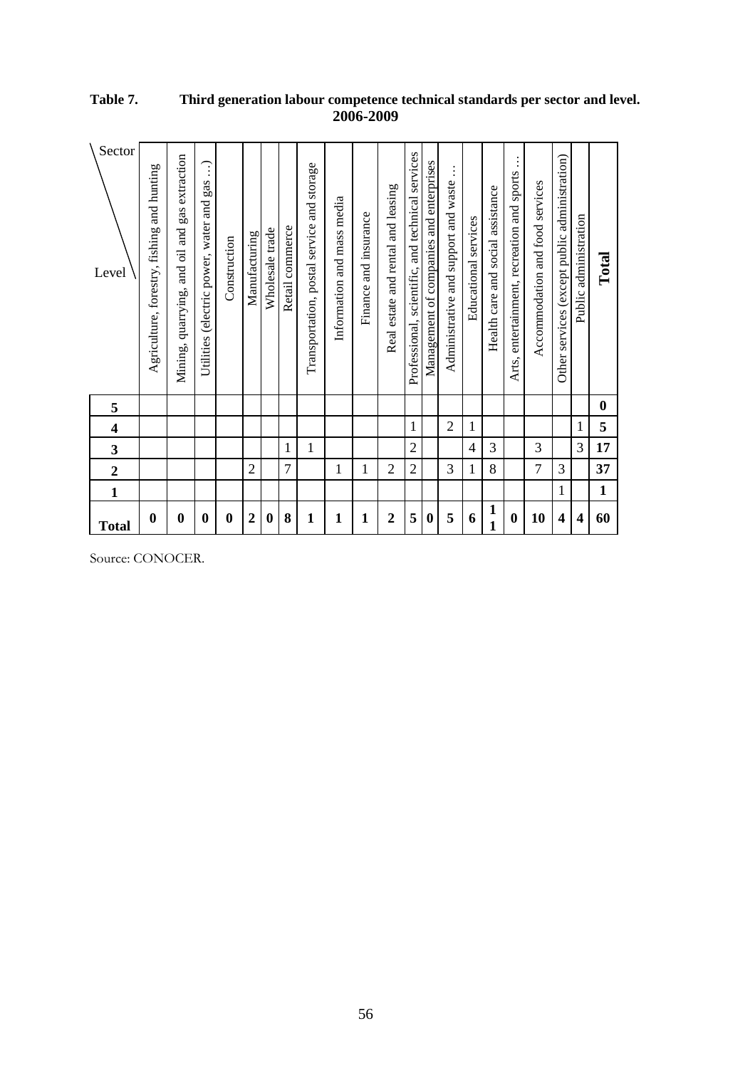**Table 7. Third generation labour competence technical standards per sector and level. 2006-2009**

| Level \ Sector | Agriculture, forestry, fishing and hunting | Mining, quarrying, and oil and gas extraction | Utilities (electric power, water and gas …) | Construction | Manufacturing | Wholesale trade | Retail commerce | Transportation, postal service and storage | Information and mass media | Finance and insurance | Real estate and rental and leasing | Professional, scientific, and technical services | Management of companies and enterprises | Administrative and support and waste … | Educational services | Health care and social assistance | Arts, entertainment, recreation and sports … | Accommodation and food services | Other services (except public administration) | Public administration | **Total** |
|---|---|---|---|---|---|---|---|---|---|---|---|---|---|---|---|---|---|---|---|---|---|
| **5** | | | | | | | | | | | | | | | | | | | | | **0** |
| **4** | | | | | | | | | | | | 1 | | 2 | 1 | | | | | 1 | **5** |
| **3** | | | | | | | 1 | 1 | | | | 2 | | | 4 | 3 | | 3 | | 3 | **17** |
| **2** | | | | | 2 | | 7 | | 1 | 1 | 2 | 2 | | 3 | 1 | 8 | | 7 | 3 | | **37** |
| **1** | | | | | | | | | | | | | | | | | | | 1 | | **1** |
| **Total** | **0** | **0** | **0** | **0** | **2** | **0** | **8** | **1** | **1** | **1** | **2** | **5** | **0** | **5** | **6** | **11** | **0** | **10** | **4** | **4** | **60** |

Source: CONOCER.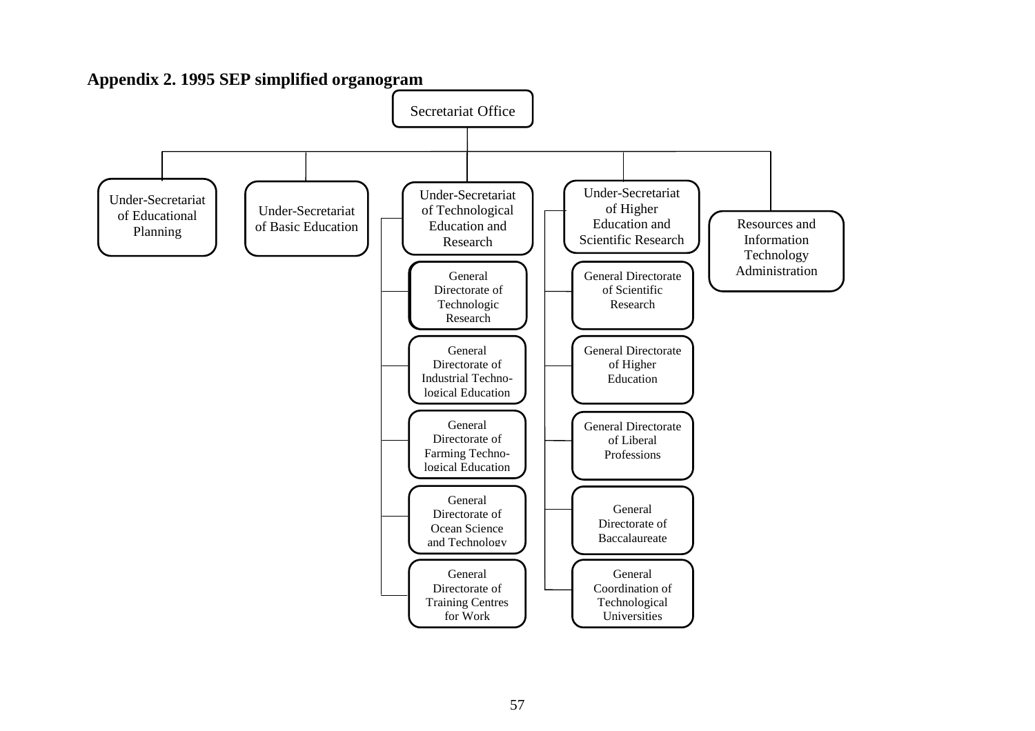## Appendix 2. 1995 SEP simplified organogram

- Secretariat Office
  - Under-Secretariat of Educational Planning
  - Under-Secretariat of Basic Education
  - Under-Secretariat of Technological Education and Research
    - General Directorate of Technologic Research
    - General Directorate of Industrial Techno-logical Education
    - General Directorate of Farming Techno-logical Education
    - General Directorate of Ocean Science and Technology
    - General Directorate of Training Centres for Work
  - Under-Secretariat of Higher Education and Scientific Research
    - General Directorate of Scientific Research
    - General Directorate of Higher Education
    - General Directorate of Liberal Professions
    - General Directorate of Baccalaureate
    - General Coordination of Technological Universities
  - Resources and Information Technology Administration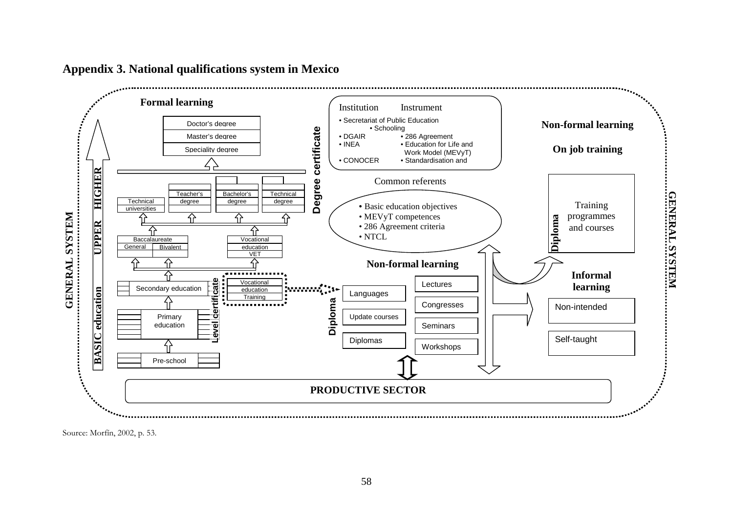## Appendix 3. National qualifications system in Mexico

**GENERAL SYSTEM**

**Formal learning**

**BASIC education** — **UPPER** — **HIGHER**

- Doctor's degree
- Master's degree
- Speciality degree
- Technical universities
- Teacher's degree
- Bachelor's degree
- Technical degree
- Baccalaureate: General / Bivalent
- Vocational education VET
- Secondary education
- Vocational education Training
- Primary education
- Pre-school

**Degree certificate**

**Level certificate**

| Institution | Instrument |
|---|---|
| • Secretariat of Public Education | • Schooling |
| • DGAIR | • 286 Agreement |
| • INEA | • Education for Life and Work Model (MEVyT) |
| • CONOCER | • Standardisation and |

Common referents

- Basic education objectives
- MEVyT competences
- 286 Agreement criteria
- NTCL

**Non-formal learning**

**Diploma**

- Languages
- Update courses
- Diplomas
- Lectures
- Congresses
- Seminars
- Workshops

**Non-formal learning**

**On job training**

**Diploma** — Training programmes and courses

**Informal learning**

- Non-intended
- Self-taught

**PRODUCTIVE SECTOR**

**GENERAL SYSTEM**

Source: Morfín, 2002, p. 53.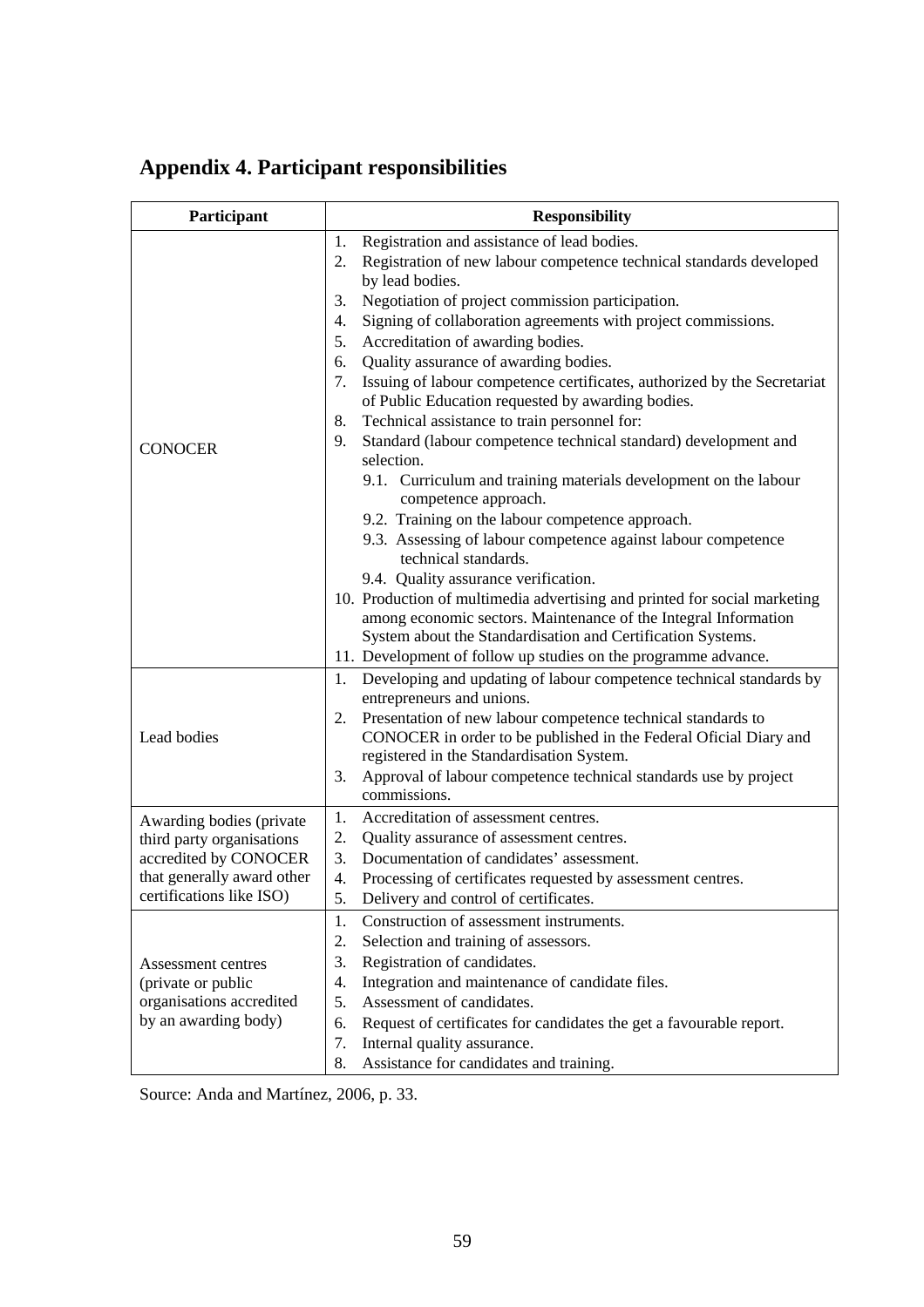# Appendix 4. Participant responsibilities

| Participant | Responsibility |
|---|---|
| CONOCER | 1. Registration and assistance of lead bodies.<br>2. Registration of new labour competence technical standards developed by lead bodies.<br>3. Negotiation of project commission participation.<br>4. Signing of collaboration agreements with project commissions.<br>5. Accreditation of awarding bodies.<br>6. Quality assurance of awarding bodies.<br>7. Issuing of labour competence certificates, authorized by the Secretariat of Public Education requested by awarding bodies.<br>8. Technical assistance to train personnel for:<br>9. Standard (labour competence technical standard) development and selection.<br>9.1. Curriculum and training materials development on the labour competence approach.<br>9.2. Training on the labour competence approach.<br>9.3. Assessing of labour competence against labour competence technical standards.<br>9.4. Quality assurance verification.<br>10. Production of multimedia advertising and printed for social marketing among economic sectors. Maintenance of the Integral Information System about the Standardisation and Certification Systems.<br>11. Development of follow up studies on the programme advance. |
| Lead bodies | 1. Developing and updating of labour competence technical standards by entrepreneurs and unions.<br>2. Presentation of new labour competence technical standards to CONOCER in order to be published in the Federal Oficial Diary and registered in the Standardisation System.<br>3. Approval of labour competence technical standards use by project commissions. |
| Awarding bodies (private third party organisations accredited by CONOCER that generally award other certifications like ISO) | 1. Accreditation of assessment centres.<br>2. Quality assurance of assessment centres.<br>3. Documentation of candidates' assessment.<br>4. Processing of certificates requested by assessment centres.<br>5. Delivery and control of certificates. |
| Assessment centres (private or public organisations accredited by an awarding body) | 1. Construction of assessment instruments.<br>2. Selection and training of assessors.<br>3. Registration of candidates.<br>4. Integration and maintenance of candidate files.<br>5. Assessment of candidates.<br>6. Request of certificates for candidates the get a favourable report.<br>7. Internal quality assurance.<br>8. Assistance for candidates and training. |

Source: Anda and Martínez, 2006, p. 33.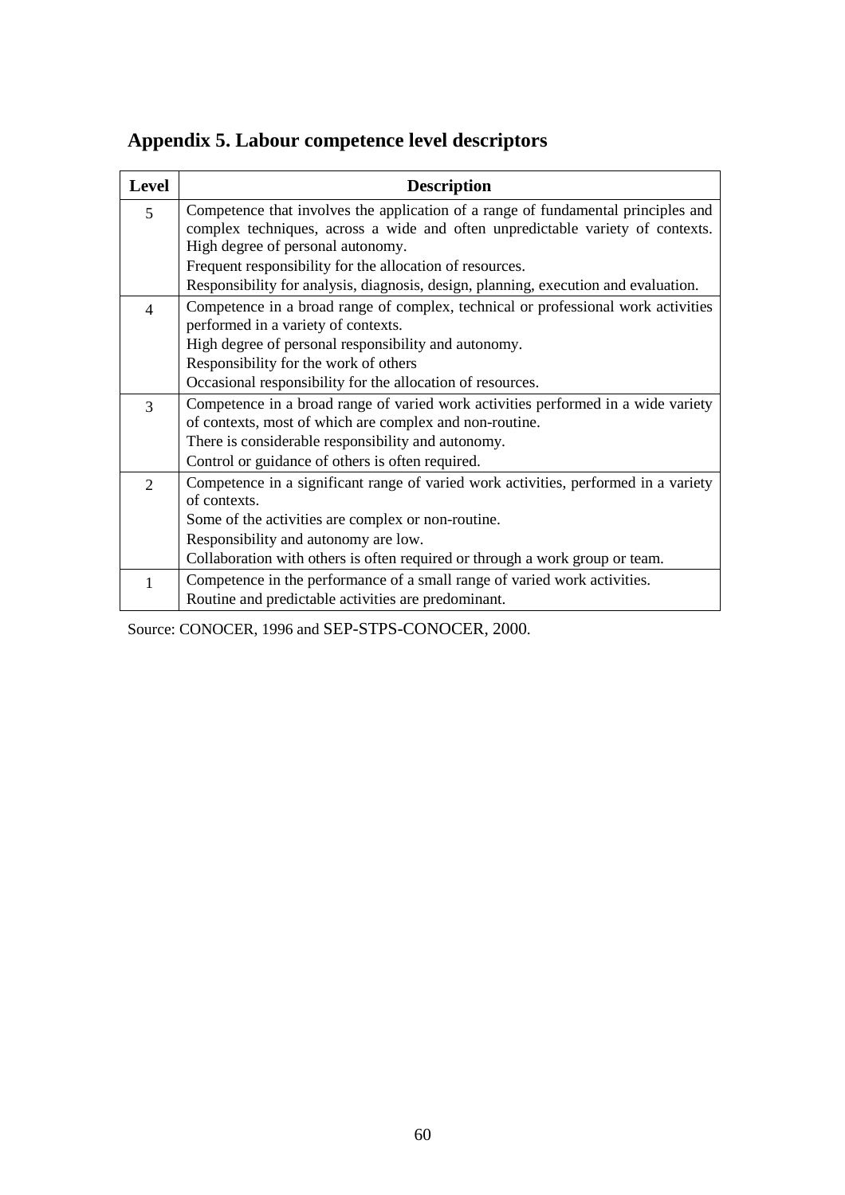## Appendix 5. Labour competence level descriptors

| Level | Description |
|---|---|
| 5 | Competence that involves the application of a range of fundamental principles and complex techniques, across a wide and often unpredictable variety of contexts. High degree of personal autonomy.<br>Frequent responsibility for the allocation of resources.<br>Responsibility for analysis, diagnosis, design, planning, execution and evaluation. |
| 4 | Competence in a broad range of complex, technical or professional work activities performed in a variety of contexts.<br>High degree of personal responsibility and autonomy.<br>Responsibility for the work of others<br>Occasional responsibility for the allocation of resources. |
| 3 | Competence in a broad range of varied work activities performed in a wide variety of contexts, most of which are complex and non-routine.<br>There is considerable responsibility and autonomy.<br>Control or guidance of others is often required. |
| 2 | Competence in a significant range of varied work activities, performed in a variety of contexts.<br>Some of the activities are complex or non-routine.<br>Responsibility and autonomy are low.<br>Collaboration with others is often required or through a work group or team. |
| 1 | Competence in the performance of a small range of varied work activities.<br>Routine and predictable activities are predominant. |

Source: CONOCER, 1996 and SEP-STPS-CONOCER, 2000.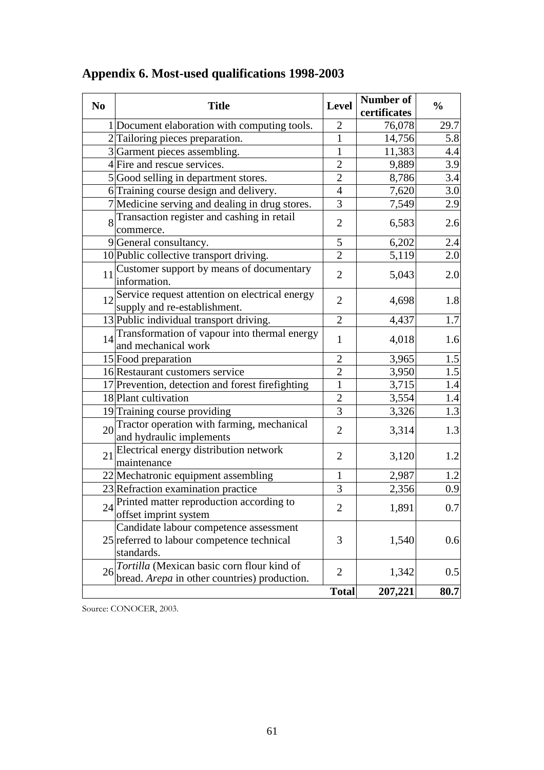## Appendix 6. Most-used qualifications 1998-2003

| No | Title | Level | Number of certificates | % |
|---|---|---|---|---|
| 1 | Document elaboration with computing tools. | 2 | 76,078 | 29.7 |
| 2 | Tailoring pieces preparation. | 1 | 14,756 | 5.8 |
| 3 | Garment pieces assembling. | 1 | 11,383 | 4.4 |
| 4 | Fire and rescue services. | 2 | 9,889 | 3.9 |
| 5 | Good selling in department stores. | 2 | 8,786 | 3.4 |
| 6 | Training course design and delivery. | 4 | 7,620 | 3.0 |
| 7 | Medicine serving and dealing in drug stores. | 3 | 7,549 | 2.9 |
| 8 | Transaction register and cashing in retail commerce. | 2 | 6,583 | 2.6 |
| 9 | General consultancy. | 5 | 6,202 | 2.4 |
| 10 | Public collective transport driving. | 2 | 5,119 | 2.0 |
| 11 | Customer support by means of documentary information. | 2 | 5,043 | 2.0 |
| 12 | Service request attention on electrical energy supply and re-establishment. | 2 | 4,698 | 1.8 |
| 13 | Public individual transport driving. | 2 | 4,437 | 1.7 |
| 14 | Transformation of vapour into thermal energy and mechanical work | 1 | 4,018 | 1.6 |
| 15 | Food preparation | 2 | 3,965 | 1.5 |
| 16 | Restaurant customers service | 2 | 3,950 | 1.5 |
| 17 | Prevention, detection and forest firefighting | 1 | 3,715 | 1.4 |
| 18 | Plant cultivation | 2 | 3,554 | 1.4 |
| 19 | Training course providing | 3 | 3,326 | 1.3 |
| 20 | Tractor operation with farming, mechanical and hydraulic implements | 2 | 3,314 | 1.3 |
| 21 | Electrical energy distribution network maintenance | 2 | 3,120 | 1.2 |
| 22 | Mechatronic equipment assembling | 1 | 2,987 | 1.2 |
| 23 | Refraction examination practice | 3 | 2,356 | 0.9 |
| 24 | Printed matter reproduction according to offset imprint system | 2 | 1,891 | 0.7 |
| 25 | Candidate labour competence assessment referred to labour competence technical standards. | 3 | 1,540 | 0.6 |
| 26 | *Tortilla* (Mexican basic corn flour kind of bread. *Arepa* in other countries) production. | 2 | 1,342 | 0.5 |
| | | **Total** | **207,221** | **80.7** |

Source: CONOCER, 2003.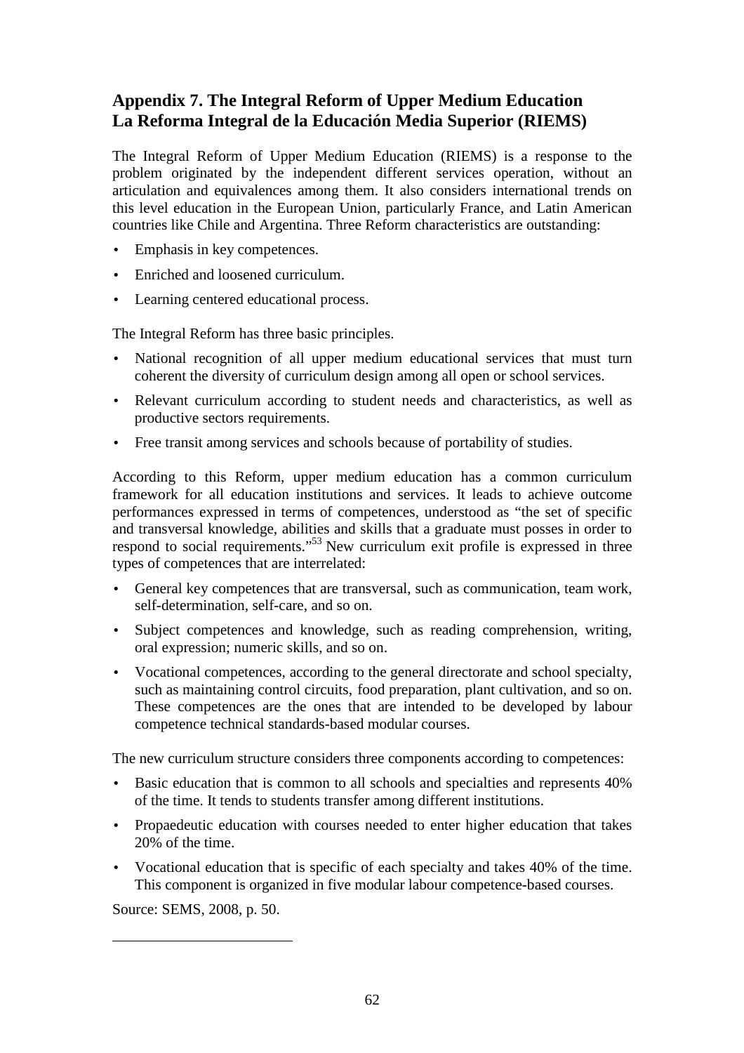## Appendix 7. The Integral Reform of Upper Medium Education La Reforma Integral de la Educación Media Superior (RIEMS)

The Integral Reform of Upper Medium Education (RIEMS) is a response to the problem originated by the independent different services operation, without an articulation and equivalences among them. It also considers international trends on this level education in the European Union, particularly France, and Latin American countries like Chile and Argentina. Three Reform characteristics are outstanding:

- Emphasis in key competences.
- Enriched and loosened curriculum.
- Learning centered educational process.

The Integral Reform has three basic principles.

- National recognition of all upper medium educational services that must turn coherent the diversity of curriculum design among all open or school services.
- Relevant curriculum according to student needs and characteristics, as well as productive sectors requirements.
- Free transit among services and schools because of portability of studies.

According to this Reform, upper medium education has a common curriculum framework for all education institutions and services. It leads to achieve outcome performances expressed in terms of competences, understood as "the set of specific and transversal knowledge, abilities and skills that a graduate must posses in order to respond to social requirements."[53] New curriculum exit profile is expressed in three types of competences that are interrelated:

- General key competences that are transversal, such as communication, team work, self-determination, self-care, and so on.
- Subject competences and knowledge, such as reading comprehension, writing, oral expression; numeric skills, and so on.
- Vocational competences, according to the general directorate and school specialty, such as maintaining control circuits, food preparation, plant cultivation, and so on. These competences are the ones that are intended to be developed by labour competence technical standards-based modular courses.

The new curriculum structure considers three components according to competences:

- Basic education that is common to all schools and specialties and represents 40% of the time. It tends to students transfer among different institutions.
- Propaedeutic education with courses needed to enter higher education that takes 20% of the time.
- Vocational education that is specific of each specialty and takes 40% of the time. This component is organized in five modular labour competence-based courses.

Source: SEMS, 2008, p. 50.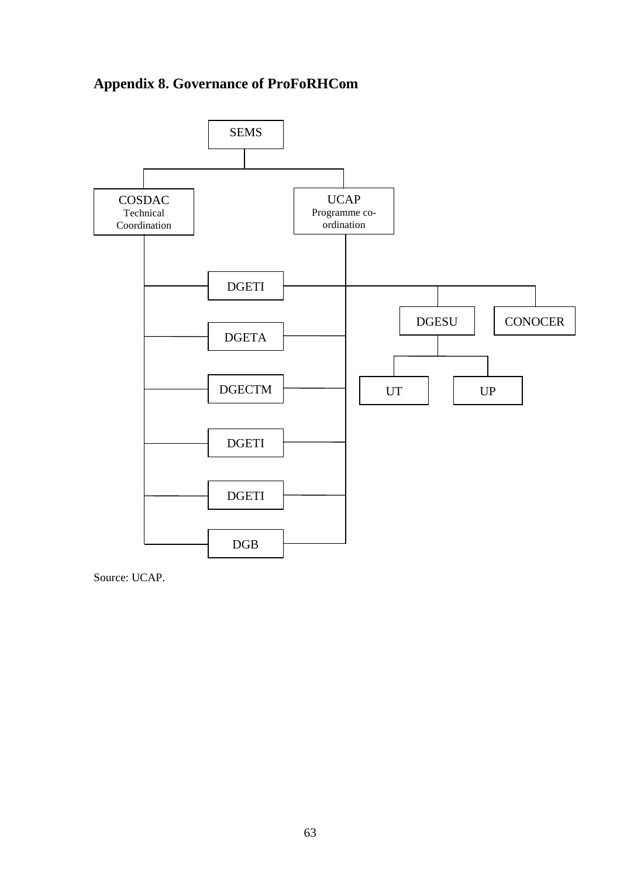## Appendix 8. Governance of ProFoRHCom

SEMS

COSDAC
Technical
Coordination

UCAP
Programme co-ordination

DGETI

DGETA

DGECTM

DGETI

DGETI

DGB

DGESU

CONOCER

UT

UP

Source: UCAP.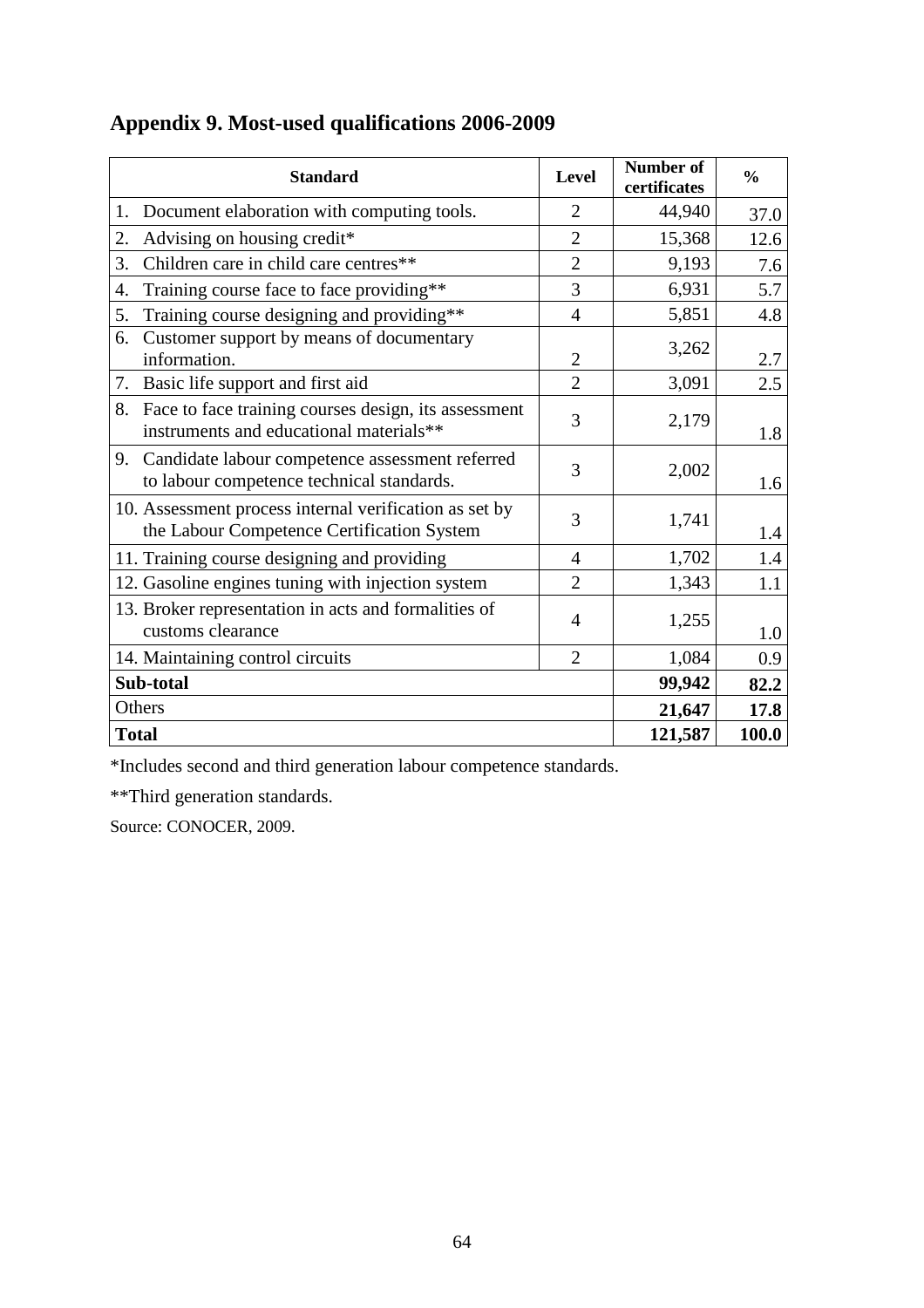## Appendix 9. Most-used qualifications 2006-2009

| Standard | Level | Number of certificates | % |
|---|---|---|---|
| 1. Document elaboration with computing tools. | 2 | 44,940 | 37.0 |
| 2. Advising on housing credit* | 2 | 15,368 | 12.6 |
| 3. Children care in child care centres** | 2 | 9,193 | 7.6 |
| 4. Training course face to face providing** | 3 | 6,931 | 5.7 |
| 5. Training course designing and providing** | 4 | 5,851 | 4.8 |
| 6. Customer support by means of documentary information. | 2 | 3,262 | 2.7 |
| 7. Basic life support and first aid | 2 | 3,091 | 2.5 |
| 8. Face to face training courses design, its assessment instruments and educational materials** | 3 | 2,179 | 1.8 |
| 9. Candidate labour competence assessment referred to labour competence technical standards. | 3 | 2,002 | 1.6 |
| 10. Assessment process internal verification as set by the Labour Competence Certification System | 3 | 1,741 | 1.4 |
| 11. Training course designing and providing | 4 | 1,702 | 1.4 |
| 12. Gasoline engines tuning with injection system | 2 | 1,343 | 1.1 |
| 13. Broker representation in acts and formalities of customs clearance | 4 | 1,255 | 1.0 |
| 14. Maintaining control circuits | 2 | 1,084 | 0.9 |
| **Sub-total** | | **99,942** | **82.2** |
| Others | | **21,647** | **17.8** |
| **Total** | | **121,587** | **100.0** |

*Includes second and third generation labour competence standards.

**Third generation standards.

Source: CONOCER, 2009.